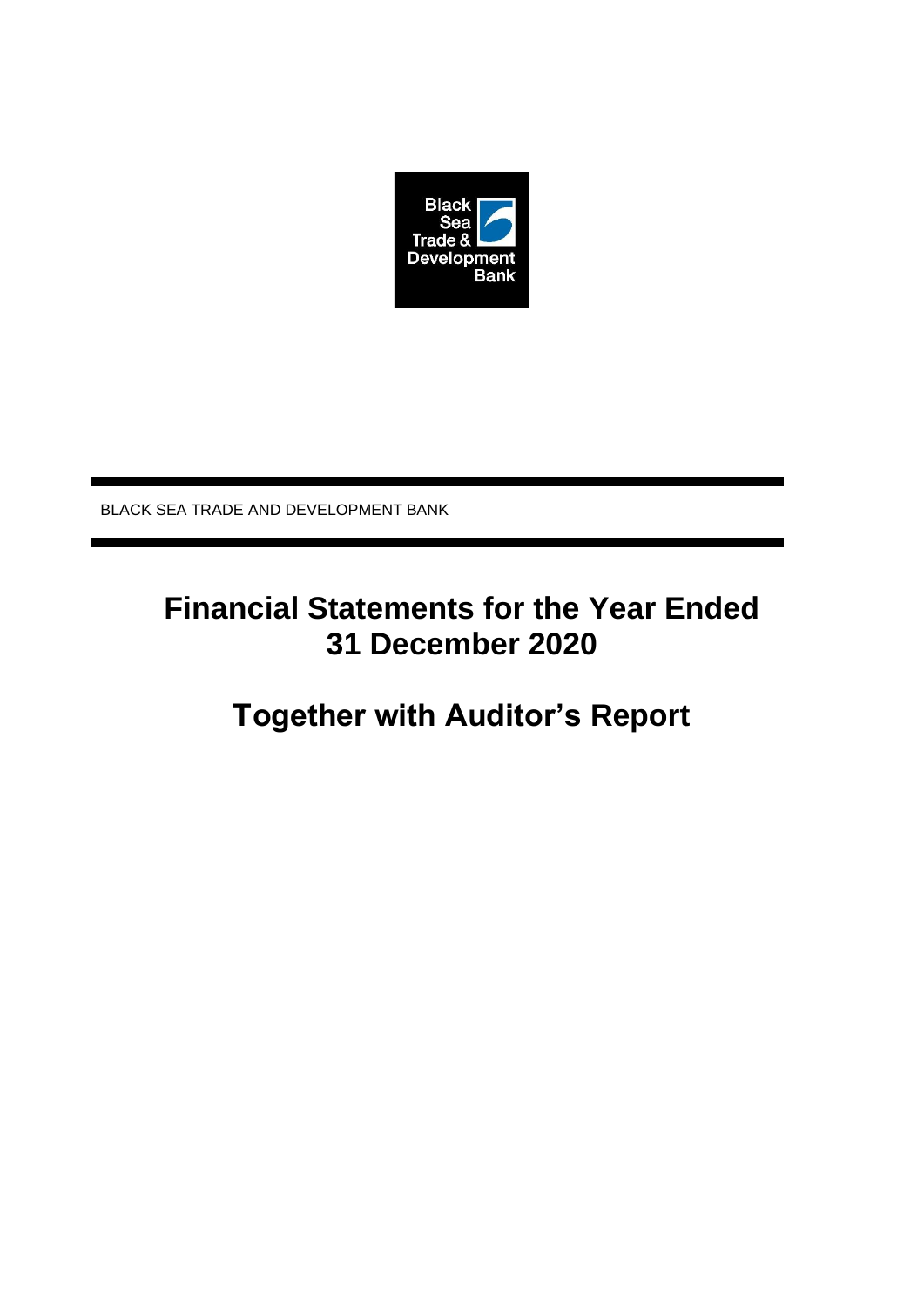Black Sea Trade & Development Bank

BLACK SEA TRADE AND DEVELOPMENT BANK

# Financial Statements for the Year Ended 31 December 2020

# Together with Auditor's Report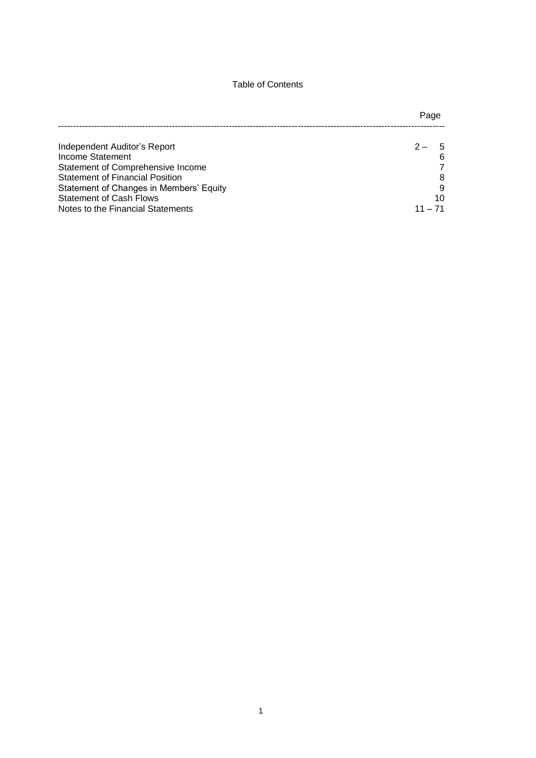# Table of Contents

| | Page |
|---|---|
| Independent Auditor's Report | 2 – 5 |
| Income Statement | 6 |
| Statement of Comprehensive Income | 7 |
| Statement of Financial Position | 8 |
| Statement of Changes in Members' Equity | 9 |
| Statement of Cash Flows | 10 |
| Notes to the Financial Statements | 11 – 71 |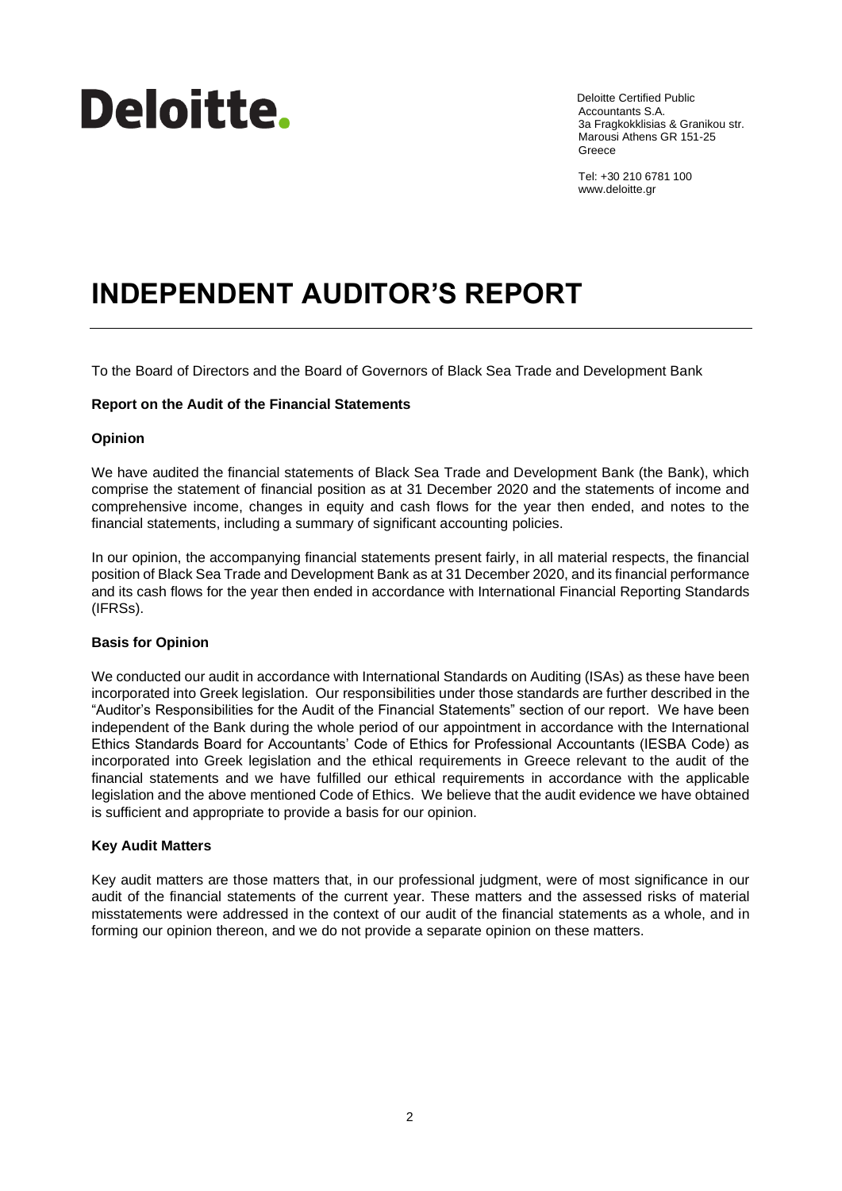Deloitte.

Deloitte Certified Public Accountants S.A.
3a Fragkokklisias & Granikou str.
Marousi Athens GR 151-25
Greece

Tel: +30 210 6781 100
www.deloitte.gr

# INDEPENDENT AUDITOR'S REPORT

To the Board of Directors and the Board of Governors of Black Sea Trade and Development Bank

**Report on the Audit of the Financial Statements**

**Opinion**

We have audited the financial statements of Black Sea Trade and Development Bank (the Bank), which comprise the statement of financial position as at 31 December 2020 and the statements of income and comprehensive income, changes in equity and cash flows for the year then ended, and notes to the financial statements, including a summary of significant accounting policies.

In our opinion, the accompanying financial statements present fairly, in all material respects, the financial position of Black Sea Trade and Development Bank as at 31 December 2020, and its financial performance and its cash flows for the year then ended in accordance with International Financial Reporting Standards (IFRSs).

**Basis for Opinion**

We conducted our audit in accordance with International Standards on Auditing (ISAs) as these have been incorporated into Greek legislation. Our responsibilities under those standards are further described in the "Auditor's Responsibilities for the Audit of the Financial Statements" section of our report. We have been independent of the Bank during the whole period of our appointment in accordance with the International Ethics Standards Board for Accountants' Code of Ethics for Professional Accountants (IESBA Code) as incorporated into Greek legislation and the ethical requirements in Greece relevant to the audit of the financial statements and we have fulfilled our ethical requirements in accordance with the applicable legislation and the above mentioned Code of Ethics. We believe that the audit evidence we have obtained is sufficient and appropriate to provide a basis for our opinion.

**Key Audit Matters**

Key audit matters are those matters that, in our professional judgment, were of most significance in our audit of the financial statements of the current year. These matters and the assessed risks of material misstatements were addressed in the context of our audit of the financial statements as a whole, and in forming our opinion thereon, and we do not provide a separate opinion on these matters.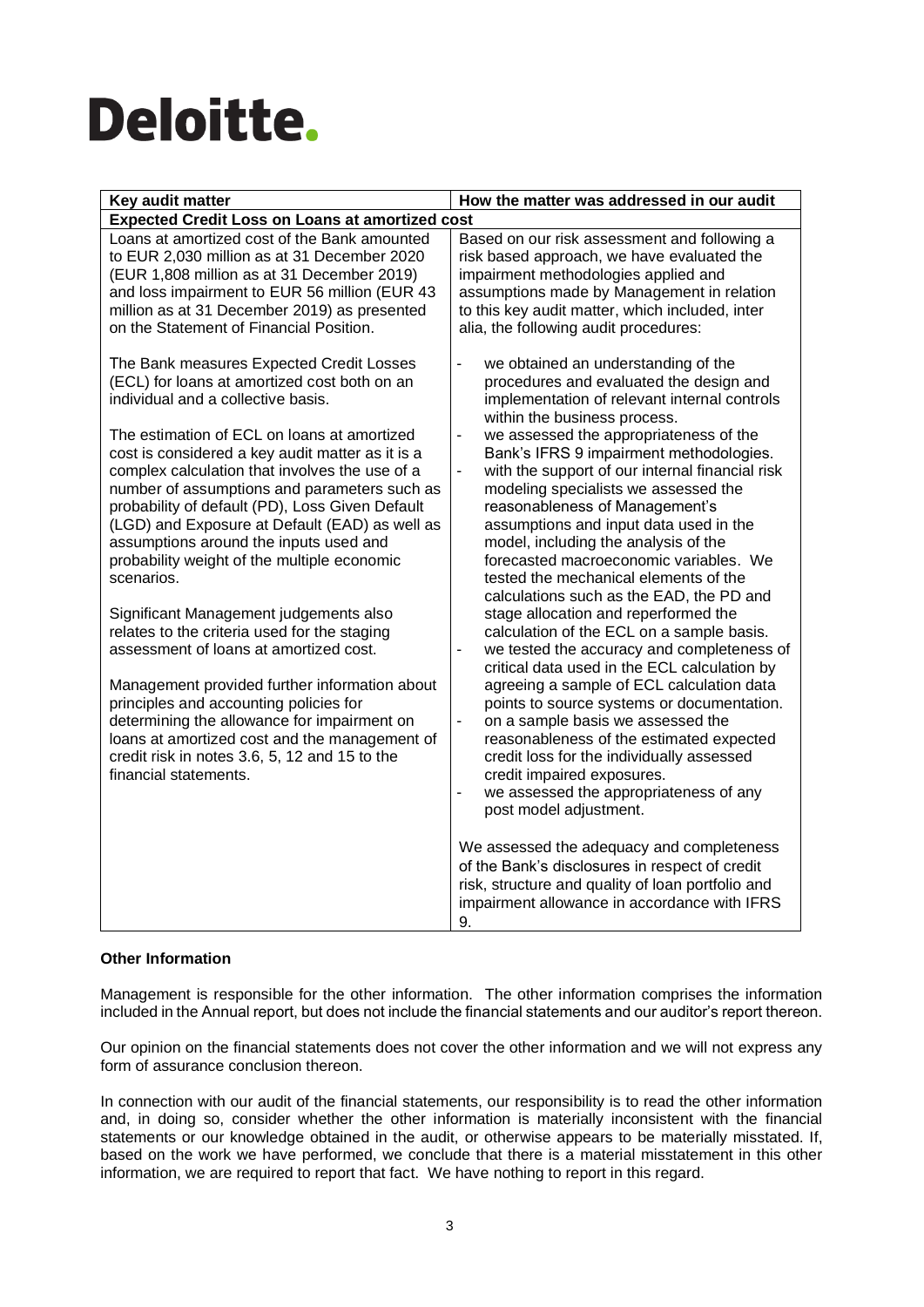Deloitte.

| Key audit matter | How the matter was addressed in our audit |
| --- | --- |
| **Expected Credit Loss on Loans at amortized cost** | |
| Loans at amortized cost of the Bank amounted to EUR 2,030 million as at 31 December 2020 (EUR 1,808 million as at 31 December 2019) and loss impairment to EUR 56 million (EUR 43 million as at 31 December 2019) as presented on the Statement of Financial Position.<br><br>The Bank measures Expected Credit Losses (ECL) for loans at amortized cost both on an individual and a collective basis.<br><br>The estimation of ECL on loans at amortized cost is considered a key audit matter as it is a complex calculation that involves the use of a number of assumptions and parameters such as probability of default (PD), Loss Given Default (LGD) and Exposure at Default (EAD) as well as assumptions around the inputs used and probability weight of the multiple economic scenarios.<br><br>Significant Management judgements also relates to the criteria used for the staging assessment of loans at amortized cost.<br><br>Management provided further information about principles and accounting policies for determining the allowance for impairment on loans at amortized cost and the management of credit risk in notes 3.6, 5, 12 and 15 to the financial statements. | Based on our risk assessment and following a risk based approach, we have evaluated the impairment methodologies applied and assumptions made by Management in relation to this key audit matter, which included, inter alia, the following audit procedures:<br><br>- we obtained an understanding of the procedures and evaluated the design and implementation of relevant internal controls within the business process.<br>- we assessed the appropriateness of the Bank's IFRS 9 impairment methodologies.<br>- with the support of our internal financial risk modeling specialists we assessed the reasonableness of Management's assumptions and input data used in the model, including the analysis of the forecasted macroeconomic variables. We tested the mechanical elements of the calculations such as the EAD, the PD and stage allocation and reperformed the calculation of the ECL on a sample basis.<br>- we tested the accuracy and completeness of critical data used in the ECL calculation by agreeing a sample of ECL calculation data points to source systems or documentation.<br>- on a sample basis we assessed the reasonableness of the estimated expected credit loss for the individually assessed credit impaired exposures.<br>- we assessed the appropriateness of any post model adjustment.<br><br>We assessed the adequacy and completeness of the Bank's disclosures in respect of credit risk, structure and quality of loan portfolio and impairment allowance in accordance with IFRS 9. |

**Other Information**

Management is responsible for the other information. The other information comprises the information included in the Annual report, but does not include the financial statements and our auditor's report thereon.

Our opinion on the financial statements does not cover the other information and we will not express any form of assurance conclusion thereon.

In connection with our audit of the financial statements, our responsibility is to read the other information and, in doing so, consider whether the other information is materially inconsistent with the financial statements or our knowledge obtained in the audit, or otherwise appears to be materially misstated. If, based on the work we have performed, we conclude that there is a material misstatement in this other information, we are required to report that fact. We have nothing to report in this regard.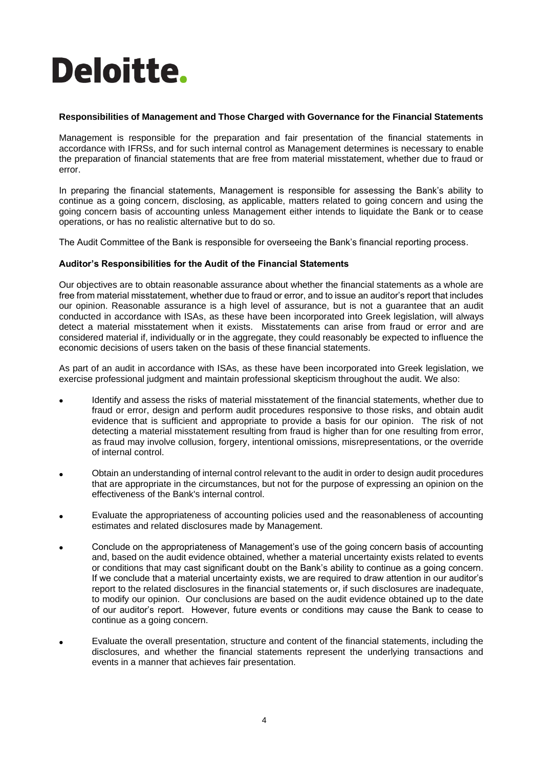**Responsibilities of Management and Those Charged with Governance for the Financial Statements**

Management is responsible for the preparation and fair presentation of the financial statements in accordance with IFRSs, and for such internal control as Management determines is necessary to enable the preparation of financial statements that are free from material misstatement, whether due to fraud or error.

In preparing the financial statements, Management is responsible for assessing the Bank's ability to continue as a going concern, disclosing, as applicable, matters related to going concern and using the going concern basis of accounting unless Management either intends to liquidate the Bank or to cease operations, or has no realistic alternative but to do so.

The Audit Committee of the Bank is responsible for overseeing the Bank's financial reporting process.

**Auditor's Responsibilities for the Audit of the Financial Statements**

Our objectives are to obtain reasonable assurance about whether the financial statements as a whole are free from material misstatement, whether due to fraud or error, and to issue an auditor's report that includes our opinion. Reasonable assurance is a high level of assurance, but is not a guarantee that an audit conducted in accordance with ISAs, as these have been incorporated into Greek legislation, will always detect a material misstatement when it exists. Misstatements can arise from fraud or error and are considered material if, individually or in the aggregate, they could reasonably be expected to influence the economic decisions of users taken on the basis of these financial statements.

As part of an audit in accordance with ISAs, as these have been incorporated into Greek legislation, we exercise professional judgment and maintain professional skepticism throughout the audit. We also:

- Identify and assess the risks of material misstatement of the financial statements, whether due to fraud or error, design and perform audit procedures responsive to those risks, and obtain audit evidence that is sufficient and appropriate to provide a basis for our opinion. The risk of not detecting a material misstatement resulting from fraud is higher than for one resulting from error, as fraud may involve collusion, forgery, intentional omissions, misrepresentations, or the override of internal control.

- Obtain an understanding of internal control relevant to the audit in order to design audit procedures that are appropriate in the circumstances, but not for the purpose of expressing an opinion on the effectiveness of the Bank's internal control.

- Evaluate the appropriateness of accounting policies used and the reasonableness of accounting estimates and related disclosures made by Management.

- Conclude on the appropriateness of Management's use of the going concern basis of accounting and, based on the audit evidence obtained, whether a material uncertainty exists related to events or conditions that may cast significant doubt on the Bank's ability to continue as a going concern. If we conclude that a material uncertainty exists, we are required to draw attention in our auditor's report to the related disclosures in the financial statements or, if such disclosures are inadequate, to modify our opinion. Our conclusions are based on the audit evidence obtained up to the date of our auditor's report. However, future events or conditions may cause the Bank to cease to continue as a going concern.

- Evaluate the overall presentation, structure and content of the financial statements, including the disclosures, and whether the financial statements represent the underlying transactions and events in a manner that achieves fair presentation.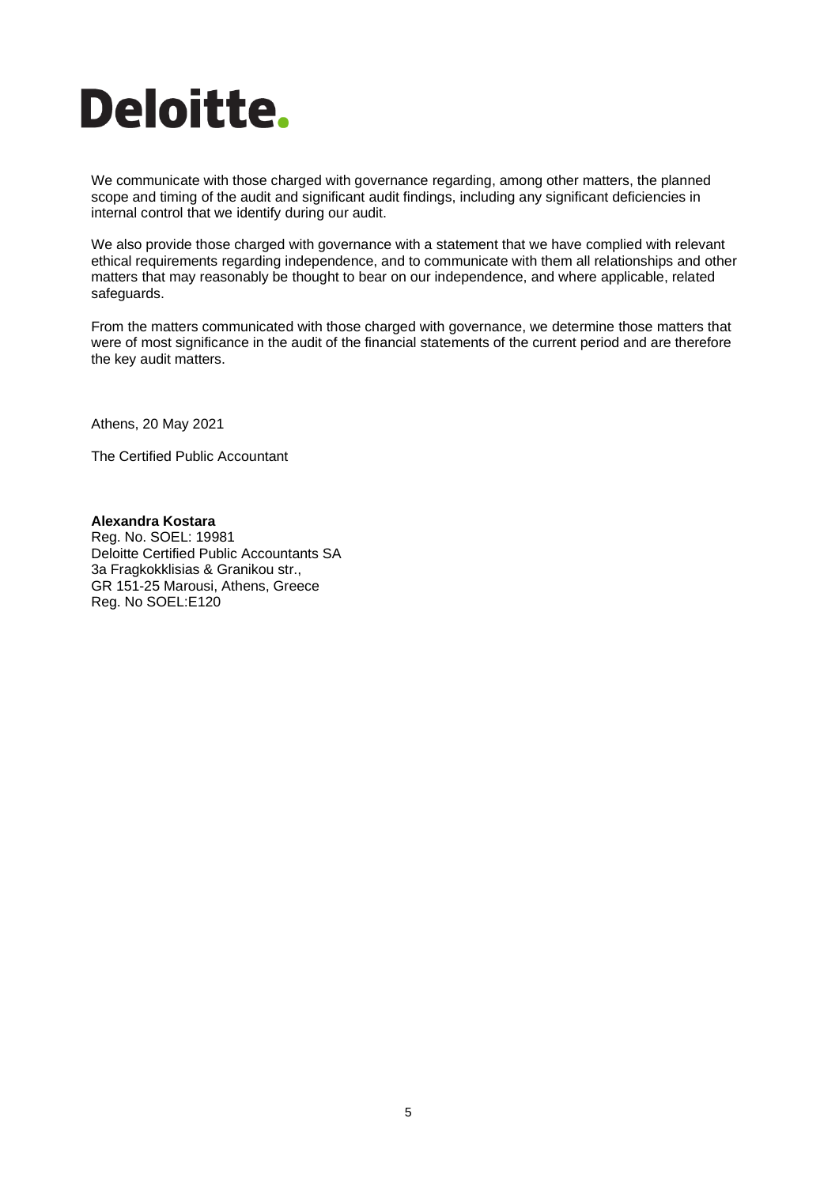We communicate with those charged with governance regarding, among other matters, the planned scope and timing of the audit and significant audit findings, including any significant deficiencies in internal control that we identify during our audit.

We also provide those charged with governance with a statement that we have complied with relevant ethical requirements regarding independence, and to communicate with them all relationships and other matters that may reasonably be thought to bear on our independence, and where applicable, related safeguards.

From the matters communicated with those charged with governance, we determine those matters that were of most significance in the audit of the financial statements of the current period and are therefore the key audit matters.

Athens, 20 May 2021

The Certified Public Accountant

**Alexandra Kostara**
Reg. No. SOEL: 19981
Deloitte Certified Public Accountants SA
3a Fragkokklisias & Granikou str.,
GR 151-25 Marousi, Athens, Greece
Reg. No SOEL:E120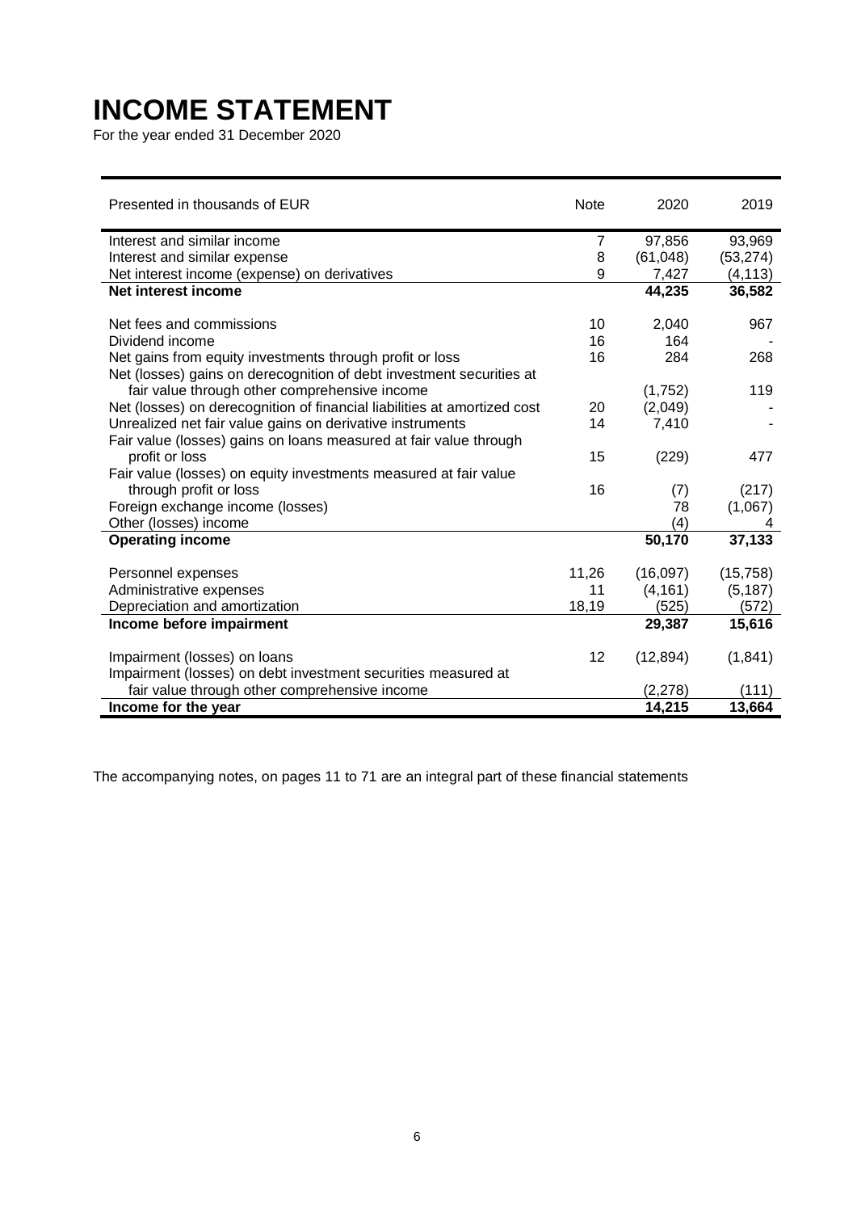# INCOME STATEMENT

For the year ended 31 December 2020

| Presented in thousands of EUR | Note | 2020 | 2019 |
|---|---|---|---|
| Interest and similar income | 7 | 97,856 | 93,969 |
| Interest and similar expense | 8 | (61,048) | (53,274) |
| Net interest income (expense) on derivatives | 9 | 7,427 | (4,113) |
| **Net interest income** | | **44,235** | **36,582** |
| | | | |
| Net fees and commissions | 10 | 2,040 | 967 |
| Dividend income | 16 | 164 | - |
| Net gains from equity investments through profit or loss | 16 | 284 | 268 |
| Net (losses) gains on derecognition of debt investment securities at fair value through other comprehensive income | | (1,752) | 119 |
| Net (losses) on derecognition of financial liabilities at amortized cost | 20 | (2,049) | - |
| Unrealized net fair value gains on derivative instruments | 14 | 7,410 | - |
| Fair value (losses) gains on loans measured at fair value through profit or loss | 15 | (229) | 477 |
| Fair value (losses) on equity investments measured at fair value through profit or loss | 16 | (7) | (217) |
| Foreign exchange income (losses) | | 78 | (1,067) |
| Other (losses) income | | (4) | 4 |
| **Operating income** | | **50,170** | **37,133** |
| | | | |
| Personnel expenses | 11,26 | (16,097) | (15,758) |
| Administrative expenses | 11 | (4,161) | (5,187) |
| Depreciation and amortization | 18,19 | (525) | (572) |
| **Income before impairment** | | **29,387** | **15,616** |
| | | | |
| Impairment (losses) on loans | 12 | (12,894) | (1,841) |
| Impairment (losses) on debt investment securities measured at fair value through other comprehensive income | | (2,278) | (111) |
| **Income for the year** | | **14,215** | **13,664** |

The accompanying notes, on pages 11 to 71 are an integral part of these financial statements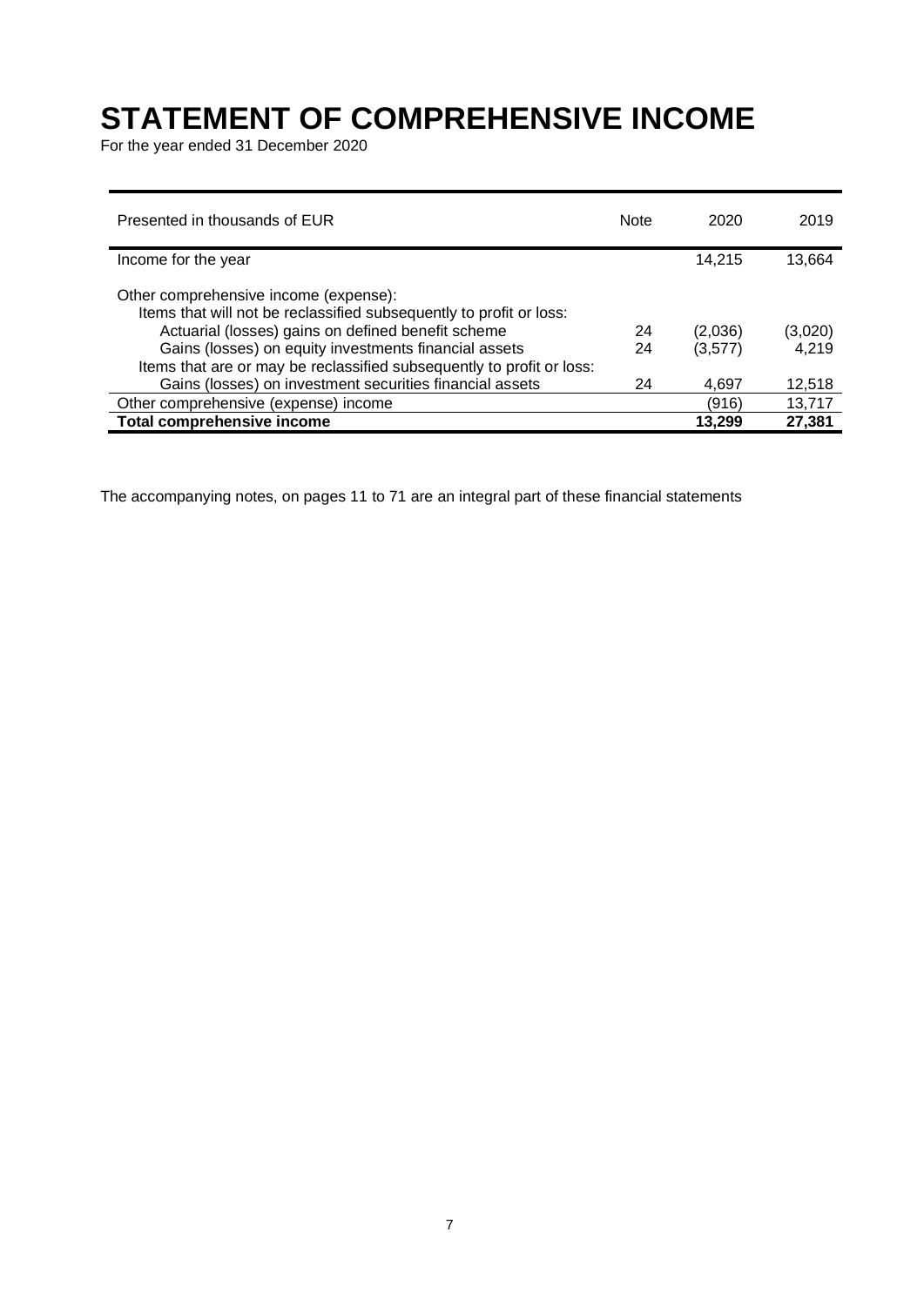# STATEMENT OF COMPREHENSIVE INCOME

For the year ended 31 December 2020

| Presented in thousands of EUR | Note | 2020 | 2019 |
|---|---|---|---|
| Income for the year | | 14,215 | 13,664 |
| Other comprehensive income (expense): | | | |
| Items that will not be reclassified subsequently to profit or loss: | | | |
| Actuarial (losses) gains on defined benefit scheme | 24 | (2,036) | (3,020) |
| Gains (losses) on equity investments financial assets | 24 | (3,577) | 4,219 |
| Items that are or may be reclassified subsequently to profit or loss: | | | |
| Gains (losses) on investment securities financial assets | 24 | 4,697 | 12,518 |
| Other comprehensive (expense) income | | (916) | 13,717 |
| **Total comprehensive income** | | **13,299** | **27,381** |

The accompanying notes, on pages 11 to 71 are an integral part of these financial statements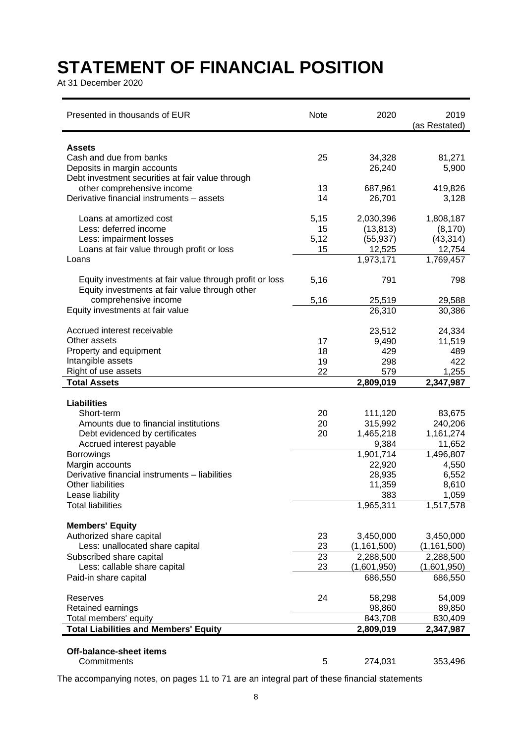# STATEMENT OF FINANCIAL POSITION

At 31 December 2020

| Presented in thousands of EUR | Note | 2020 | 2019 (as Restated) |
|---|---|---|---|
| **Assets** | | | |
| Cash and due from banks | 25 | 34,328 | 81,271 |
| Deposits in margin accounts | | 26,240 | 5,900 |
| Debt investment securities at fair value through other comprehensive income | 13 | 687,961 | 419,826 |
| Derivative financial instruments – assets | 14 | 26,701 | 3,128 |
| Loans at amortized cost | 5,15 | 2,030,396 | 1,808,187 |
| Less: deferred income | 15 | (13,813) | (8,170) |
| Less: impairment losses | 5,12 | (55,937) | (43,314) |
| Loans at fair value through profit or loss | 15 | 12,525 | 12,754 |
| Loans | | 1,973,171 | 1,769,457 |
| Equity investments at fair value through profit or loss | 5,16 | 791 | 798 |
| Equity investments at fair value through other comprehensive income | 5,16 | 25,519 | 29,588 |
| Equity investments at fair value | | 26,310 | 30,386 |
| Accrued interest receivable | | 23,512 | 24,334 |
| Other assets | 17 | 9,490 | 11,519 |
| Property and equipment | 18 | 429 | 489 |
| Intangible assets | 19 | 298 | 422 |
| Right of use assets | 22 | 579 | 1,255 |
| **Total Assets** | | **2,809,019** | **2,347,987** |
| **Liabilities** | | | |
| Short-term | 20 | 111,120 | 83,675 |
| Amounts due to financial institutions | 20 | 315,992 | 240,206 |
| Debt evidenced by certificates | 20 | 1,465,218 | 1,161,274 |
| Accrued interest payable | | 9,384 | 11,652 |
| Borrowings | | 1,901,714 | 1,496,807 |
| Margin accounts | | 22,920 | 4,550 |
| Derivative financial instruments – liabilities | | 28,935 | 6,552 |
| Other liabilities | | 11,359 | 8,610 |
| Lease liability | | 383 | 1,059 |
| Total liabilities | | 1,965,311 | 1,517,578 |
| **Members' Equity** | | | |
| Authorized share capital | 23 | 3,450,000 | 3,450,000 |
| Less: unallocated share capital | 23 | (1,161,500) | (1,161,500) |
| Subscribed share capital | 23 | 2,288,500 | 2,288,500 |
| Less: callable share capital | 23 | (1,601,950) | (1,601,950) |
| Paid-in share capital | | 686,550 | 686,550 |
| Reserves | 24 | 58,298 | 54,009 |
| Retained earnings | | 98,860 | 89,850 |
| Total members' equity | | 843,708 | 830,409 |
| **Total Liabilities and Members' Equity** | | **2,809,019** | **2,347,987** |
| **Off-balance-sheet items** | | | |
| Commitments | 5 | 274,031 | 353,496 |

The accompanying notes, on pages 11 to 71 are an integral part of these financial statements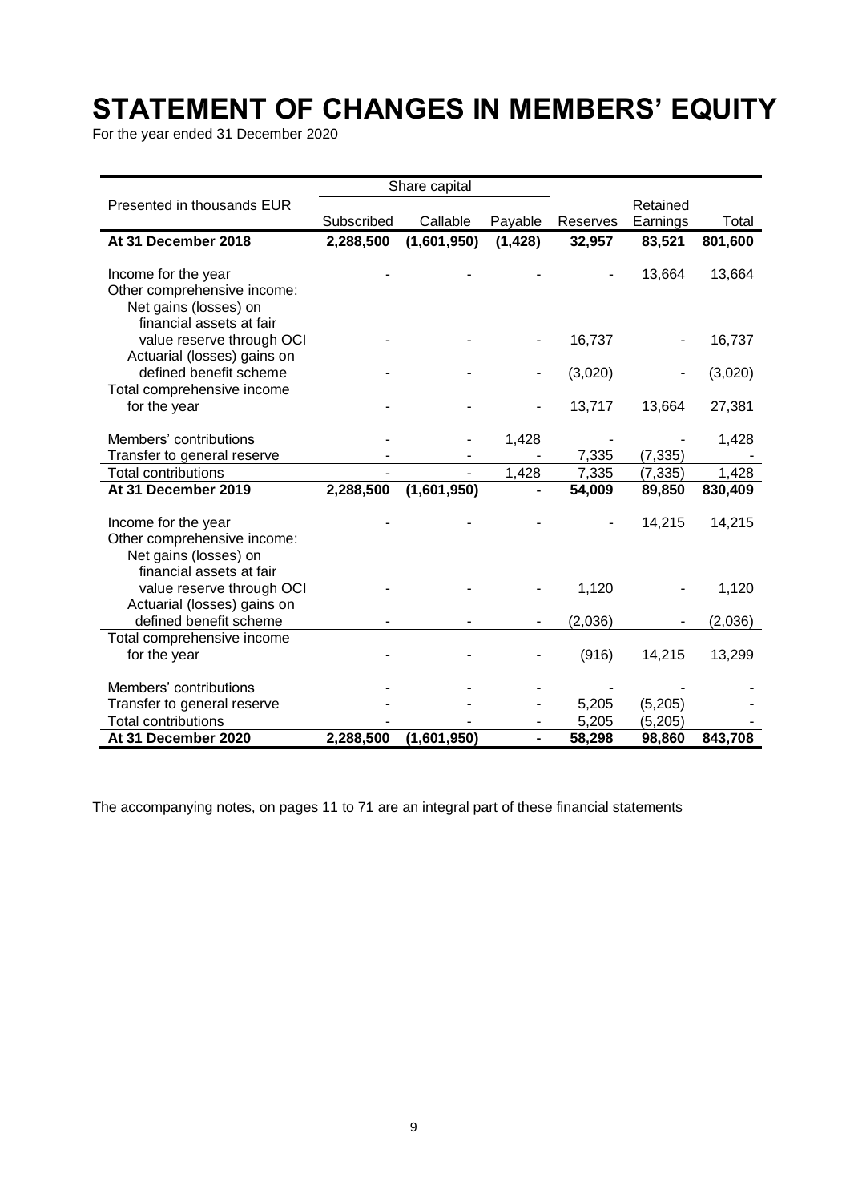# STATEMENT OF CHANGES IN MEMBERS' EQUITY

For the year ended 31 December 2020

| Presented in thousands EUR | Share capital | | | | | |
|---|---|---|---|---|---|---|
| | Subscribed | Callable | Payable | Reserves | Retained Earnings | Total |
| **At 31 December 2018** | **2,288,500** | **(1,601,950)** | **(1,428)** | **32,957** | **83,521** | **801,600** |
| Income for the year | - | - | - | - | 13,664 | 13,664 |
| Other comprehensive income: | | | | | | |
| Net gains (losses) on financial assets at fair value reserve through OCI | - | - | - | 16,737 | - | 16,737 |
| Actuarial (losses) gains on defined benefit scheme | - | - | - | (3,020) | - | (3,020) |
| Total comprehensive income for the year | - | - | - | 13,717 | 13,664 | 27,381 |
| Members' contributions | - | - | 1,428 | - | - | 1,428 |
| Transfer to general reserve | - | - | - | 7,335 | (7,335) | - |
| Total contributions | - | - | 1,428 | 7,335 | (7,335) | 1,428 |
| **At 31 December 2019** | **2,288,500** | **(1,601,950)** | **-** | **54,009** | **89,850** | **830,409** |
| Income for the year | - | - | - | - | 14,215 | 14,215 |
| Other comprehensive income: | | | | | | |
| Net gains (losses) on financial assets at fair value reserve through OCI | - | - | - | 1,120 | - | 1,120 |
| Actuarial (losses) gains on defined benefit scheme | - | - | - | (2,036) | - | (2,036) |
| Total comprehensive income for the year | - | - | - | (916) | 14,215 | 13,299 |
| Members' contributions | - | - | - | - | - | - |
| Transfer to general reserve | - | - | - | 5,205 | (5,205) | - |
| Total contributions | - | - | - | 5,205 | (5,205) | - |
| **At 31 December 2020** | **2,288,500** | **(1,601,950)** | **-** | **58,298** | **98,860** | **843,708** |

The accompanying notes, on pages 11 to 71 are an integral part of these financial statements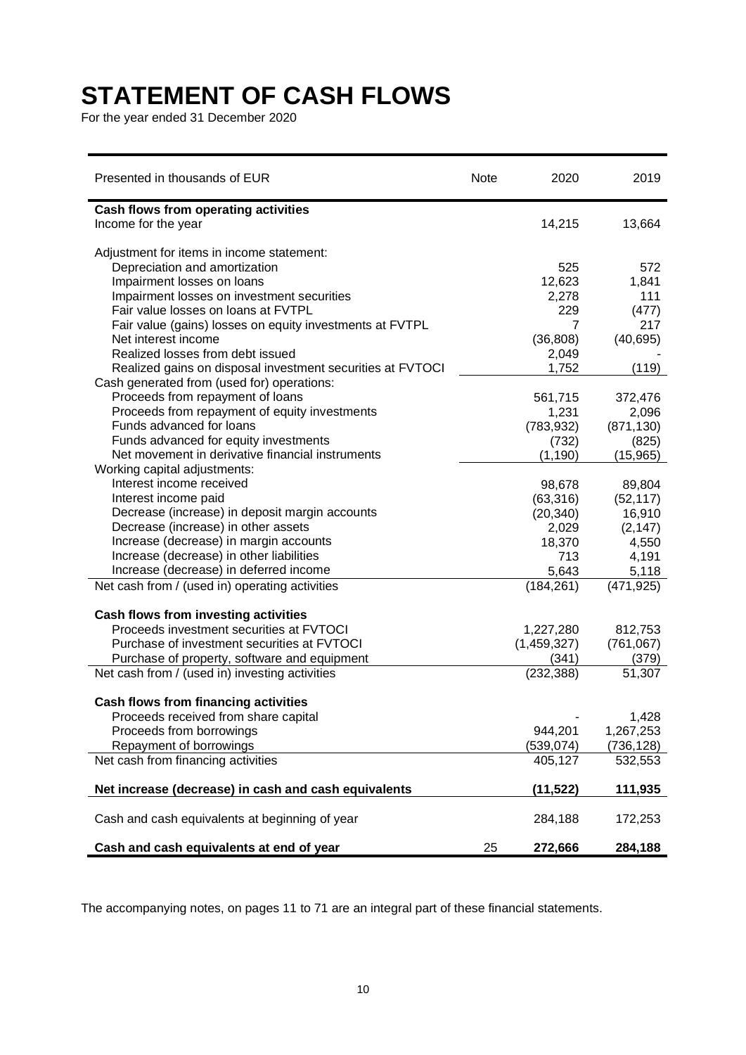# STATEMENT OF CASH FLOWS

For the year ended 31 December 2020

| Presented in thousands of EUR | Note | 2020 | 2019 |
|---|---|---|---|
| **Cash flows from operating activities** | | | |
| Income for the year | | 14,215 | 13,664 |
| | | | |
| Adjustment for items in income statement: | | | |
| Depreciation and amortization | | 525 | 572 |
| Impairment losses on loans | | 12,623 | 1,841 |
| Impairment losses on investment securities | | 2,278 | 111 |
| Fair value losses on loans at FVTPL | | 229 | (477) |
| Fair value (gains) losses on equity investments at FVTPL | | 7 | 217 |
| Net interest income | | (36,808) | (40,695) |
| Realized losses from debt issued | | 2,049 | - |
| Realized gains on disposal investment securities at FVTOCI | | 1,752 | (119) |
| Cash generated from (used for) operations: | | | |
| Proceeds from repayment of loans | | 561,715 | 372,476 |
| Proceeds from repayment of equity investments | | 1,231 | 2,096 |
| Funds advanced for loans | | (783,932) | (871,130) |
| Funds advanced for equity investments | | (732) | (825) |
| Net movement in derivative financial instruments | | (1,190) | (15,965) |
| Working capital adjustments: | | | |
| Interest income received | | 98,678 | 89,804 |
| Interest income paid | | (63,316) | (52,117) |
| Decrease (increase) in deposit margin accounts | | (20,340) | 16,910 |
| Decrease (increase) in other assets | | 2,029 | (2,147) |
| Increase (decrease) in margin accounts | | 18,370 | 4,550 |
| Increase (decrease) in other liabilities | | 713 | 4,191 |
| Increase (decrease) in deferred income | | 5,643 | 5,118 |
| Net cash from / (used in) operating activities | | (184,261) | (471,925) |
| | | | |
| **Cash flows from investing activities** | | | |
| Proceeds investment securities at FVTOCI | | 1,227,280 | 812,753 |
| Purchase of investment securities at FVTOCI | | (1,459,327) | (761,067) |
| Purchase of property, software and equipment | | (341) | (379) |
| Net cash from / (used in) investing activities | | (232,388) | 51,307 |
| | | | |
| **Cash flows from financing activities** | | | |
| Proceeds received from share capital | | - | 1,428 |
| Proceeds from borrowings | | 944,201 | 1,267,253 |
| Repayment of borrowings | | (539,074) | (736,128) |
| Net cash from financing activities | | 405,127 | 532,553 |
| | | | |
| **Net increase (decrease) in cash and cash equivalents** | | **(11,522)** | **111,935** |
| | | | |
| Cash and cash equivalents at beginning of year | | 284,188 | 172,253 |
| | | | |
| **Cash and cash equivalents at end of year** | 25 | **272,666** | **284,188** |

The accompanying notes, on pages 11 to 71 are an integral part of these financial statements.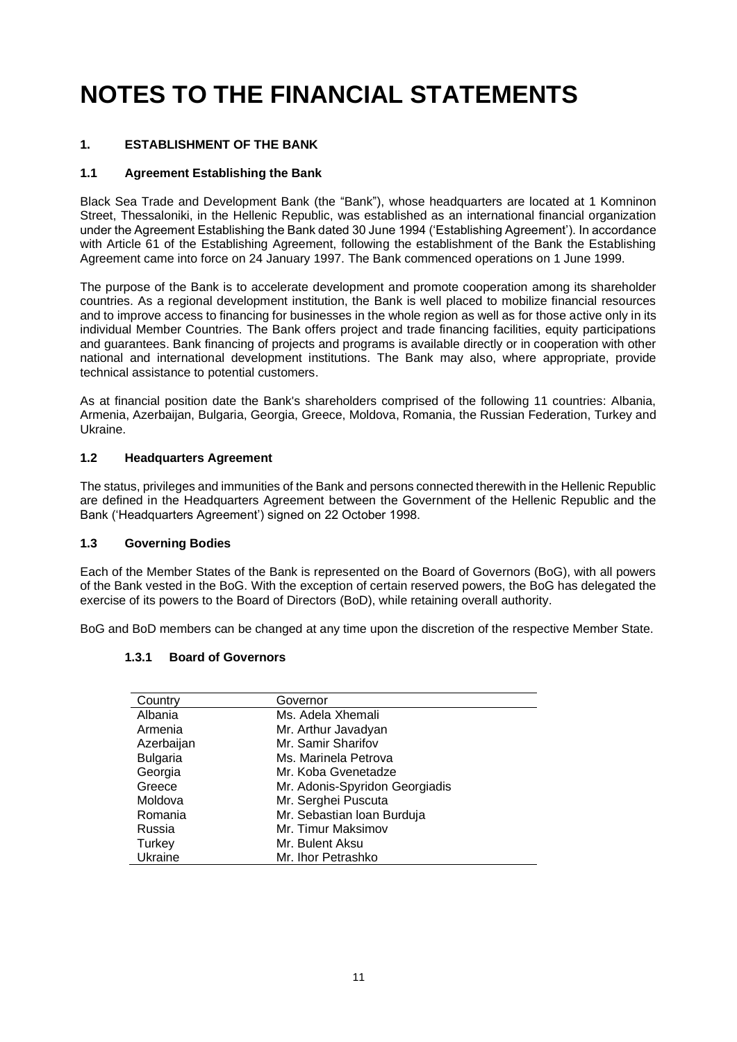# NOTES TO THE FINANCIAL STATEMENTS

## 1. ESTABLISHMENT OF THE BANK

### 1.1 Agreement Establishing the Bank

Black Sea Trade and Development Bank (the "Bank"), whose headquarters are located at 1 Komninon Street, Thessaloniki, in the Hellenic Republic, was established as an international financial organization under the Agreement Establishing the Bank dated 30 June 1994 ('Establishing Agreement'). In accordance with Article 61 of the Establishing Agreement, following the establishment of the Bank the Establishing Agreement came into force on 24 January 1997. The Bank commenced operations on 1 June 1999.

The purpose of the Bank is to accelerate development and promote cooperation among its shareholder countries. As a regional development institution, the Bank is well placed to mobilize financial resources and to improve access to financing for businesses in the whole region as well as for those active only in its individual Member Countries. The Bank offers project and trade financing facilities, equity participations and guarantees. Bank financing of projects and programs is available directly or in cooperation with other national and international development institutions. The Bank may also, where appropriate, provide technical assistance to potential customers.

As at financial position date the Bank's shareholders comprised of the following 11 countries: Albania, Armenia, Azerbaijan, Bulgaria, Georgia, Greece, Moldova, Romania, the Russian Federation, Turkey and Ukraine.

### 1.2 Headquarters Agreement

The status, privileges and immunities of the Bank and persons connected therewith in the Hellenic Republic are defined in the Headquarters Agreement between the Government of the Hellenic Republic and the Bank ('Headquarters Agreement') signed on 22 October 1998.

### 1.3 Governing Bodies

Each of the Member States of the Bank is represented on the Board of Governors (BoG), with all powers of the Bank vested in the BoG. With the exception of certain reserved powers, the BoG has delegated the exercise of its powers to the Board of Directors (BoD), while retaining overall authority.

BoG and BoD members can be changed at any time upon the discretion of the respective Member State.

#### 1.3.1 Board of Governors

| Country | Governor |
|---|---|
| Albania | Ms. Adela Xhemali |
| Armenia | Mr. Arthur Javadyan |
| Azerbaijan | Mr. Samir Sharifov |
| Bulgaria | Ms. Marinela Petrova |
| Georgia | Mr. Koba Gvenetadze |
| Greece | Mr. Adonis-Spyridon Georgiadis |
| Moldova | Mr. Serghei Puscuta |
| Romania | Mr. Sebastian Ioan Burduja |
| Russia | Mr. Timur Maksimov |
| Turkey | Mr. Bulent Aksu |
| Ukraine | Mr. Ihor Petrashko |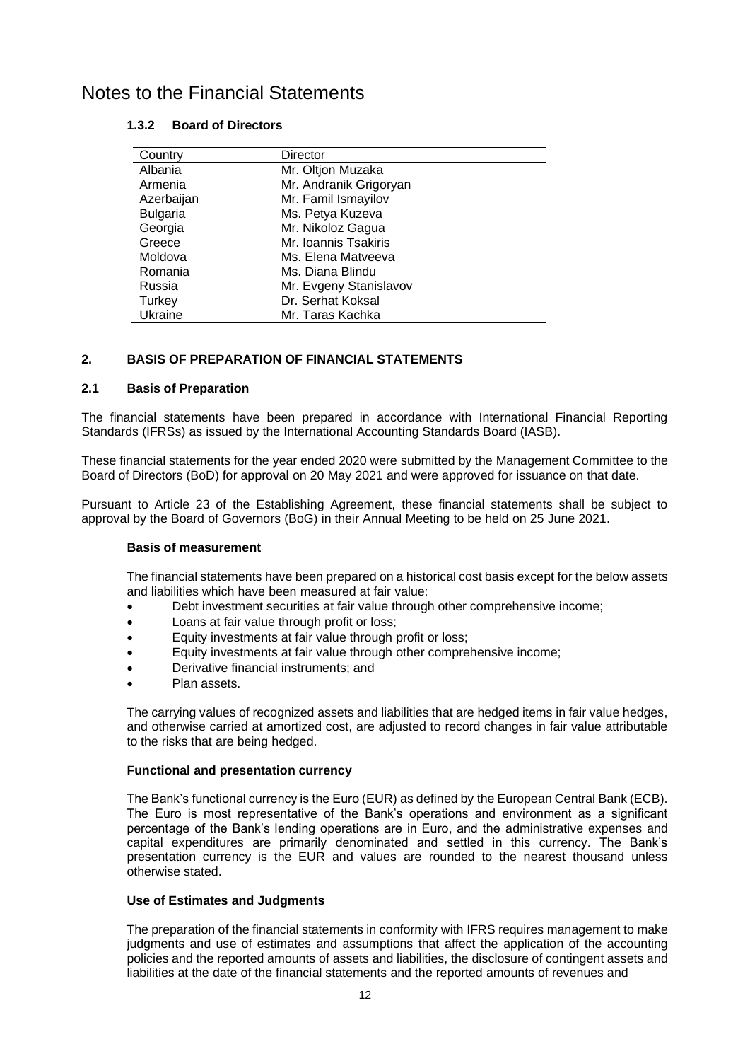# Notes to the Financial Statements

### 1.3.2 Board of Directors

| Country | Director |
|---|---|
| Albania | Mr. Oltjon Muzaka |
| Armenia | Mr. Andranik Grigoryan |
| Azerbaijan | Mr. Famil Ismayilov |
| Bulgaria | Ms. Petya Kuzeva |
| Georgia | Mr. Nikoloz Gagua |
| Greece | Mr. Ioannis Tsakiris |
| Moldova | Ms. Elena Matveeva |
| Romania | Ms. Diana Blindu |
| Russia | Mr. Evgeny Stanislavov |
| Turkey | Dr. Serhat Koksal |
| Ukraine | Mr. Taras Kachka |

## 2. BASIS OF PREPARATION OF FINANCIAL STATEMENTS

### 2.1 Basis of Preparation

The financial statements have been prepared in accordance with International Financial Reporting Standards (IFRSs) as issued by the International Accounting Standards Board (IASB).

These financial statements for the year ended 2020 were submitted by the Management Committee to the Board of Directors (BoD) for approval on 20 May 2021 and were approved for issuance on that date.

Pursuant to Article 23 of the Establishing Agreement, these financial statements shall be subject to approval by the Board of Governors (BoG) in their Annual Meeting to be held on 25 June 2021.

**Basis of measurement**

The financial statements have been prepared on a historical cost basis except for the below assets and liabilities which have been measured at fair value:

- Debt investment securities at fair value through other comprehensive income;
- Loans at fair value through profit or loss;
- Equity investments at fair value through profit or loss;
- Equity investments at fair value through other comprehensive income;
- Derivative financial instruments; and
- Plan assets.

The carrying values of recognized assets and liabilities that are hedged items in fair value hedges, and otherwise carried at amortized cost, are adjusted to record changes in fair value attributable to the risks that are being hedged.

**Functional and presentation currency**

The Bank's functional currency is the Euro (EUR) as defined by the European Central Bank (ECB). The Euro is most representative of the Bank's operations and environment as a significant percentage of the Bank's lending operations are in Euro, and the administrative expenses and capital expenditures are primarily denominated and settled in this currency. The Bank's presentation currency is the EUR and values are rounded to the nearest thousand unless otherwise stated.

**Use of Estimates and Judgments**

The preparation of the financial statements in conformity with IFRS requires management to make judgments and use of estimates and assumptions that affect the application of the accounting policies and the reported amounts of assets and liabilities, the disclosure of contingent assets and liabilities at the date of the financial statements and the reported amounts of revenues and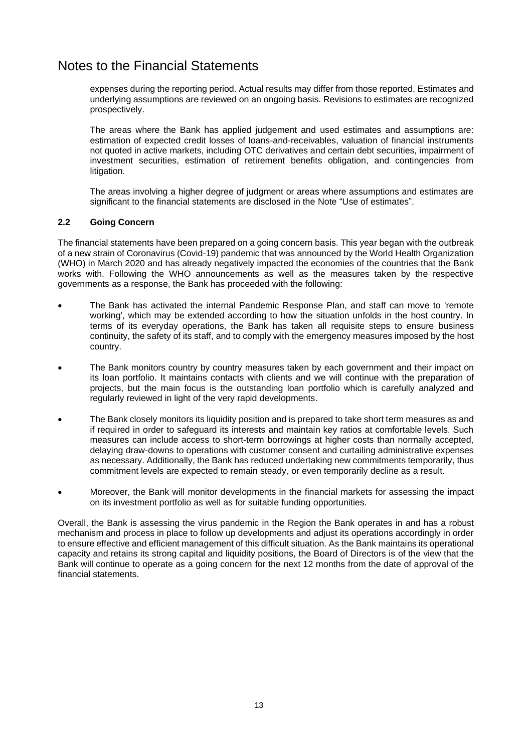# Notes to the Financial Statements

expenses during the reporting period. Actual results may differ from those reported. Estimates and underlying assumptions are reviewed on an ongoing basis. Revisions to estimates are recognized prospectively.

The areas where the Bank has applied judgement and used estimates and assumptions are: estimation of expected credit losses of loans-and-receivables, valuation of financial instruments not quoted in active markets, including OTC derivatives and certain debt securities, impairment of investment securities, estimation of retirement benefits obligation, and contingencies from litigation.

The areas involving a higher degree of judgment or areas where assumptions and estimates are significant to the financial statements are disclosed in the Note "Use of estimates".

### 2.2 Going Concern

The financial statements have been prepared on a going concern basis. This year began with the outbreak of a new strain of Coronavirus (Covid-19) pandemic that was announced by the World Health Organization (WHO) in March 2020 and has already negatively impacted the economies of the countries that the Bank works with. Following the WHO announcements as well as the measures taken by the respective governments as a response, the Bank has proceeded with the following:

- The Bank has activated the internal Pandemic Response Plan, and staff can move to 'remote working', which may be extended according to how the situation unfolds in the host country. In terms of its everyday operations, the Bank has taken all requisite steps to ensure business continuity, the safety of its staff, and to comply with the emergency measures imposed by the host country.
- The Bank monitors country by country measures taken by each government and their impact on its loan portfolio. It maintains contacts with clients and we will continue with the preparation of projects, but the main focus is the outstanding loan portfolio which is carefully analyzed and regularly reviewed in light of the very rapid developments.
- The Bank closely monitors its liquidity position and is prepared to take short term measures as and if required in order to safeguard its interests and maintain key ratios at comfortable levels. Such measures can include access to short-term borrowings at higher costs than normally accepted, delaying draw-downs to operations with customer consent and curtailing administrative expenses as necessary. Additionally, the Bank has reduced undertaking new commitments temporarily, thus commitment levels are expected to remain steady, or even temporarily decline as a result.
- Moreover, the Bank will monitor developments in the financial markets for assessing the impact on its investment portfolio as well as for suitable funding opportunities.

Overall, the Bank is assessing the virus pandemic in the Region the Bank operates in and has a robust mechanism and process in place to follow up developments and adjust its operations accordingly in order to ensure effective and efficient management of this difficult situation. As the Bank maintains its operational capacity and retains its strong capital and liquidity positions, the Board of Directors is of the view that the Bank will continue to operate as a going concern for the next 12 months from the date of approval of the financial statements.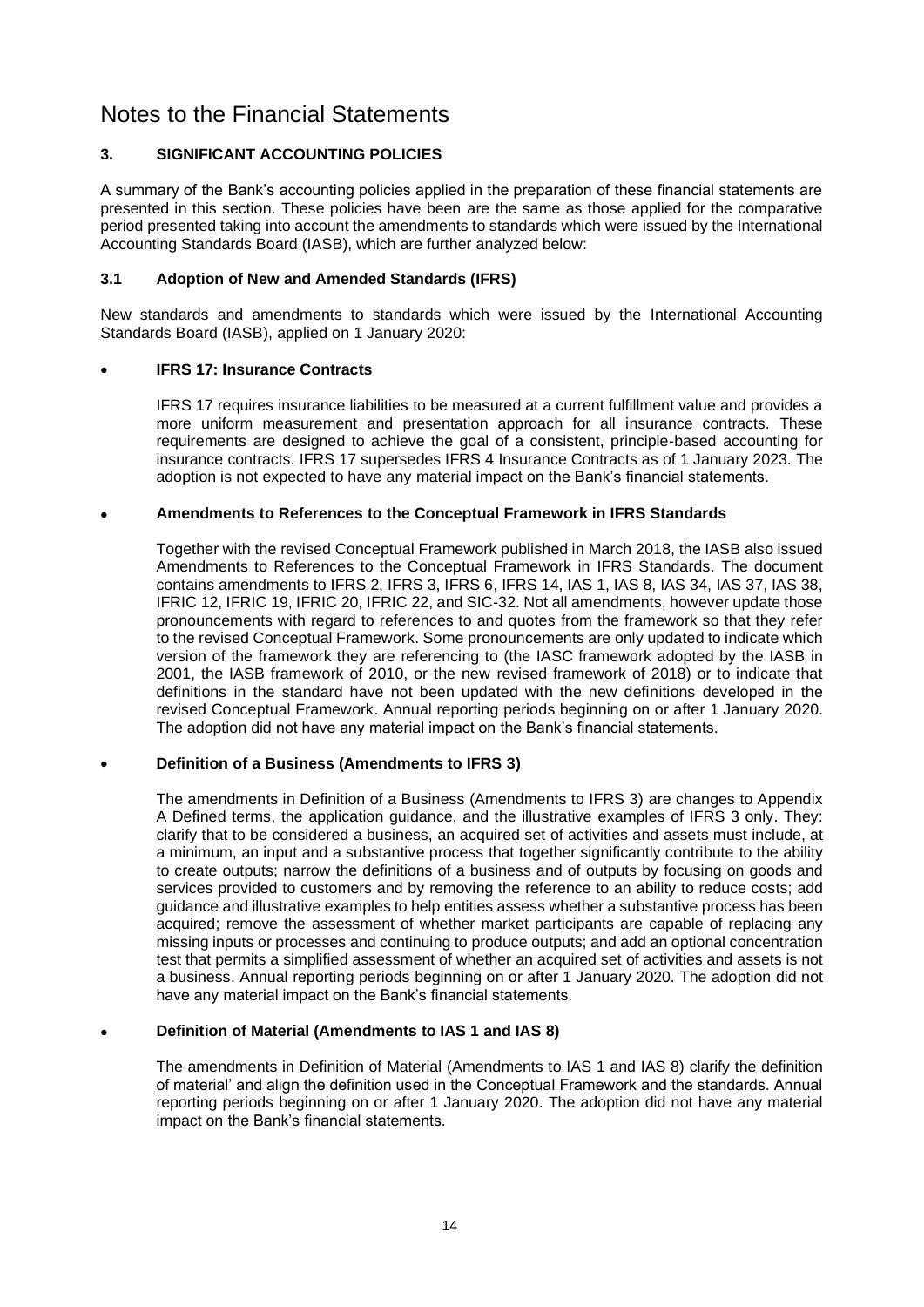# Notes to the Financial Statements

## 3. SIGNIFICANT ACCOUNTING POLICIES

A summary of the Bank's accounting policies applied in the preparation of these financial statements are presented in this section. These policies have been are the same as those applied for the comparative period presented taking into account the amendments to standards which were issued by the International Accounting Standards Board (IASB), which are further analyzed below:

### 3.1 Adoption of New and Amended Standards (IFRS)

New standards and amendments to standards which were issued by the International Accounting Standards Board (IASB), applied on 1 January 2020:

- **IFRS 17: Insurance Contracts**

  IFRS 17 requires insurance liabilities to be measured at a current fulfillment value and provides a more uniform measurement and presentation approach for all insurance contracts. These requirements are designed to achieve the goal of a consistent, principle-based accounting for insurance contracts. IFRS 17 supersedes IFRS 4 Insurance Contracts as of 1 January 2023. The adoption is not expected to have any material impact on the Bank's financial statements.

- **Amendments to References to the Conceptual Framework in IFRS Standards**

  Together with the revised Conceptual Framework published in March 2018, the IASB also issued Amendments to References to the Conceptual Framework in IFRS Standards. The document contains amendments to IFRS 2, IFRS 3, IFRS 6, IFRS 14, IAS 1, IAS 8, IAS 34, IAS 37, IAS 38, IFRIC 12, IFRIC 19, IFRIC 20, IFRIC 22, and SIC-32. Not all amendments, however update those pronouncements with regard to references to and quotes from the framework so that they refer to the revised Conceptual Framework. Some pronouncements are only updated to indicate which version of the framework they are referencing to (the IASC framework adopted by the IASB in 2001, the IASB framework of 2010, or the new revised framework of 2018) or to indicate that definitions in the standard have not been updated with the new definitions developed in the revised Conceptual Framework. Annual reporting periods beginning on or after 1 January 2020. The adoption did not have any material impact on the Bank's financial statements.

- **Definition of a Business (Amendments to IFRS 3)**

  The amendments in Definition of a Business (Amendments to IFRS 3) are changes to Appendix A Defined terms, the application guidance, and the illustrative examples of IFRS 3 only. They: clarify that to be considered a business, an acquired set of activities and assets must include, at a minimum, an input and a substantive process that together significantly contribute to the ability to create outputs; narrow the definitions of a business and of outputs by focusing on goods and services provided to customers and by removing the reference to an ability to reduce costs; add guidance and illustrative examples to help entities assess whether a substantive process has been acquired; remove the assessment of whether market participants are capable of replacing any missing inputs or processes and continuing to produce outputs; and add an optional concentration test that permits a simplified assessment of whether an acquired set of activities and assets is not a business. Annual reporting periods beginning on or after 1 January 2020. The adoption did not have any material impact on the Bank's financial statements.

- **Definition of Material (Amendments to IAS 1 and IAS 8)**

  The amendments in Definition of Material (Amendments to IAS 1 and IAS 8) clarify the definition of material' and align the definition used in the Conceptual Framework and the standards. Annual reporting periods beginning on or after 1 January 2020. The adoption did not have any material impact on the Bank's financial statements.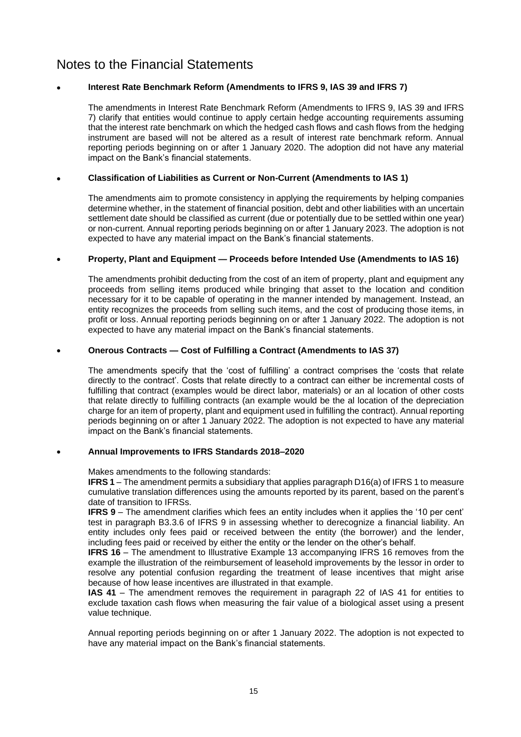# Notes to the Financial Statements

- **Interest Rate Benchmark Reform (Amendments to IFRS 9, IAS 39 and IFRS 7)**

  The amendments in Interest Rate Benchmark Reform (Amendments to IFRS 9, IAS 39 and IFRS 7) clarify that entities would continue to apply certain hedge accounting requirements assuming that the interest rate benchmark on which the hedged cash flows and cash flows from the hedging instrument are based will not be altered as a result of interest rate benchmark reform. Annual reporting periods beginning on or after 1 January 2020. The adoption did not have any material impact on the Bank's financial statements.

- **Classification of Liabilities as Current or Non-Current (Amendments to IAS 1)**

  The amendments aim to promote consistency in applying the requirements by helping companies determine whether, in the statement of financial position, debt and other liabilities with an uncertain settlement date should be classified as current (due or potentially due to be settled within one year) or non-current. Annual reporting periods beginning on or after 1 January 2023. The adoption is not expected to have any material impact on the Bank's financial statements.

- **Property, Plant and Equipment — Proceeds before Intended Use (Amendments to IAS 16)**

  The amendments prohibit deducting from the cost of an item of property, plant and equipment any proceeds from selling items produced while bringing that asset to the location and condition necessary for it to be capable of operating in the manner intended by management. Instead, an entity recognizes the proceeds from selling such items, and the cost of producing those items, in profit or loss. Annual reporting periods beginning on or after 1 January 2022. The adoption is not expected to have any material impact on the Bank's financial statements.

- **Onerous Contracts — Cost of Fulfilling a Contract (Amendments to IAS 37)**

  The amendments specify that the 'cost of fulfilling' a contract comprises the 'costs that relate directly to the contract'. Costs that relate directly to a contract can either be incremental costs of fulfilling that contract (examples would be direct labor, materials) or an al location of other costs that relate directly to fulfilling contracts (an example would be the al location of the depreciation charge for an item of property, plant and equipment used in fulfilling the contract). Annual reporting periods beginning on or after 1 January 2022. The adoption is not expected to have any material impact on the Bank's financial statements.

- **Annual Improvements to IFRS Standards 2018–2020**

  Makes amendments to the following standards:
  **IFRS 1** – The amendment permits a subsidiary that applies paragraph D16(a) of IFRS 1 to measure cumulative translation differences using the amounts reported by its parent, based on the parent's date of transition to IFRSs.
  **IFRS 9** – The amendment clarifies which fees an entity includes when it applies the '10 per cent' test in paragraph B3.3.6 of IFRS 9 in assessing whether to derecognize a financial liability. An entity includes only fees paid or received between the entity (the borrower) and the lender, including fees paid or received by either the entity or the lender on the other's behalf.
  **IFRS 16** – The amendment to Illustrative Example 13 accompanying IFRS 16 removes from the example the illustration of the reimbursement of leasehold improvements by the lessor in order to resolve any potential confusion regarding the treatment of lease incentives that might arise because of how lease incentives are illustrated in that example.
  **IAS 41** – The amendment removes the requirement in paragraph 22 of IAS 41 for entities to exclude taxation cash flows when measuring the fair value of a biological asset using a present value technique.

  Annual reporting periods beginning on or after 1 January 2022. The adoption is not expected to have any material impact on the Bank's financial statements.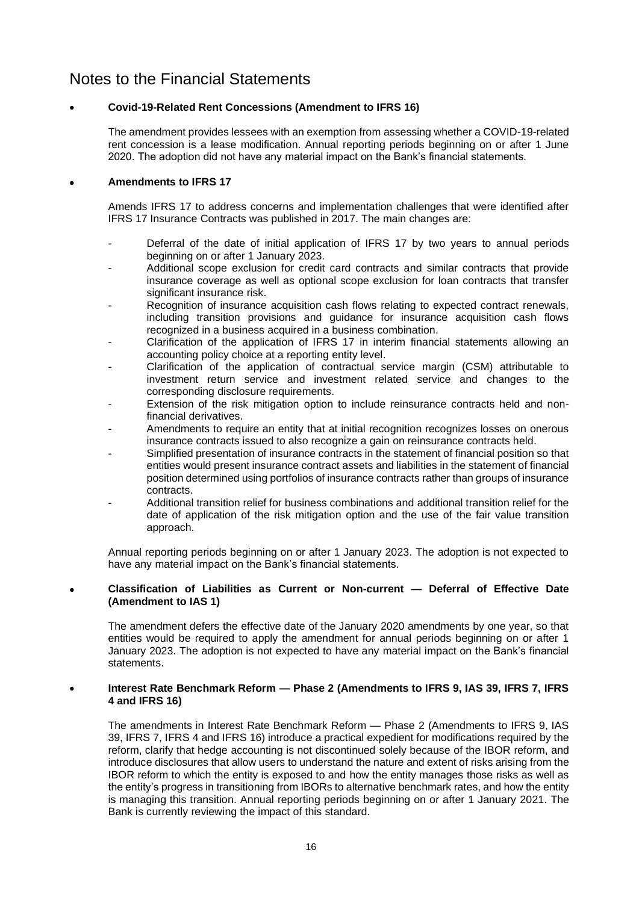# Notes to the Financial Statements

- **Covid-19-Related Rent Concessions (Amendment to IFRS 16)**

  The amendment provides lessees with an exemption from assessing whether a COVID-19-related rent concession is a lease modification. Annual reporting periods beginning on or after 1 June 2020. The adoption did not have any material impact on the Bank's financial statements.

- **Amendments to IFRS 17**

  Amends IFRS 17 to address concerns and implementation challenges that were identified after IFRS 17 Insurance Contracts was published in 2017. The main changes are:

  - Deferral of the date of initial application of IFRS 17 by two years to annual periods beginning on or after 1 January 2023.
  - Additional scope exclusion for credit card contracts and similar contracts that provide insurance coverage as well as optional scope exclusion for loan contracts that transfer significant insurance risk.
  - Recognition of insurance acquisition cash flows relating to expected contract renewals, including transition provisions and guidance for insurance acquisition cash flows recognized in a business acquired in a business combination.
  - Clarification of the application of IFRS 17 in interim financial statements allowing an accounting policy choice at a reporting entity level.
  - Clarification of the application of contractual service margin (CSM) attributable to investment return service and investment related service and changes to the corresponding disclosure requirements.
  - Extension of the risk mitigation option to include reinsurance contracts held and non-financial derivatives.
  - Amendments to require an entity that at initial recognition recognizes losses on onerous insurance contracts issued to also recognize a gain on reinsurance contracts held.
  - Simplified presentation of insurance contracts in the statement of financial position so that entities would present insurance contract assets and liabilities in the statement of financial position determined using portfolios of insurance contracts rather than groups of insurance contracts.
  - Additional transition relief for business combinations and additional transition relief for the date of application of the risk mitigation option and the use of the fair value transition approach.

  Annual reporting periods beginning on or after 1 January 2023. The adoption is not expected to have any material impact on the Bank's financial statements.

- **Classification of Liabilities as Current or Non-current — Deferral of Effective Date (Amendment to IAS 1)**

  The amendment defers the effective date of the January 2020 amendments by one year, so that entities would be required to apply the amendment for annual periods beginning on or after 1 January 2023. The adoption is not expected to have any material impact on the Bank's financial statements.

- **Interest Rate Benchmark Reform — Phase 2 (Amendments to IFRS 9, IAS 39, IFRS 7, IFRS 4 and IFRS 16)**

  The amendments in Interest Rate Benchmark Reform — Phase 2 (Amendments to IFRS 9, IAS 39, IFRS 7, IFRS 4 and IFRS 16) introduce a practical expedient for modifications required by the reform, clarify that hedge accounting is not discontinued solely because of the IBOR reform, and introduce disclosures that allow users to understand the nature and extent of risks arising from the IBOR reform to which the entity is exposed to and how the entity manages those risks as well as the entity's progress in transitioning from IBORs to alternative benchmark rates, and how the entity is managing this transition. Annual reporting periods beginning on or after 1 January 2021. The Bank is currently reviewing the impact of this standard.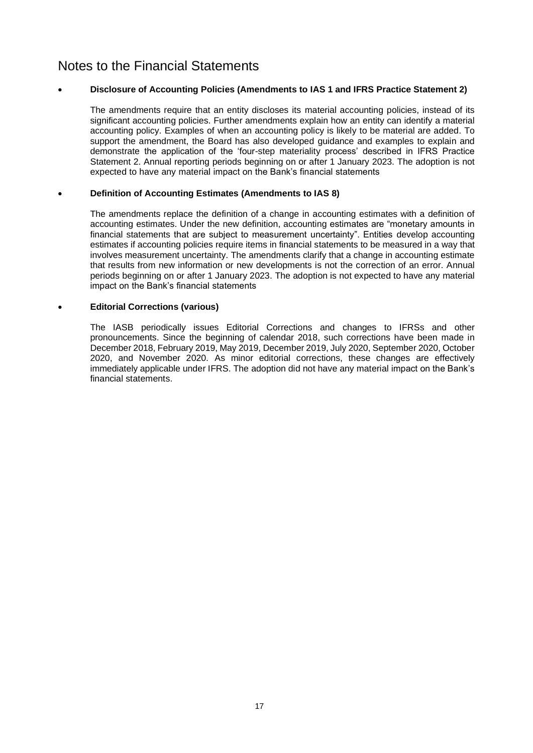# Notes to the Financial Statements

- **Disclosure of Accounting Policies (Amendments to IAS 1 and IFRS Practice Statement 2)**

  The amendments require that an entity discloses its material accounting policies, instead of its significant accounting policies. Further amendments explain how an entity can identify a material accounting policy. Examples of when an accounting policy is likely to be material are added. To support the amendment, the Board has also developed guidance and examples to explain and demonstrate the application of the 'four-step materiality process' described in IFRS Practice Statement 2. Annual reporting periods beginning on or after 1 January 2023. The adoption is not expected to have any material impact on the Bank's financial statements

- **Definition of Accounting Estimates (Amendments to IAS 8)**

  The amendments replace the definition of a change in accounting estimates with a definition of accounting estimates. Under the new definition, accounting estimates are "monetary amounts in financial statements that are subject to measurement uncertainty". Entities develop accounting estimates if accounting policies require items in financial statements to be measured in a way that involves measurement uncertainty. The amendments clarify that a change in accounting estimate that results from new information or new developments is not the correction of an error. Annual periods beginning on or after 1 January 2023. The adoption is not expected to have any material impact on the Bank's financial statements

- **Editorial Corrections (various)**

  The IASB periodically issues Editorial Corrections and changes to IFRSs and other pronouncements. Since the beginning of calendar 2018, such corrections have been made in December 2018, February 2019, May 2019, December 2019, July 2020, September 2020, October 2020, and November 2020. As minor editorial corrections, these changes are effectively immediately applicable under IFRS. The adoption did not have any material impact on the Bank's financial statements.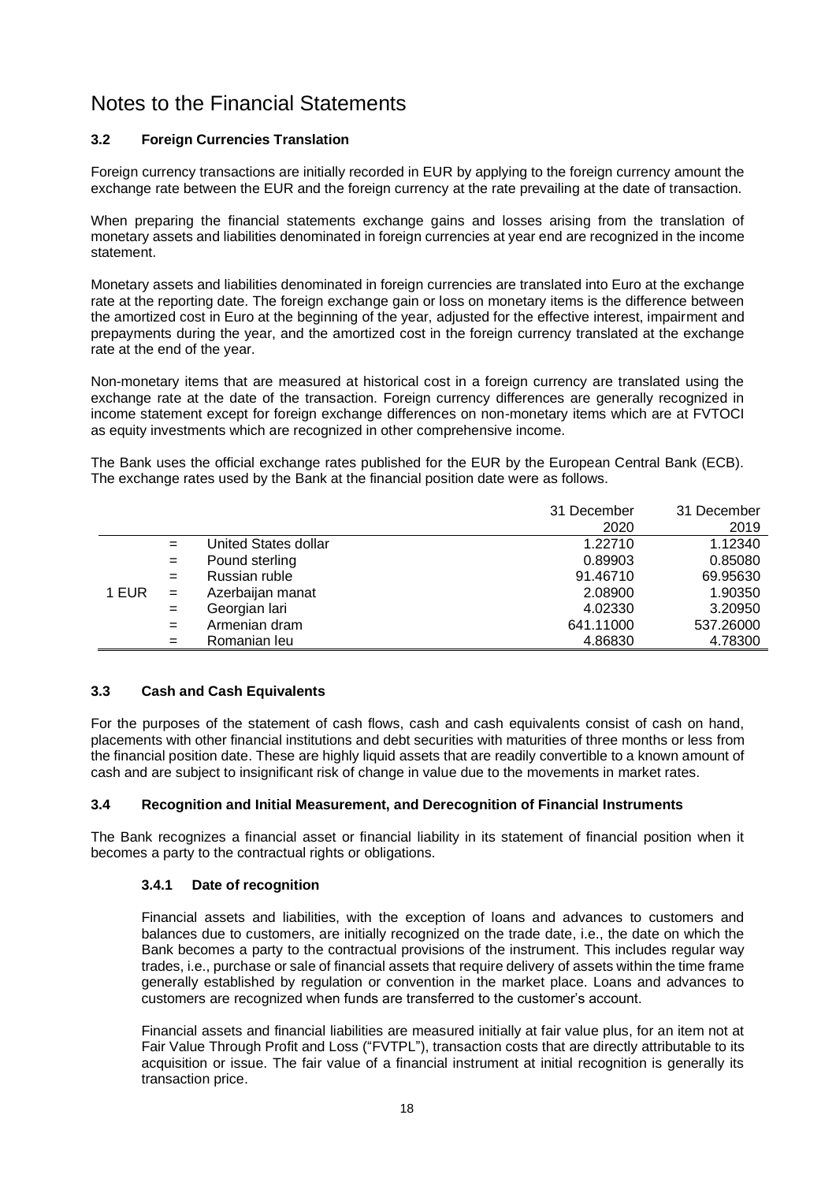# Notes to the Financial Statements

### 3.2 Foreign Currencies Translation

Foreign currency transactions are initially recorded in EUR by applying to the foreign currency amount the exchange rate between the EUR and the foreign currency at the rate prevailing at the date of transaction.

When preparing the financial statements exchange gains and losses arising from the translation of monetary assets and liabilities denominated in foreign currencies at year end are recognized in the income statement.

Monetary assets and liabilities denominated in foreign currencies are translated into Euro at the exchange rate at the reporting date. The foreign exchange gain or loss on monetary items is the difference between the amortized cost in Euro at the beginning of the year, adjusted for the effective interest, impairment and prepayments during the year, and the amortized cost in the foreign currency translated at the exchange rate at the end of the year.

Non-monetary items that are measured at historical cost in a foreign currency are translated using the exchange rate at the date of the transaction. Foreign currency differences are generally recognized in income statement except for foreign exchange differences on non-monetary items which are at FVTOCI as equity investments which are recognized in other comprehensive income.

The Bank uses the official exchange rates published for the EUR by the European Central Bank (ECB). The exchange rates used by the Bank at the financial position date were as follows.

| | | | 31 December 2020 | 31 December 2019 |
|---|---|---|---|---|
| 1 EUR | = | United States dollar | 1.22710 | 1.12340 |
| | = | Pound sterling | 0.89903 | 0.85080 |
| | = | Russian ruble | 91.46710 | 69.95630 |
| | = | Azerbaijan manat | 2.08900 | 1.90350 |
| | = | Georgian lari | 4.02330 | 3.20950 |
| | = | Armenian dram | 641.11000 | 537.26000 |
| | = | Romanian leu | 4.86830 | 4.78300 |

### 3.3 Cash and Cash Equivalents

For the purposes of the statement of cash flows, cash and cash equivalents consist of cash on hand, placements with other financial institutions and debt securities with maturities of three months or less from the financial position date. These are highly liquid assets that are readily convertible to a known amount of cash and are subject to insignificant risk of change in value due to the movements in market rates.

### 3.4 Recognition and Initial Measurement, and Derecognition of Financial Instruments

The Bank recognizes a financial asset or financial liability in its statement of financial position when it becomes a party to the contractual rights or obligations.

#### 3.4.1 Date of recognition

Financial assets and liabilities, with the exception of loans and advances to customers and balances due to customers, are initially recognized on the trade date, i.e., the date on which the Bank becomes a party to the contractual provisions of the instrument. This includes regular way trades, i.e., purchase or sale of financial assets that require delivery of assets within the time frame generally established by regulation or convention in the market place. Loans and advances to customers are recognized when funds are transferred to the customer's account.

Financial assets and financial liabilities are measured initially at fair value plus, for an item not at Fair Value Through Profit and Loss ("FVTPL"), transaction costs that are directly attributable to its acquisition or issue. The fair value of a financial instrument at initial recognition is generally its transaction price.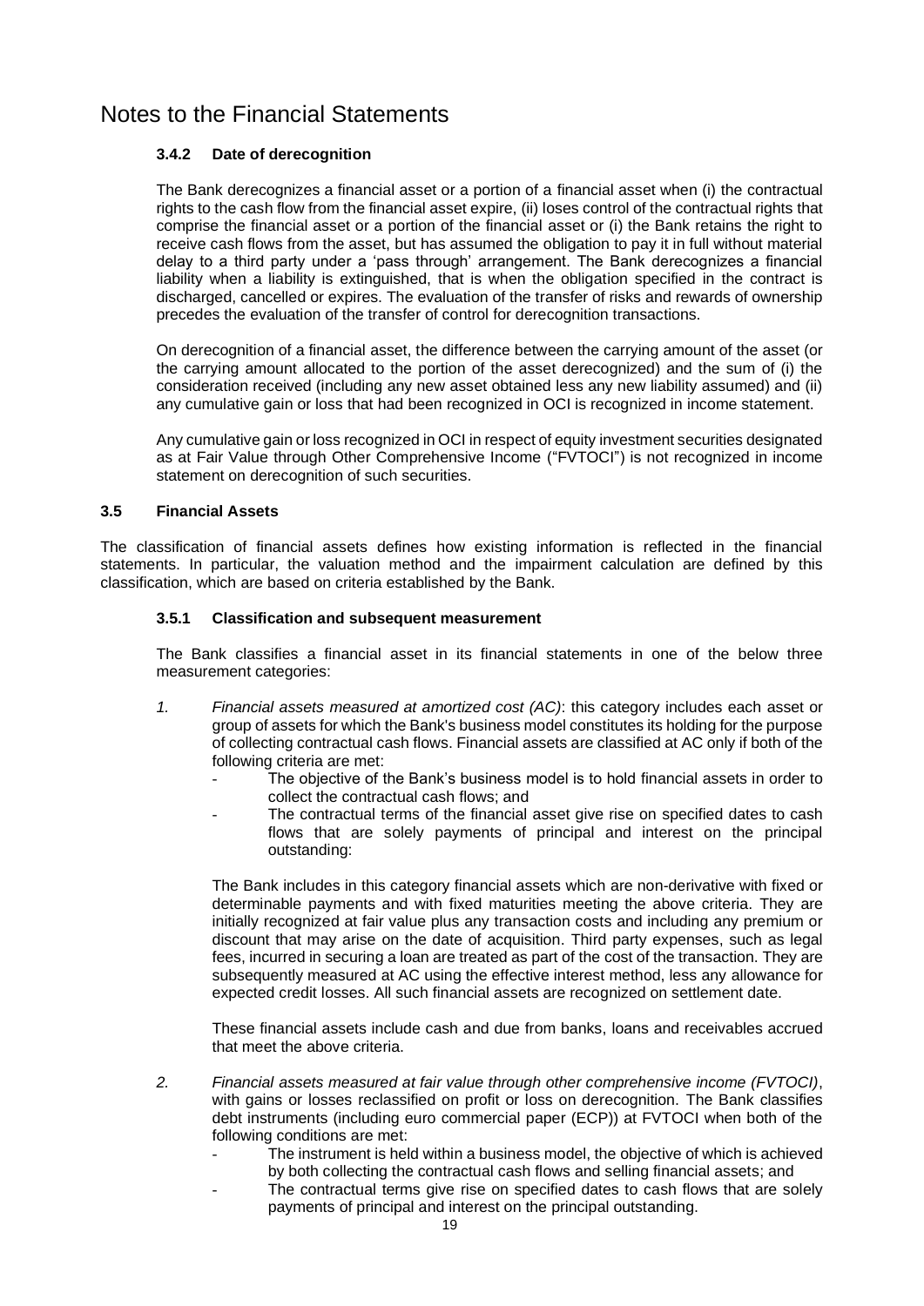# Notes to the Financial Statements

### 3.4.2 Date of derecognition

The Bank derecognizes a financial asset or a portion of a financial asset when (i) the contractual rights to the cash flow from the financial asset expire, (ii) loses control of the contractual rights that comprise the financial asset or a portion of the financial asset or (i) the Bank retains the right to receive cash flows from the asset, but has assumed the obligation to pay it in full without material delay to a third party under a 'pass through' arrangement. The Bank derecognizes a financial liability when a liability is extinguished, that is when the obligation specified in the contract is discharged, cancelled or expires. The evaluation of the transfer of risks and rewards of ownership precedes the evaluation of the transfer of control for derecognition transactions.

On derecognition of a financial asset, the difference between the carrying amount of the asset (or the carrying amount allocated to the portion of the asset derecognized) and the sum of (i) the consideration received (including any new asset obtained less any new liability assumed) and (ii) any cumulative gain or loss that had been recognized in OCI is recognized in income statement.

Any cumulative gain or loss recognized in OCI in respect of equity investment securities designated as at Fair Value through Other Comprehensive Income ("FVTOCI") is not recognized in income statement on derecognition of such securities.

## 3.5 Financial Assets

The classification of financial assets defines how existing information is reflected in the financial statements. In particular, the valuation method and the impairment calculation are defined by this classification, which are based on criteria established by the Bank.

### 3.5.1 Classification and subsequent measurement

The Bank classifies a financial asset in its financial statements in one of the below three measurement categories:

1. *Financial assets measured at amortized cost (AC)*: this category includes each asset or group of assets for which the Bank's business model constitutes its holding for the purpose of collecting contractual cash flows. Financial assets are classified at AC only if both of the following criteria are met:
   - The objective of the Bank's business model is to hold financial assets in order to collect the contractual cash flows; and
   - The contractual terms of the financial asset give rise on specified dates to cash flows that are solely payments of principal and interest on the principal outstanding:

   The Bank includes in this category financial assets which are non-derivative with fixed or determinable payments and with fixed maturities meeting the above criteria. They are initially recognized at fair value plus any transaction costs and including any premium or discount that may arise on the date of acquisition. Third party expenses, such as legal fees, incurred in securing a loan are treated as part of the cost of the transaction. They are subsequently measured at AC using the effective interest method, less any allowance for expected credit losses. All such financial assets are recognized on settlement date.

   These financial assets include cash and due from banks, loans and receivables accrued that meet the above criteria.

2. *Financial assets measured at fair value through other comprehensive income (FVTOCI)*, with gains or losses reclassified on profit or loss on derecognition. The Bank classifies debt instruments (including euro commercial paper (ECP)) at FVTOCI when both of the following conditions are met:
   - The instrument is held within a business model, the objective of which is achieved by both collecting the contractual cash flows and selling financial assets; and
   - The contractual terms give rise on specified dates to cash flows that are solely payments of principal and interest on the principal outstanding.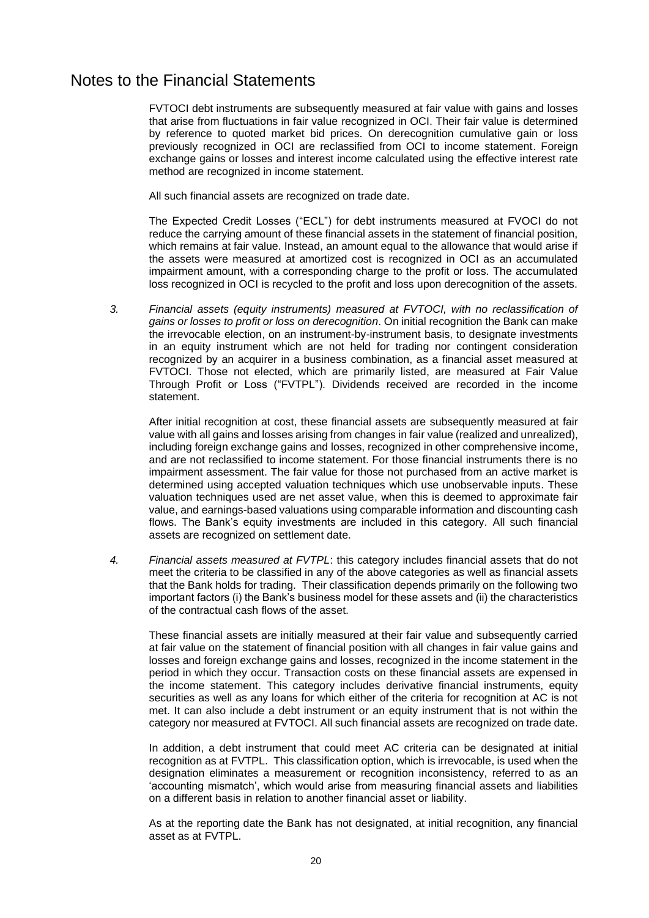# Notes to the Financial Statements

FVTOCI debt instruments are subsequently measured at fair value with gains and losses that arise from fluctuations in fair value recognized in OCI. Their fair value is determined by reference to quoted market bid prices. On derecognition cumulative gain or loss previously recognized in OCI are reclassified from OCI to income statement. Foreign exchange gains or losses and interest income calculated using the effective interest rate method are recognized in income statement.

All such financial assets are recognized on trade date.

The Expected Credit Losses ("ECL") for debt instruments measured at FVOCI do not reduce the carrying amount of these financial assets in the statement of financial position, which remains at fair value. Instead, an amount equal to the allowance that would arise if the assets were measured at amortized cost is recognized in OCI as an accumulated impairment amount, with a corresponding charge to the profit or loss. The accumulated loss recognized in OCI is recycled to the profit and loss upon derecognition of the assets.

3. *Financial assets (equity instruments) measured at FVTOCI, with no reclassification of gains or losses to profit or loss on derecognition*. On initial recognition the Bank can make the irrevocable election, on an instrument-by-instrument basis, to designate investments in an equity instrument which are not held for trading nor contingent consideration recognized by an acquirer in a business combination, as a financial asset measured at FVTOCI. Those not elected, which are primarily listed, are measured at Fair Value Through Profit or Loss ("FVTPL"). Dividends received are recorded in the income statement.

   After initial recognition at cost, these financial assets are subsequently measured at fair value with all gains and losses arising from changes in fair value (realized and unrealized), including foreign exchange gains and losses, recognized in other comprehensive income, and are not reclassified to income statement. For those financial instruments there is no impairment assessment. The fair value for those not purchased from an active market is determined using accepted valuation techniques which use unobservable inputs. These valuation techniques used are net asset value, when this is deemed to approximate fair value, and earnings-based valuations using comparable information and discounting cash flows. The Bank's equity investments are included in this category. All such financial assets are recognized on settlement date.

4. *Financial assets measured at FVTPL*: this category includes financial assets that do not meet the criteria to be classified in any of the above categories as well as financial assets that the Bank holds for trading. Their classification depends primarily on the following two important factors (i) the Bank's business model for these assets and (ii) the characteristics of the contractual cash flows of the asset.

   These financial assets are initially measured at their fair value and subsequently carried at fair value on the statement of financial position with all changes in fair value gains and losses and foreign exchange gains and losses, recognized in the income statement in the period in which they occur. Transaction costs on these financial assets are expensed in the income statement. This category includes derivative financial instruments, equity securities as well as any loans for which either of the criteria for recognition at AC is not met. It can also include a debt instrument or an equity instrument that is not within the category nor measured at FVTOCI. All such financial assets are recognized on trade date.

   In addition, a debt instrument that could meet AC criteria can be designated at initial recognition as at FVTPL. This classification option, which is irrevocable, is used when the designation eliminates a measurement or recognition inconsistency, referred to as an 'accounting mismatch', which would arise from measuring financial assets and liabilities on a different basis in relation to another financial asset or liability.

   As at the reporting date the Bank has not designated, at initial recognition, any financial asset as at FVTPL.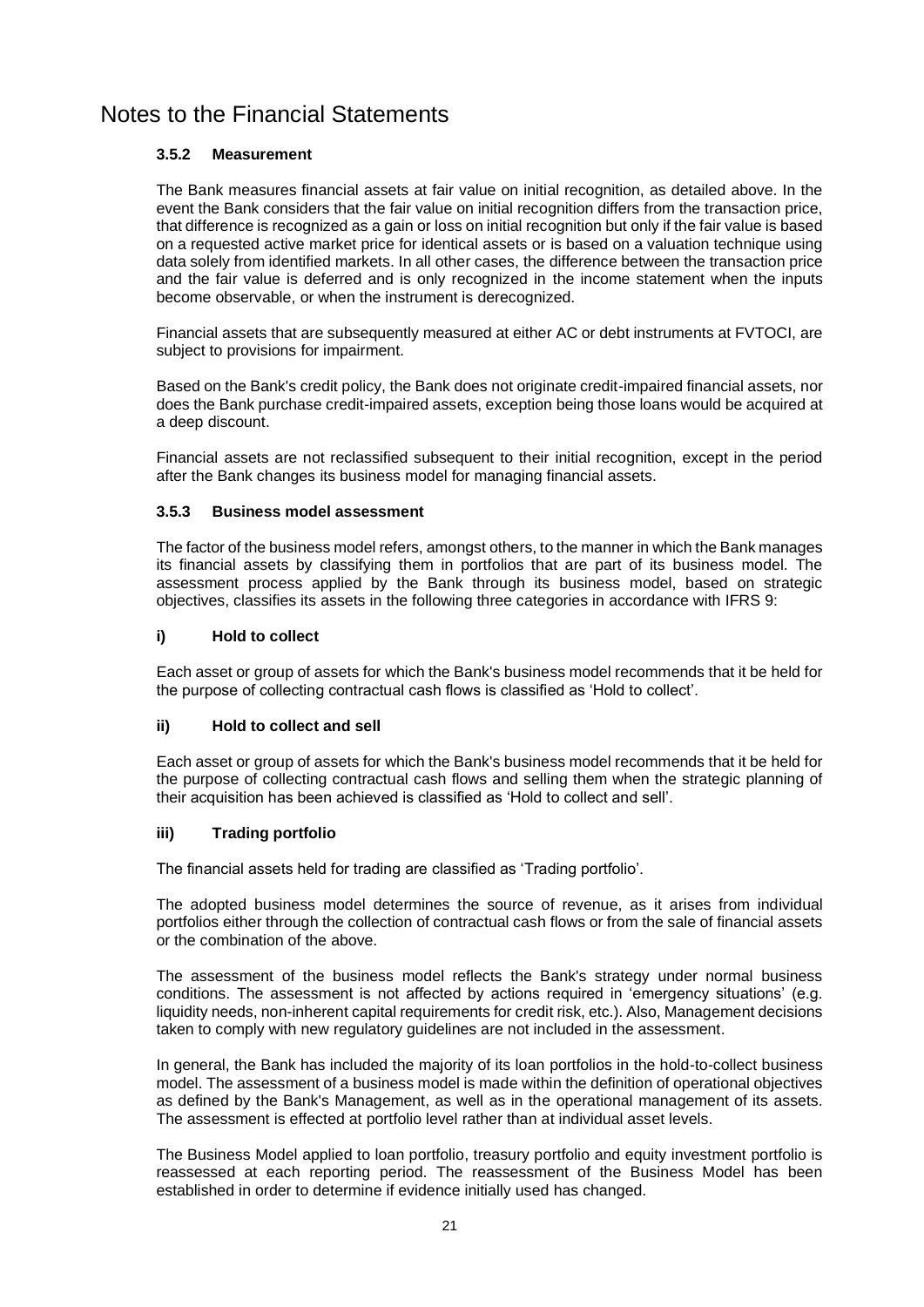# Notes to the Financial Statements

### 3.5.2 Measurement

The Bank measures financial assets at fair value on initial recognition, as detailed above. In the event the Bank considers that the fair value on initial recognition differs from the transaction price, that difference is recognized as a gain or loss on initial recognition but only if the fair value is based on a requested active market price for identical assets or is based on a valuation technique using data solely from identified markets. In all other cases, the difference between the transaction price and the fair value is deferred and is only recognized in the income statement when the inputs become observable, or when the instrument is derecognized.

Financial assets that are subsequently measured at either AC or debt instruments at FVTOCI, are subject to provisions for impairment.

Based on the Bank's credit policy, the Bank does not originate credit-impaired financial assets, nor does the Bank purchase credit-impaired assets, exception being those loans would be acquired at a deep discount.

Financial assets are not reclassified subsequent to their initial recognition, except in the period after the Bank changes its business model for managing financial assets.

### 3.5.3 Business model assessment

The factor of the business model refers, amongst others, to the manner in which the Bank manages its financial assets by classifying them in portfolios that are part of its business model. The assessment process applied by the Bank through its business model, based on strategic objectives, classifies its assets in the following three categories in accordance with IFRS 9:

#### i) Hold to collect

Each asset or group of assets for which the Bank's business model recommends that it be held for the purpose of collecting contractual cash flows is classified as 'Hold to collect'.

#### ii) Hold to collect and sell

Each asset or group of assets for which the Bank's business model recommends that it be held for the purpose of collecting contractual cash flows and selling them when the strategic planning of their acquisition has been achieved is classified as 'Hold to collect and sell'.

#### iii) Trading portfolio

The financial assets held for trading are classified as 'Trading portfolio'.

The adopted business model determines the source of revenue, as it arises from individual portfolios either through the collection of contractual cash flows or from the sale of financial assets or the combination of the above.

The assessment of the business model reflects the Bank's strategy under normal business conditions. The assessment is not affected by actions required in 'emergency situations' (e.g. liquidity needs, non-inherent capital requirements for credit risk, etc.). Also, Management decisions taken to comply with new regulatory guidelines are not included in the assessment.

In general, the Bank has included the majority of its loan portfolios in the hold-to-collect business model. The assessment of a business model is made within the definition of operational objectives as defined by the Bank's Management, as well as in the operational management of its assets. The assessment is effected at portfolio level rather than at individual asset levels.

The Business Model applied to loan portfolio, treasury portfolio and equity investment portfolio is reassessed at each reporting period. The reassessment of the Business Model has been established in order to determine if evidence initially used has changed.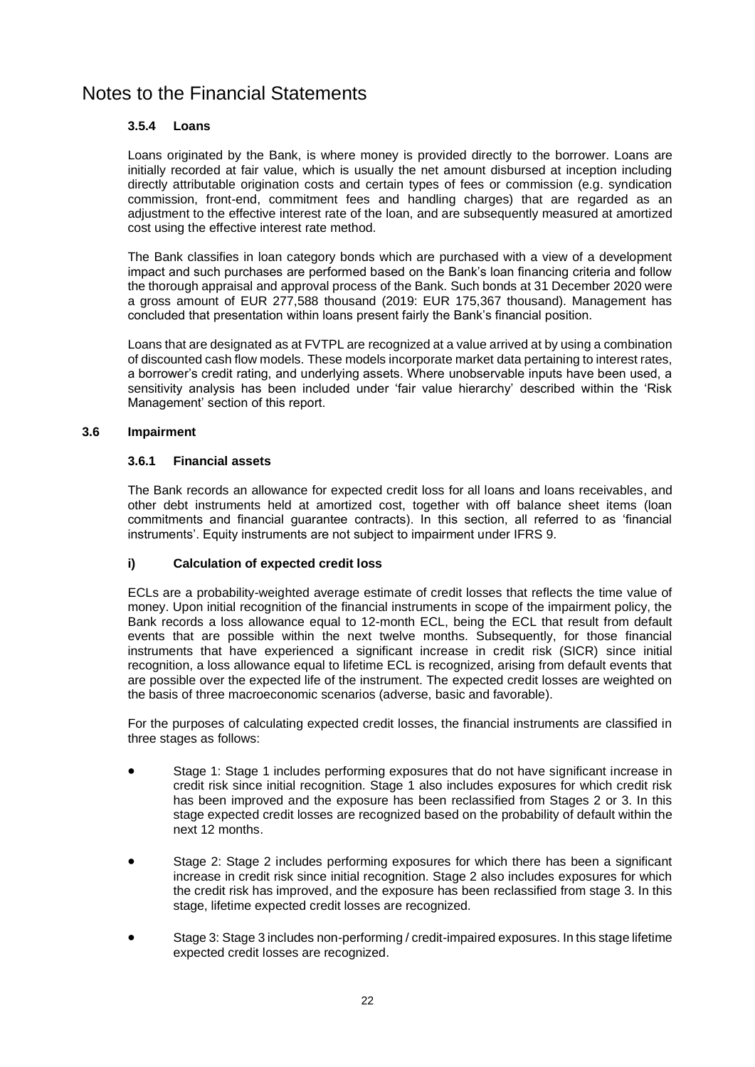# Notes to the Financial Statements

#### 3.5.4 Loans

Loans originated by the Bank, is where money is provided directly to the borrower. Loans are initially recorded at fair value, which is usually the net amount disbursed at inception including directly attributable origination costs and certain types of fees or commission (e.g. syndication commission, front-end, commitment fees and handling charges) that are regarded as an adjustment to the effective interest rate of the loan, and are subsequently measured at amortized cost using the effective interest rate method.

The Bank classifies in loan category bonds which are purchased with a view of a development impact and such purchases are performed based on the Bank's loan financing criteria and follow the thorough appraisal and approval process of the Bank. Such bonds at 31 December 2020 were a gross amount of EUR 277,588 thousand (2019: EUR 175,367 thousand). Management has concluded that presentation within loans present fairly the Bank's financial position.

Loans that are designated as at FVTPL are recognized at a value arrived at by using a combination of discounted cash flow models. These models incorporate market data pertaining to interest rates, a borrower's credit rating, and underlying assets. Where unobservable inputs have been used, a sensitivity analysis has been included under 'fair value hierarchy' described within the 'Risk Management' section of this report.

### 3.6 Impairment

#### 3.6.1 Financial assets

The Bank records an allowance for expected credit loss for all loans and loans receivables, and other debt instruments held at amortized cost, together with off balance sheet items (loan commitments and financial guarantee contracts). In this section, all referred to as 'financial instruments'. Equity instruments are not subject to impairment under IFRS 9.

#### i) Calculation of expected credit loss

ECLs are a probability-weighted average estimate of credit losses that reflects the time value of money. Upon initial recognition of the financial instruments in scope of the impairment policy, the Bank records a loss allowance equal to 12-month ECL, being the ECL that result from default events that are possible within the next twelve months. Subsequently, for those financial instruments that have experienced a significant increase in credit risk (SICR) since initial recognition, a loss allowance equal to lifetime ECL is recognized, arising from default events that are possible over the expected life of the instrument. The expected credit losses are weighted on the basis of three macroeconomic scenarios (adverse, basic and favorable).

For the purposes of calculating expected credit losses, the financial instruments are classified in three stages as follows:

- Stage 1: Stage 1 includes performing exposures that do not have significant increase in credit risk since initial recognition. Stage 1 also includes exposures for which credit risk has been improved and the exposure has been reclassified from Stages 2 or 3. In this stage expected credit losses are recognized based on the probability of default within the next 12 months.
- Stage 2: Stage 2 includes performing exposures for which there has been a significant increase in credit risk since initial recognition. Stage 2 also includes exposures for which the credit risk has improved, and the exposure has been reclassified from stage 3. In this stage, lifetime expected credit losses are recognized.
- Stage 3: Stage 3 includes non-performing / credit-impaired exposures. In this stage lifetime expected credit losses are recognized.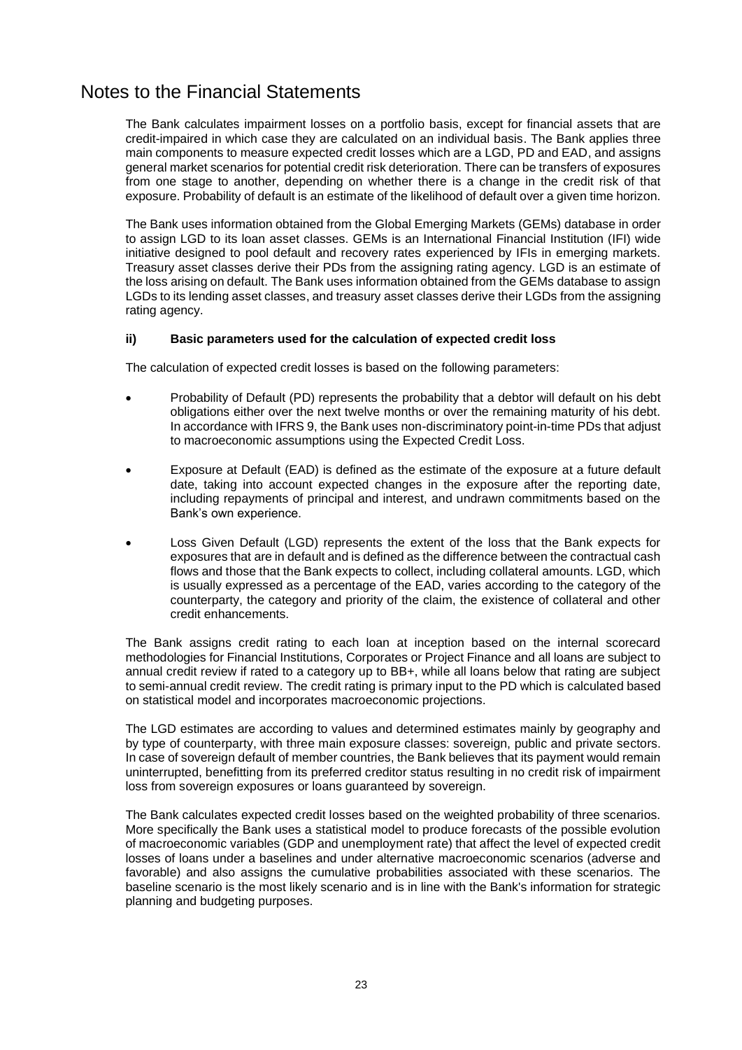# Notes to the Financial Statements

The Bank calculates impairment losses on a portfolio basis, except for financial assets that are credit-impaired in which case they are calculated on an individual basis. The Bank applies three main components to measure expected credit losses which are a LGD, PD and EAD, and assigns general market scenarios for potential credit risk deterioration. There can be transfers of exposures from one stage to another, depending on whether there is a change in the credit risk of that exposure. Probability of default is an estimate of the likelihood of default over a given time horizon.

The Bank uses information obtained from the Global Emerging Markets (GEMs) database in order to assign LGD to its loan asset classes. GEMs is an International Financial Institution (IFI) wide initiative designed to pool default and recovery rates experienced by IFIs in emerging markets. Treasury asset classes derive their PDs from the assigning rating agency. LGD is an estimate of the loss arising on default. The Bank uses information obtained from the GEMs database to assign LGDs to its lending asset classes, and treasury asset classes derive their LGDs from the assigning rating agency.

#### ii) Basic parameters used for the calculation of expected credit loss

The calculation of expected credit losses is based on the following parameters:

- Probability of Default (PD) represents the probability that a debtor will default on his debt obligations either over the next twelve months or over the remaining maturity of his debt. In accordance with IFRS 9, the Bank uses non-discriminatory point-in-time PDs that adjust to macroeconomic assumptions using the Expected Credit Loss.
- Exposure at Default (EAD) is defined as the estimate of the exposure at a future default date, taking into account expected changes in the exposure after the reporting date, including repayments of principal and interest, and undrawn commitments based on the Bank's own experience.
- Loss Given Default (LGD) represents the extent of the loss that the Bank expects for exposures that are in default and is defined as the difference between the contractual cash flows and those that the Bank expects to collect, including collateral amounts. LGD, which is usually expressed as a percentage of the EAD, varies according to the category of the counterparty, the category and priority of the claim, the existence of collateral and other credit enhancements.

The Bank assigns credit rating to each loan at inception based on the internal scorecard methodologies for Financial Institutions, Corporates or Project Finance and all loans are subject to annual credit review if rated to a category up to BB+, while all loans below that rating are subject to semi-annual credit review. The credit rating is primary input to the PD which is calculated based on statistical model and incorporates macroeconomic projections.

The LGD estimates are according to values and determined estimates mainly by geography and by type of counterparty, with three main exposure classes: sovereign, public and private sectors. In case of sovereign default of member countries, the Bank believes that its payment would remain uninterrupted, benefitting from its preferred creditor status resulting in no credit risk of impairment loss from sovereign exposures or loans guaranteed by sovereign.

The Bank calculates expected credit losses based on the weighted probability of three scenarios. More specifically the Bank uses a statistical model to produce forecasts of the possible evolution of macroeconomic variables (GDP and unemployment rate) that affect the level of expected credit losses of loans under a baselines and under alternative macroeconomic scenarios (adverse and favorable) and also assigns the cumulative probabilities associated with these scenarios. The baseline scenario is the most likely scenario and is in line with the Bank's information for strategic planning and budgeting purposes.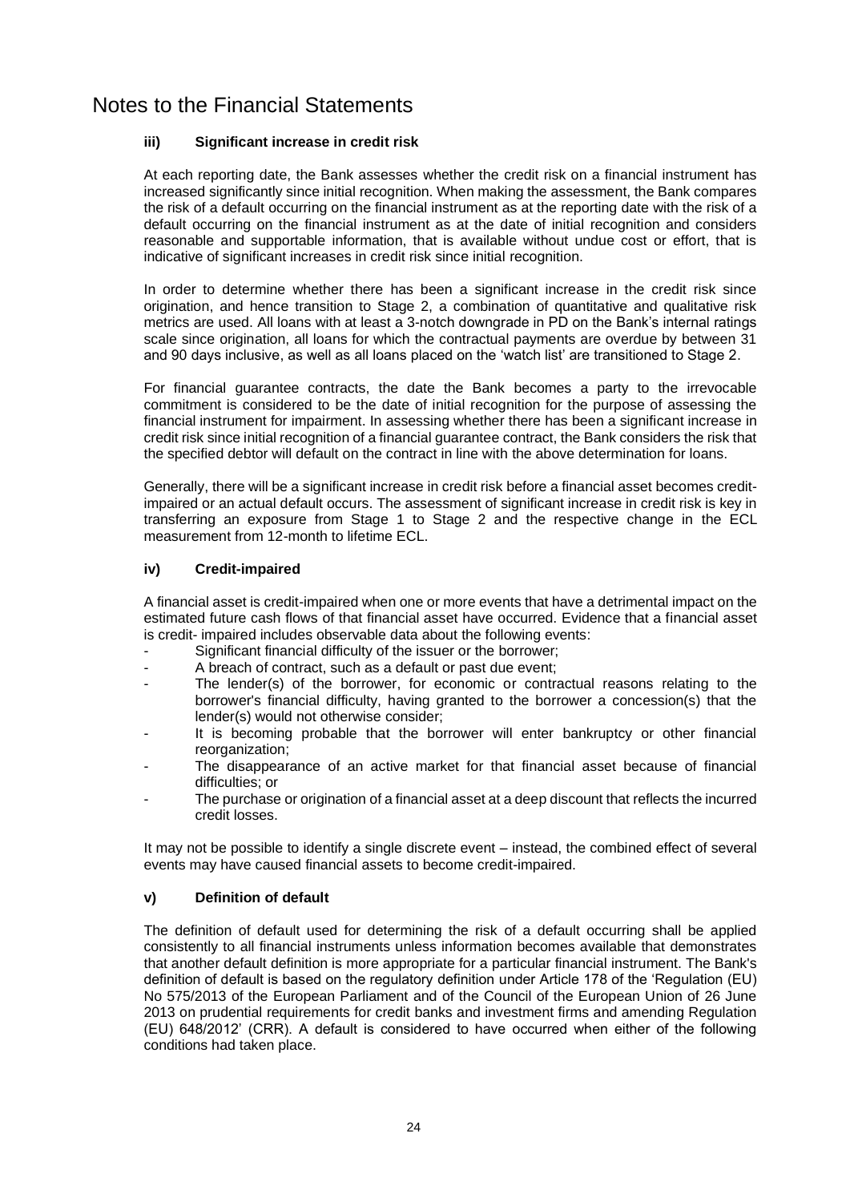# Notes to the Financial Statements

### iii) Significant increase in credit risk

At each reporting date, the Bank assesses whether the credit risk on a financial instrument has increased significantly since initial recognition. When making the assessment, the Bank compares the risk of a default occurring on the financial instrument as at the reporting date with the risk of a default occurring on the financial instrument as at the date of initial recognition and considers reasonable and supportable information, that is available without undue cost or effort, that is indicative of significant increases in credit risk since initial recognition.

In order to determine whether there has been a significant increase in the credit risk since origination, and hence transition to Stage 2, a combination of quantitative and qualitative risk metrics are used. All loans with at least a 3-notch downgrade in PD on the Bank's internal ratings scale since origination, all loans for which the contractual payments are overdue by between 31 and 90 days inclusive, as well as all loans placed on the 'watch list' are transitioned to Stage 2.

For financial guarantee contracts, the date the Bank becomes a party to the irrevocable commitment is considered to be the date of initial recognition for the purpose of assessing the financial instrument for impairment. In assessing whether there has been a significant increase in credit risk since initial recognition of a financial guarantee contract, the Bank considers the risk that the specified debtor will default on the contract in line with the above determination for loans.

Generally, there will be a significant increase in credit risk before a financial asset becomes credit-impaired or an actual default occurs. The assessment of significant increase in credit risk is key in transferring an exposure from Stage 1 to Stage 2 and the respective change in the ECL measurement from 12-month to lifetime ECL.

### iv) Credit-impaired

A financial asset is credit-impaired when one or more events that have a detrimental impact on the estimated future cash flows of that financial asset have occurred. Evidence that a financial asset is credit- impaired includes observable data about the following events:

- Significant financial difficulty of the issuer or the borrower;
- A breach of contract, such as a default or past due event;
- The lender(s) of the borrower, for economic or contractual reasons relating to the borrower's financial difficulty, having granted to the borrower a concession(s) that the lender(s) would not otherwise consider;
- It is becoming probable that the borrower will enter bankruptcy or other financial reorganization;
- The disappearance of an active market for that financial asset because of financial difficulties; or
- The purchase or origination of a financial asset at a deep discount that reflects the incurred credit losses.

It may not be possible to identify a single discrete event – instead, the combined effect of several events may have caused financial assets to become credit-impaired.

### v) Definition of default

The definition of default used for determining the risk of a default occurring shall be applied consistently to all financial instruments unless information becomes available that demonstrates that another default definition is more appropriate for a particular financial instrument. The Bank's definition of default is based on the regulatory definition under Article 178 of the 'Regulation (EU) No 575/2013 of the European Parliament and of the Council of the European Union of 26 June 2013 on prudential requirements for credit banks and investment firms and amending Regulation (EU) 648/2012' (CRR). A default is considered to have occurred when either of the following conditions had taken place.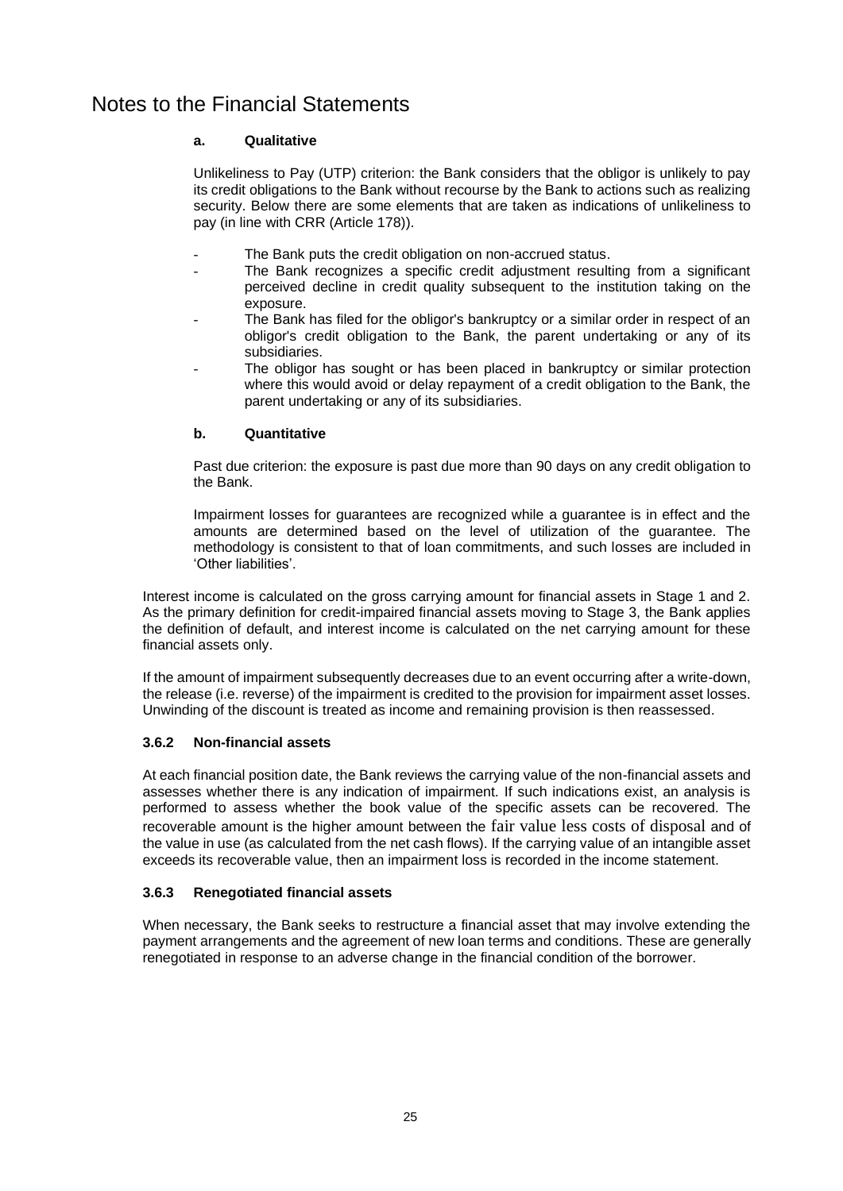# Notes to the Financial Statements

#### a. Qualitative

Unlikeliness to Pay (UTP) criterion: the Bank considers that the obligor is unlikely to pay its credit obligations to the Bank without recourse by the Bank to actions such as realizing security. Below there are some elements that are taken as indications of unlikeliness to pay (in line with CRR (Article 178)).

- The Bank puts the credit obligation on non-accrued status.
- The Bank recognizes a specific credit adjustment resulting from a significant perceived decline in credit quality subsequent to the institution taking on the exposure.
- The Bank has filed for the obligor's bankruptcy or a similar order in respect of an obligor's credit obligation to the Bank, the parent undertaking or any of its subsidiaries.
- The obligor has sought or has been placed in bankruptcy or similar protection where this would avoid or delay repayment of a credit obligation to the Bank, the parent undertaking or any of its subsidiaries.

#### b. Quantitative

Past due criterion: the exposure is past due more than 90 days on any credit obligation to the Bank.

Impairment losses for guarantees are recognized while a guarantee is in effect and the amounts are determined based on the level of utilization of the guarantee. The methodology is consistent to that of loan commitments, and such losses are included in 'Other liabilities'.

Interest income is calculated on the gross carrying amount for financial assets in Stage 1 and 2. As the primary definition for credit-impaired financial assets moving to Stage 3, the Bank applies the definition of default, and interest income is calculated on the net carrying amount for these financial assets only.

If the amount of impairment subsequently decreases due to an event occurring after a write-down, the release (i.e. reverse) of the impairment is credited to the provision for impairment asset losses. Unwinding of the discount is treated as income and remaining provision is then reassessed.

### 3.6.2 Non-financial assets

At each financial position date, the Bank reviews the carrying value of the non-financial assets and assesses whether there is any indication of impairment. If such indications exist, an analysis is performed to assess whether the book value of the specific assets can be recovered. The recoverable amount is the higher amount between the fair value less costs of disposal and of the value in use (as calculated from the net cash flows). If the carrying value of an intangible asset exceeds its recoverable value, then an impairment loss is recorded in the income statement.

### 3.6.3 Renegotiated financial assets

When necessary, the Bank seeks to restructure a financial asset that may involve extending the payment arrangements and the agreement of new loan terms and conditions. These are generally renegotiated in response to an adverse change in the financial condition of the borrower.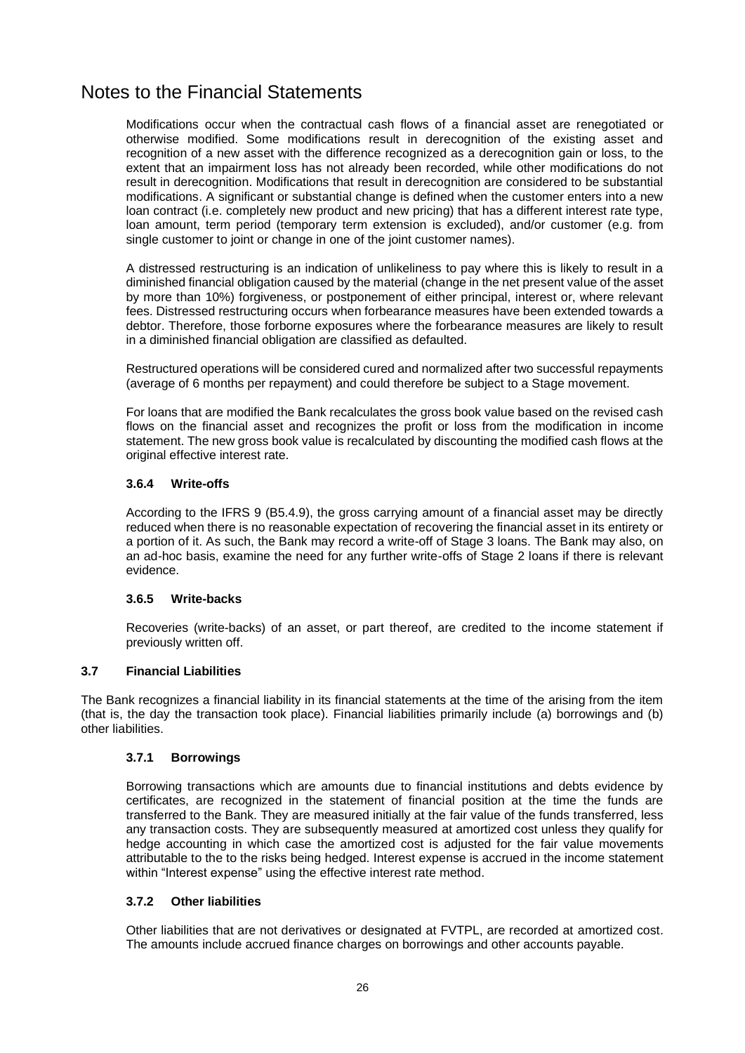# Notes to the Financial Statements

Modifications occur when the contractual cash flows of a financial asset are renegotiated or otherwise modified. Some modifications result in derecognition of the existing asset and recognition of a new asset with the difference recognized as a derecognition gain or loss, to the extent that an impairment loss has not already been recorded, while other modifications do not result in derecognition. Modifications that result in derecognition are considered to be substantial modifications. A significant or substantial change is defined when the customer enters into a new loan contract (i.e. completely new product and new pricing) that has a different interest rate type, loan amount, term period (temporary term extension is excluded), and/or customer (e.g. from single customer to joint or change in one of the joint customer names).

A distressed restructuring is an indication of unlikeliness to pay where this is likely to result in a diminished financial obligation caused by the material (change in the net present value of the asset by more than 10%) forgiveness, or postponement of either principal, interest or, where relevant fees. Distressed restructuring occurs when forbearance measures have been extended towards a debtor. Therefore, those forborne exposures where the forbearance measures are likely to result in a diminished financial obligation are classified as defaulted.

Restructured operations will be considered cured and normalized after two successful repayments (average of 6 months per repayment) and could therefore be subject to a Stage movement.

For loans that are modified the Bank recalculates the gross book value based on the revised cash flows on the financial asset and recognizes the profit or loss from the modification in income statement. The new gross book value is recalculated by discounting the modified cash flows at the original effective interest rate.

#### 3.6.4 Write-offs

According to the IFRS 9 (B5.4.9), the gross carrying amount of a financial asset may be directly reduced when there is no reasonable expectation of recovering the financial asset in its entirety or a portion of it. As such, the Bank may record a write-off of Stage 3 loans. The Bank may also, on an ad-hoc basis, examine the need for any further write-offs of Stage 2 loans if there is relevant evidence.

#### 3.6.5 Write-backs

Recoveries (write-backs) of an asset, or part thereof, are credited to the income statement if previously written off.

### 3.7 Financial Liabilities

The Bank recognizes a financial liability in its financial statements at the time of the arising from the item (that is, the day the transaction took place). Financial liabilities primarily include (a) borrowings and (b) other liabilities.

#### 3.7.1 Borrowings

Borrowing transactions which are amounts due to financial institutions and debts evidence by certificates, are recognized in the statement of financial position at the time the funds are transferred to the Bank. They are measured initially at the fair value of the funds transferred, less any transaction costs. They are subsequently measured at amortized cost unless they qualify for hedge accounting in which case the amortized cost is adjusted for the fair value movements attributable to the to the risks being hedged. Interest expense is accrued in the income statement within "Interest expense" using the effective interest rate method.

#### 3.7.2 Other liabilities

Other liabilities that are not derivatives or designated at FVTPL, are recorded at amortized cost. The amounts include accrued finance charges on borrowings and other accounts payable.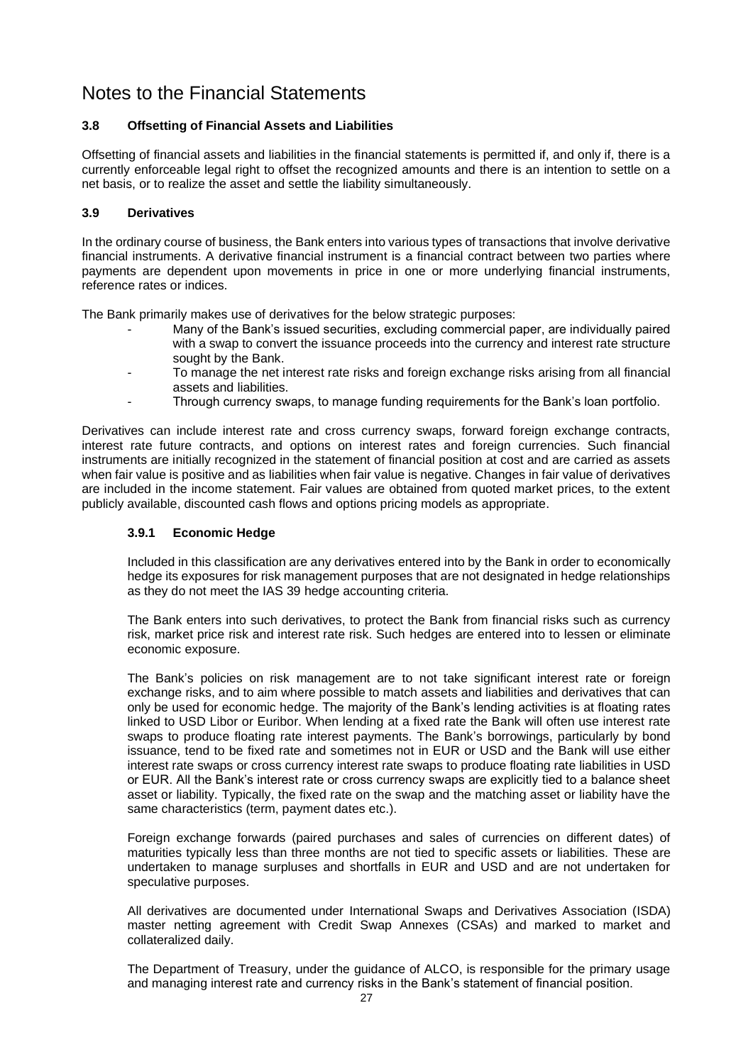# Notes to the Financial Statements

### 3.8 Offsetting of Financial Assets and Liabilities

Offsetting of financial assets and liabilities in the financial statements is permitted if, and only if, there is a currently enforceable legal right to offset the recognized amounts and there is an intention to settle on a net basis, or to realize the asset and settle the liability simultaneously.

### 3.9 Derivatives

In the ordinary course of business, the Bank enters into various types of transactions that involve derivative financial instruments. A derivative financial instrument is a financial contract between two parties where payments are dependent upon movements in price in one or more underlying financial instruments, reference rates or indices.

The Bank primarily makes use of derivatives for the below strategic purposes:

- Many of the Bank's issued securities, excluding commercial paper, are individually paired with a swap to convert the issuance proceeds into the currency and interest rate structure sought by the Bank.
- To manage the net interest rate risks and foreign exchange risks arising from all financial assets and liabilities.
- Through currency swaps, to manage funding requirements for the Bank's loan portfolio.

Derivatives can include interest rate and cross currency swaps, forward foreign exchange contracts, interest rate future contracts, and options on interest rates and foreign currencies. Such financial instruments are initially recognized in the statement of financial position at cost and are carried as assets when fair value is positive and as liabilities when fair value is negative. Changes in fair value of derivatives are included in the income statement. Fair values are obtained from quoted market prices, to the extent publicly available, discounted cash flows and options pricing models as appropriate.

#### 3.9.1 Economic Hedge

Included in this classification are any derivatives entered into by the Bank in order to economically hedge its exposures for risk management purposes that are not designated in hedge relationships as they do not meet the IAS 39 hedge accounting criteria.

The Bank enters into such derivatives, to protect the Bank from financial risks such as currency risk, market price risk and interest rate risk. Such hedges are entered into to lessen or eliminate economic exposure.

The Bank's policies on risk management are to not take significant interest rate or foreign exchange risks, and to aim where possible to match assets and liabilities and derivatives that can only be used for economic hedge. The majority of the Bank's lending activities is at floating rates linked to USD Libor or Euribor. When lending at a fixed rate the Bank will often use interest rate swaps to produce floating rate interest payments. The Bank's borrowings, particularly by bond issuance, tend to be fixed rate and sometimes not in EUR or USD and the Bank will use either interest rate swaps or cross currency interest rate swaps to produce floating rate liabilities in USD or EUR. All the Bank's interest rate or cross currency swaps are explicitly tied to a balance sheet asset or liability. Typically, the fixed rate on the swap and the matching asset or liability have the same characteristics (term, payment dates etc.).

Foreign exchange forwards (paired purchases and sales of currencies on different dates) of maturities typically less than three months are not tied to specific assets or liabilities. These are undertaken to manage surpluses and shortfalls in EUR and USD and are not undertaken for speculative purposes.

All derivatives are documented under International Swaps and Derivatives Association (ISDA) master netting agreement with Credit Swap Annexes (CSAs) and marked to market and collateralized daily.

The Department of Treasury, under the guidance of ALCO, is responsible for the primary usage and managing interest rate and currency risks in the Bank's statement of financial position.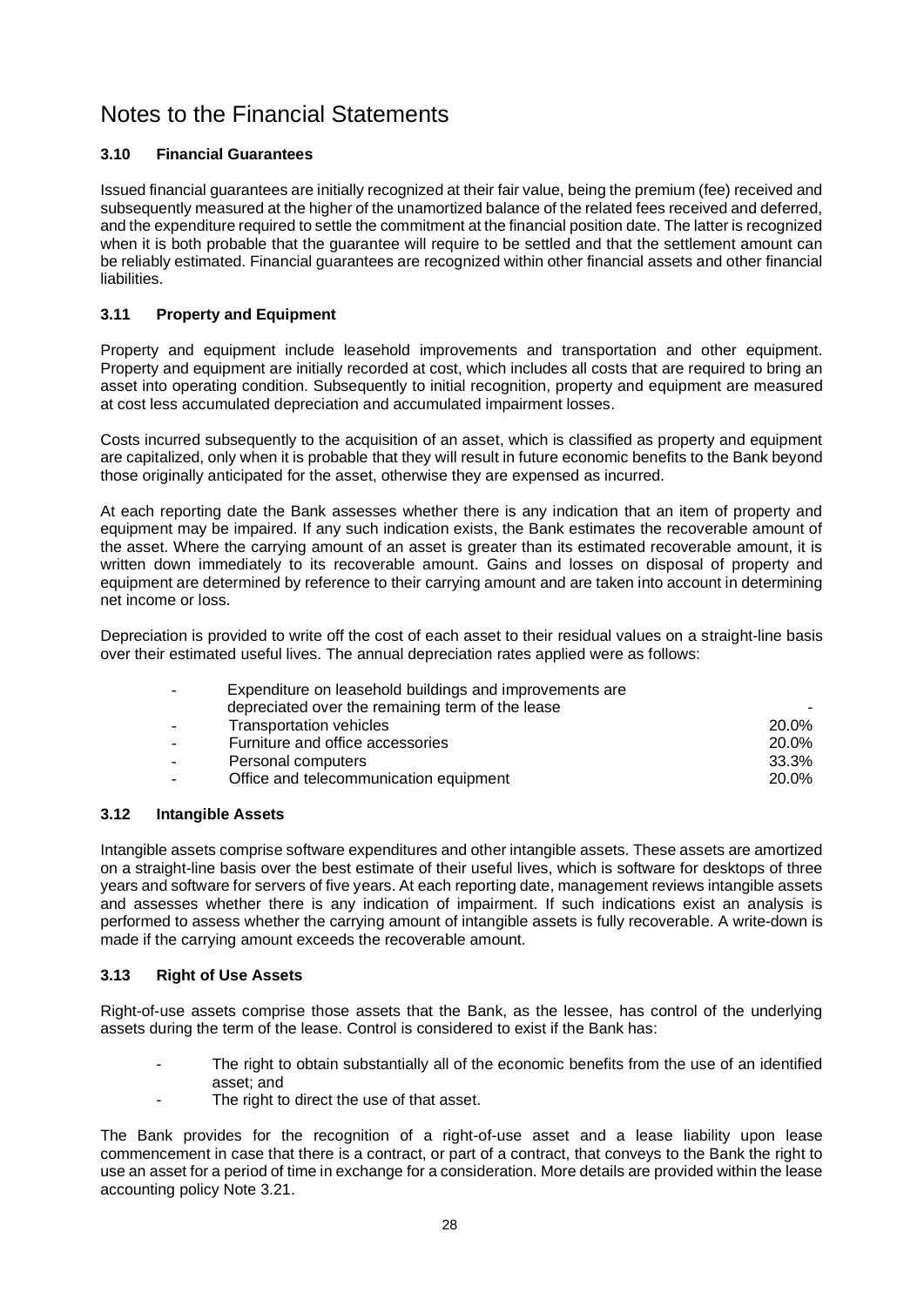# Notes to the Financial Statements

### 3.10 Financial Guarantees

Issued financial guarantees are initially recognized at their fair value, being the premium (fee) received and subsequently measured at the higher of the unamortized balance of the related fees received and deferred, and the expenditure required to settle the commitment at the financial position date. The latter is recognized when it is both probable that the guarantee will require to be settled and that the settlement amount can be reliably estimated. Financial guarantees are recognized within other financial assets and other financial liabilities.

### 3.11 Property and Equipment

Property and equipment include leasehold improvements and transportation and other equipment. Property and equipment are initially recorded at cost, which includes all costs that are required to bring an asset into operating condition. Subsequently to initial recognition, property and equipment are measured at cost less accumulated depreciation and accumulated impairment losses.

Costs incurred subsequently to the acquisition of an asset, which is classified as property and equipment are capitalized, only when it is probable that they will result in future economic benefits to the Bank beyond those originally anticipated for the asset, otherwise they are expensed as incurred.

At each reporting date the Bank assesses whether there is any indication that an item of property and equipment may be impaired. If any such indication exists, the Bank estimates the recoverable amount of the asset. Where the carrying amount of an asset is greater than its estimated recoverable amount, it is written down immediately to its recoverable amount. Gains and losses on disposal of property and equipment are determined by reference to their carrying amount and are taken into account in determining net income or loss.

Depreciation is provided to write off the cost of each asset to their residual values on a straight-line basis over their estimated useful lives. The annual depreciation rates applied were as follows:

| | |
|---|---|
| - Expenditure on leasehold buildings and improvements are depreciated over the remaining term of the lease | - |
| - Transportation vehicles | 20.0% |
| - Furniture and office accessories | 20.0% |
| - Personal computers | 33.3% |
| - Office and telecommunication equipment | 20.0% |

### 3.12 Intangible Assets

Intangible assets comprise software expenditures and other intangible assets. These assets are amortized on a straight-line basis over the best estimate of their useful lives, which is software for desktops of three years and software for servers of five years. At each reporting date, management reviews intangible assets and assesses whether there is any indication of impairment. If such indications exist an analysis is performed to assess whether the carrying amount of intangible assets is fully recoverable. A write-down is made if the carrying amount exceeds the recoverable amount.

### 3.13 Right of Use Assets

Right-of-use assets comprise those assets that the Bank, as the lessee, has control of the underlying assets during the term of the lease. Control is considered to exist if the Bank has:

- The right to obtain substantially all of the economic benefits from the use of an identified asset; and
- The right to direct the use of that asset.

The Bank provides for the recognition of a right-of-use asset and a lease liability upon lease commencement in case that there is a contract, or part of a contract, that conveys to the Bank the right to use an asset for a period of time in exchange for a consideration. More details are provided within the lease accounting policy Note 3.21.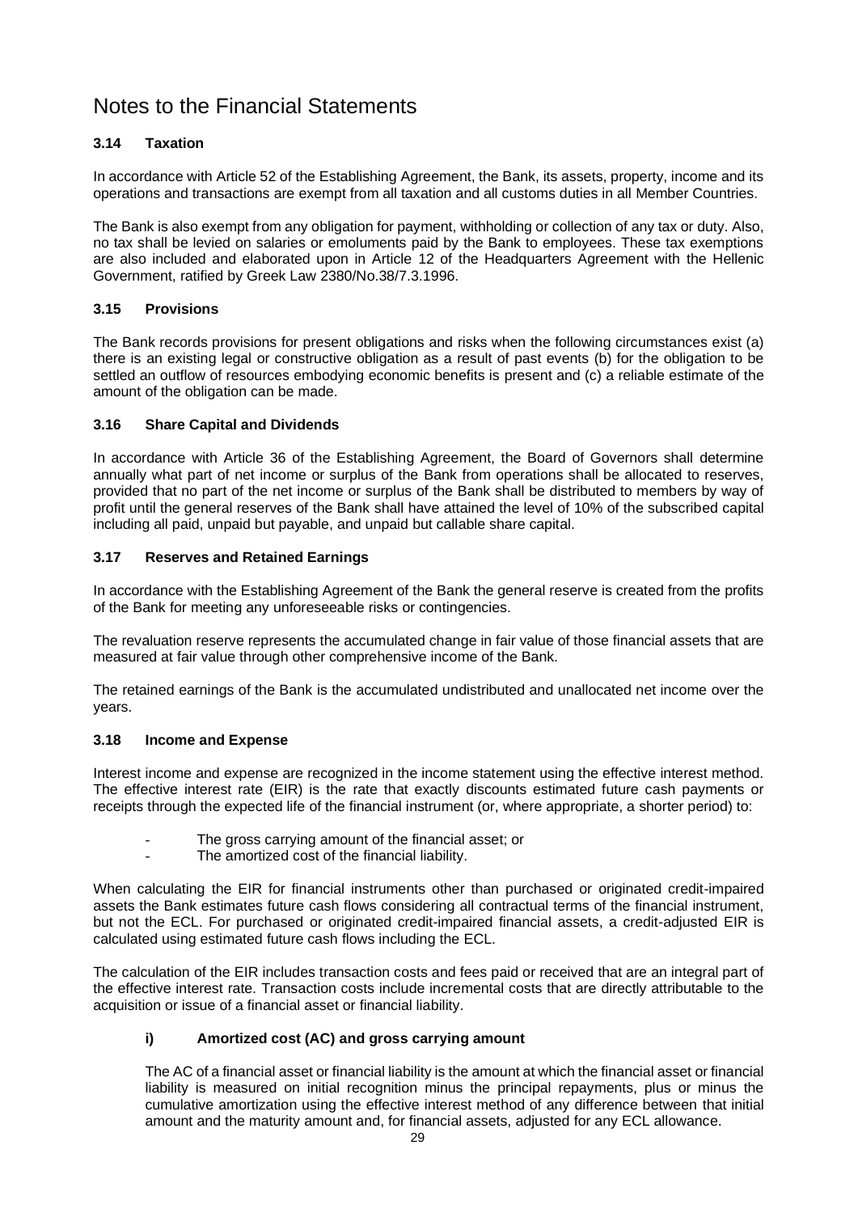# Notes to the Financial Statements

### 3.14 Taxation

In accordance with Article 52 of the Establishing Agreement, the Bank, its assets, property, income and its operations and transactions are exempt from all taxation and all customs duties in all Member Countries.

The Bank is also exempt from any obligation for payment, withholding or collection of any tax or duty. Also, no tax shall be levied on salaries or emoluments paid by the Bank to employees. These tax exemptions are also included and elaborated upon in Article 12 of the Headquarters Agreement with the Hellenic Government, ratified by Greek Law 2380/No.38/7.3.1996.

### 3.15 Provisions

The Bank records provisions for present obligations and risks when the following circumstances exist (a) there is an existing legal or constructive obligation as a result of past events (b) for the obligation to be settled an outflow of resources embodying economic benefits is present and (c) a reliable estimate of the amount of the obligation can be made.

### 3.16 Share Capital and Dividends

In accordance with Article 36 of the Establishing Agreement, the Board of Governors shall determine annually what part of net income or surplus of the Bank from operations shall be allocated to reserves, provided that no part of the net income or surplus of the Bank shall be distributed to members by way of profit until the general reserves of the Bank shall have attained the level of 10% of the subscribed capital including all paid, unpaid but payable, and unpaid but callable share capital.

### 3.17 Reserves and Retained Earnings

In accordance with the Establishing Agreement of the Bank the general reserve is created from the profits of the Bank for meeting any unforeseeable risks or contingencies.

The revaluation reserve represents the accumulated change in fair value of those financial assets that are measured at fair value through other comprehensive income of the Bank.

The retained earnings of the Bank is the accumulated undistributed and unallocated net income over the years.

### 3.18 Income and Expense

Interest income and expense are recognized in the income statement using the effective interest method. The effective interest rate (EIR) is the rate that exactly discounts estimated future cash payments or receipts through the expected life of the financial instrument (or, where appropriate, a shorter period) to:

- The gross carrying amount of the financial asset; or
- The amortized cost of the financial liability.

When calculating the EIR for financial instruments other than purchased or originated credit-impaired assets the Bank estimates future cash flows considering all contractual terms of the financial instrument, but not the ECL. For purchased or originated credit-impaired financial assets, a credit-adjusted EIR is calculated using estimated future cash flows including the ECL.

The calculation of the EIR includes transaction costs and fees paid or received that are an integral part of the effective interest rate. Transaction costs include incremental costs that are directly attributable to the acquisition or issue of a financial asset or financial liability.

#### i) Amortized cost (AC) and gross carrying amount

The AC of a financial asset or financial liability is the amount at which the financial asset or financial liability is measured on initial recognition minus the principal repayments, plus or minus the cumulative amortization using the effective interest method of any difference between that initial amount and the maturity amount and, for financial assets, adjusted for any ECL allowance.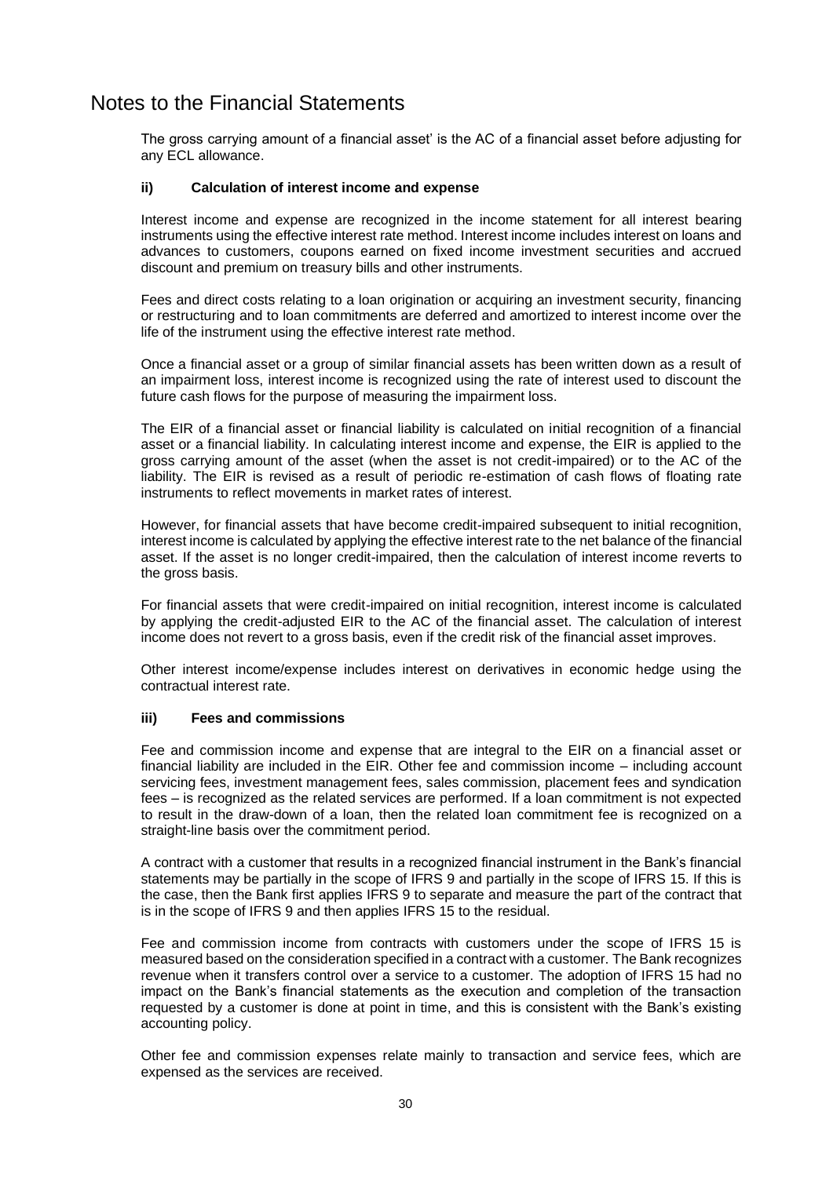# Notes to the Financial Statements

The gross carrying amount of a financial asset' is the AC of a financial asset before adjusting for any ECL allowance.

#### ii) Calculation of interest income and expense

Interest income and expense are recognized in the income statement for all interest bearing instruments using the effective interest rate method. Interest income includes interest on loans and advances to customers, coupons earned on fixed income investment securities and accrued discount and premium on treasury bills and other instruments.

Fees and direct costs relating to a loan origination or acquiring an investment security, financing or restructuring and to loan commitments are deferred and amortized to interest income over the life of the instrument using the effective interest rate method.

Once a financial asset or a group of similar financial assets has been written down as a result of an impairment loss, interest income is recognized using the rate of interest used to discount the future cash flows for the purpose of measuring the impairment loss.

The EIR of a financial asset or financial liability is calculated on initial recognition of a financial asset or a financial liability. In calculating interest income and expense, the EIR is applied to the gross carrying amount of the asset (when the asset is not credit-impaired) or to the AC of the liability. The EIR is revised as a result of periodic re-estimation of cash flows of floating rate instruments to reflect movements in market rates of interest.

However, for financial assets that have become credit-impaired subsequent to initial recognition, interest income is calculated by applying the effective interest rate to the net balance of the financial asset. If the asset is no longer credit-impaired, then the calculation of interest income reverts to the gross basis.

For financial assets that were credit-impaired on initial recognition, interest income is calculated by applying the credit-adjusted EIR to the AC of the financial asset. The calculation of interest income does not revert to a gross basis, even if the credit risk of the financial asset improves.

Other interest income/expense includes interest on derivatives in economic hedge using the contractual interest rate.

#### iii) Fees and commissions

Fee and commission income and expense that are integral to the EIR on a financial asset or financial liability are included in the EIR. Other fee and commission income – including account servicing fees, investment management fees, sales commission, placement fees and syndication fees – is recognized as the related services are performed. If a loan commitment is not expected to result in the draw-down of a loan, then the related loan commitment fee is recognized on a straight-line basis over the commitment period.

A contract with a customer that results in a recognized financial instrument in the Bank's financial statements may be partially in the scope of IFRS 9 and partially in the scope of IFRS 15. If this is the case, then the Bank first applies IFRS 9 to separate and measure the part of the contract that is in the scope of IFRS 9 and then applies IFRS 15 to the residual.

Fee and commission income from contracts with customers under the scope of IFRS 15 is measured based on the consideration specified in a contract with a customer. The Bank recognizes revenue when it transfers control over a service to a customer. The adoption of IFRS 15 had no impact on the Bank's financial statements as the execution and completion of the transaction requested by a customer is done at point in time, and this is consistent with the Bank's existing accounting policy.

Other fee and commission expenses relate mainly to transaction and service fees, which are expensed as the services are received.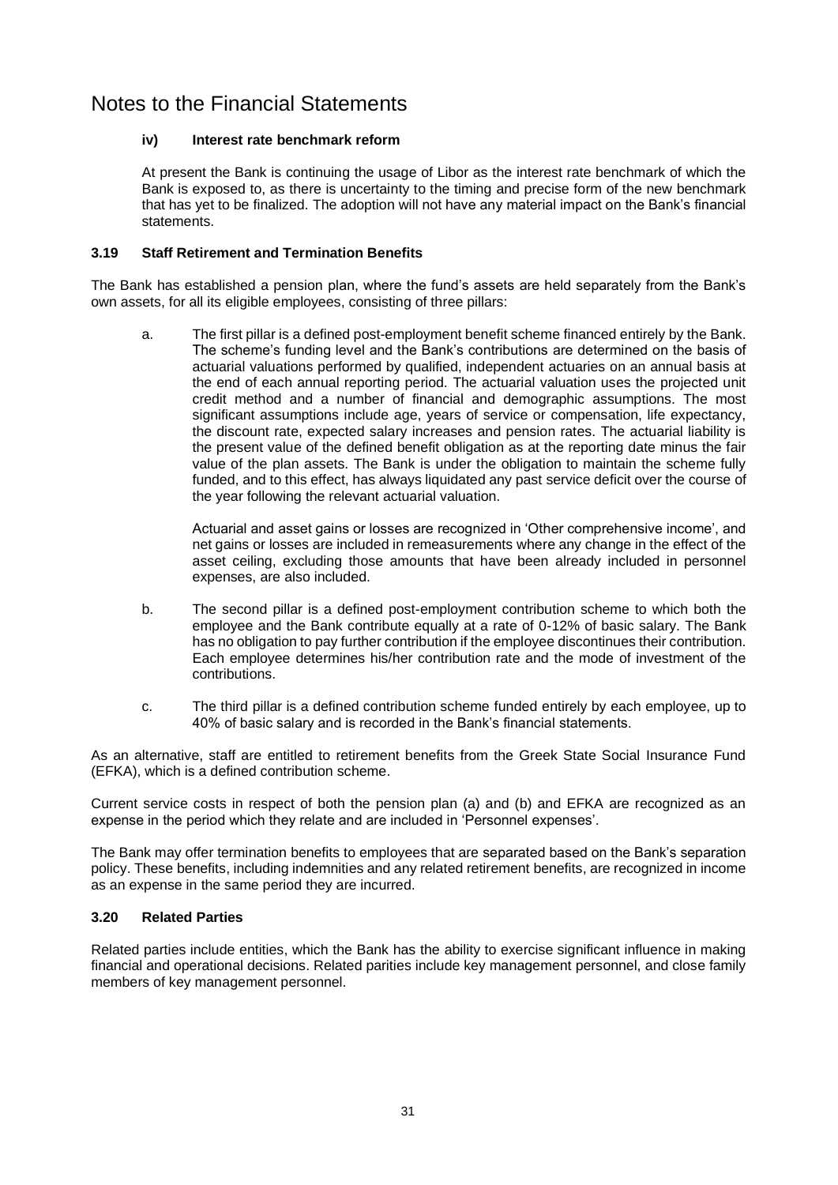# Notes to the Financial Statements

#### iv) Interest rate benchmark reform

At present the Bank is continuing the usage of Libor as the interest rate benchmark of which the Bank is exposed to, as there is uncertainty to the timing and precise form of the new benchmark that has yet to be finalized. The adoption will not have any material impact on the Bank's financial statements.

### 3.19 Staff Retirement and Termination Benefits

The Bank has established a pension plan, where the fund's assets are held separately from the Bank's own assets, for all its eligible employees, consisting of three pillars:

a. The first pillar is a defined post-employment benefit scheme financed entirely by the Bank. The scheme's funding level and the Bank's contributions are determined on the basis of actuarial valuations performed by qualified, independent actuaries on an annual basis at the end of each annual reporting period. The actuarial valuation uses the projected unit credit method and a number of financial and demographic assumptions. The most significant assumptions include age, years of service or compensation, life expectancy, the discount rate, expected salary increases and pension rates. The actuarial liability is the present value of the defined benefit obligation as at the reporting date minus the fair value of the plan assets. The Bank is under the obligation to maintain the scheme fully funded, and to this effect, has always liquidated any past service deficit over the course of the year following the relevant actuarial valuation.

   Actuarial and asset gains or losses are recognized in 'Other comprehensive income', and net gains or losses are included in remeasurements where any change in the effect of the asset ceiling, excluding those amounts that have been already included in personnel expenses, are also included.

b. The second pillar is a defined post-employment contribution scheme to which both the employee and the Bank contribute equally at a rate of 0-12% of basic salary. The Bank has no obligation to pay further contribution if the employee discontinues their contribution. Each employee determines his/her contribution rate and the mode of investment of the contributions.

c. The third pillar is a defined contribution scheme funded entirely by each employee, up to 40% of basic salary and is recorded in the Bank's financial statements.

As an alternative, staff are entitled to retirement benefits from the Greek State Social Insurance Fund (EFKA), which is a defined contribution scheme.

Current service costs in respect of both the pension plan (a) and (b) and EFKA are recognized as an expense in the period which they relate and are included in 'Personnel expenses'.

The Bank may offer termination benefits to employees that are separated based on the Bank's separation policy. These benefits, including indemnities and any related retirement benefits, are recognized in income as an expense in the same period they are incurred.

### 3.20 Related Parties

Related parties include entities, which the Bank has the ability to exercise significant influence in making financial and operational decisions. Related parities include key management personnel, and close family members of key management personnel.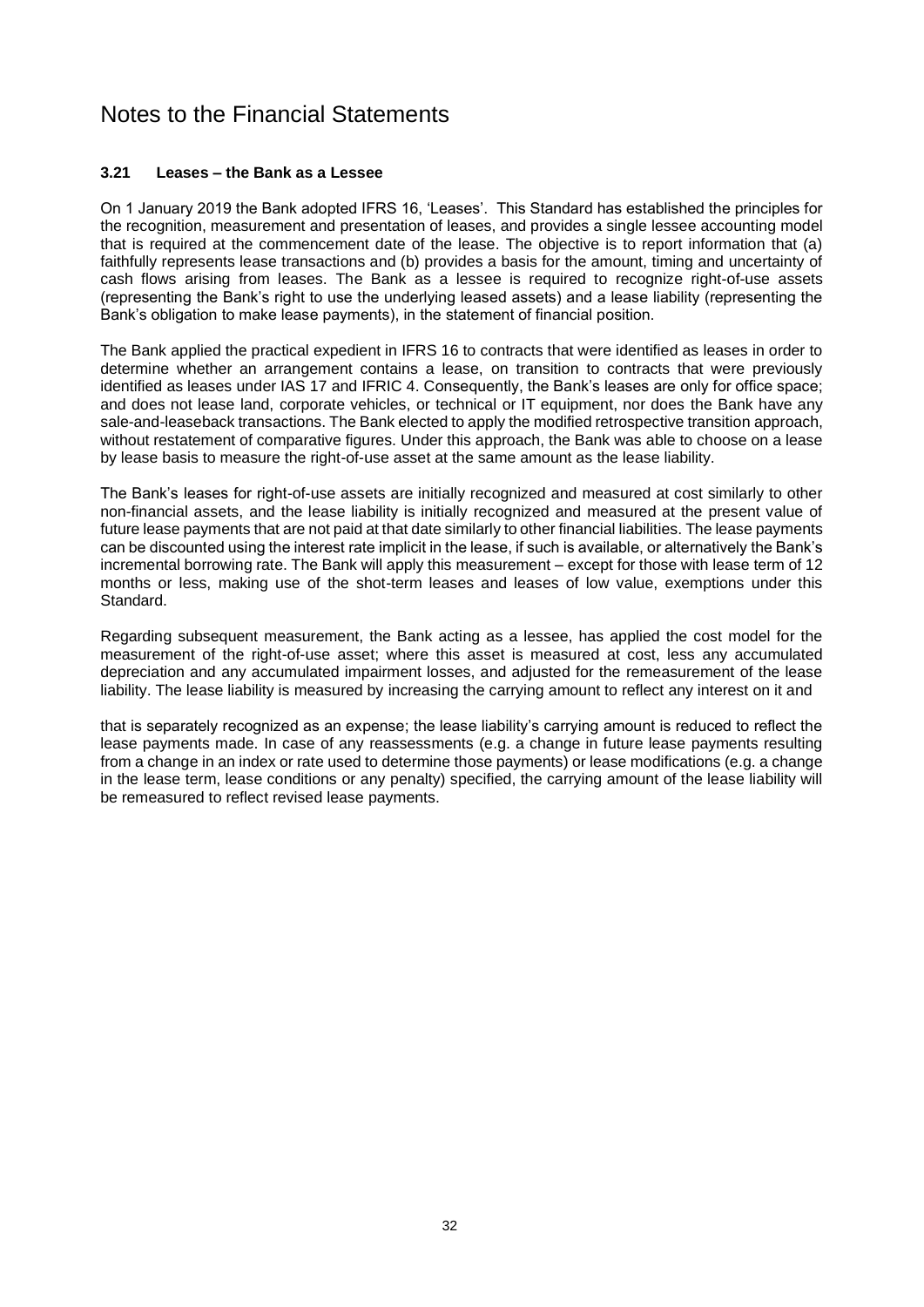# Notes to the Financial Statements

### 3.21 Leases – the Bank as a Lessee

On 1 January 2019 the Bank adopted IFRS 16, 'Leases'. This Standard has established the principles for the recognition, measurement and presentation of leases, and provides a single lessee accounting model that is required at the commencement date of the lease. The objective is to report information that (a) faithfully represents lease transactions and (b) provides a basis for the amount, timing and uncertainty of cash flows arising from leases. The Bank as a lessee is required to recognize right-of-use assets (representing the Bank's right to use the underlying leased assets) and a lease liability (representing the Bank's obligation to make lease payments), in the statement of financial position.

The Bank applied the practical expedient in IFRS 16 to contracts that were identified as leases in order to determine whether an arrangement contains a lease, on transition to contracts that were previously identified as leases under IAS 17 and IFRIC 4. Consequently, the Bank's leases are only for office space; and does not lease land, corporate vehicles, or technical or IT equipment, nor does the Bank have any sale-and-leaseback transactions. The Bank elected to apply the modified retrospective transition approach, without restatement of comparative figures. Under this approach, the Bank was able to choose on a lease by lease basis to measure the right-of-use asset at the same amount as the lease liability.

The Bank's leases for right-of-use assets are initially recognized and measured at cost similarly to other non-financial assets, and the lease liability is initially recognized and measured at the present value of future lease payments that are not paid at that date similarly to other financial liabilities. The lease payments can be discounted using the interest rate implicit in the lease, if such is available, or alternatively the Bank's incremental borrowing rate. The Bank will apply this measurement – except for those with lease term of 12 months or less, making use of the shot-term leases and leases of low value, exemptions under this Standard.

Regarding subsequent measurement, the Bank acting as a lessee, has applied the cost model for the measurement of the right-of-use asset; where this asset is measured at cost, less any accumulated depreciation and any accumulated impairment losses, and adjusted for the remeasurement of the lease liability. The lease liability is measured by increasing the carrying amount to reflect any interest on it and

that is separately recognized as an expense; the lease liability's carrying amount is reduced to reflect the lease payments made. In case of any reassessments (e.g. a change in future lease payments resulting from a change in an index or rate used to determine those payments) or lease modifications (e.g. a change in the lease term, lease conditions or any penalty) specified, the carrying amount of the lease liability will be remeasured to reflect revised lease payments.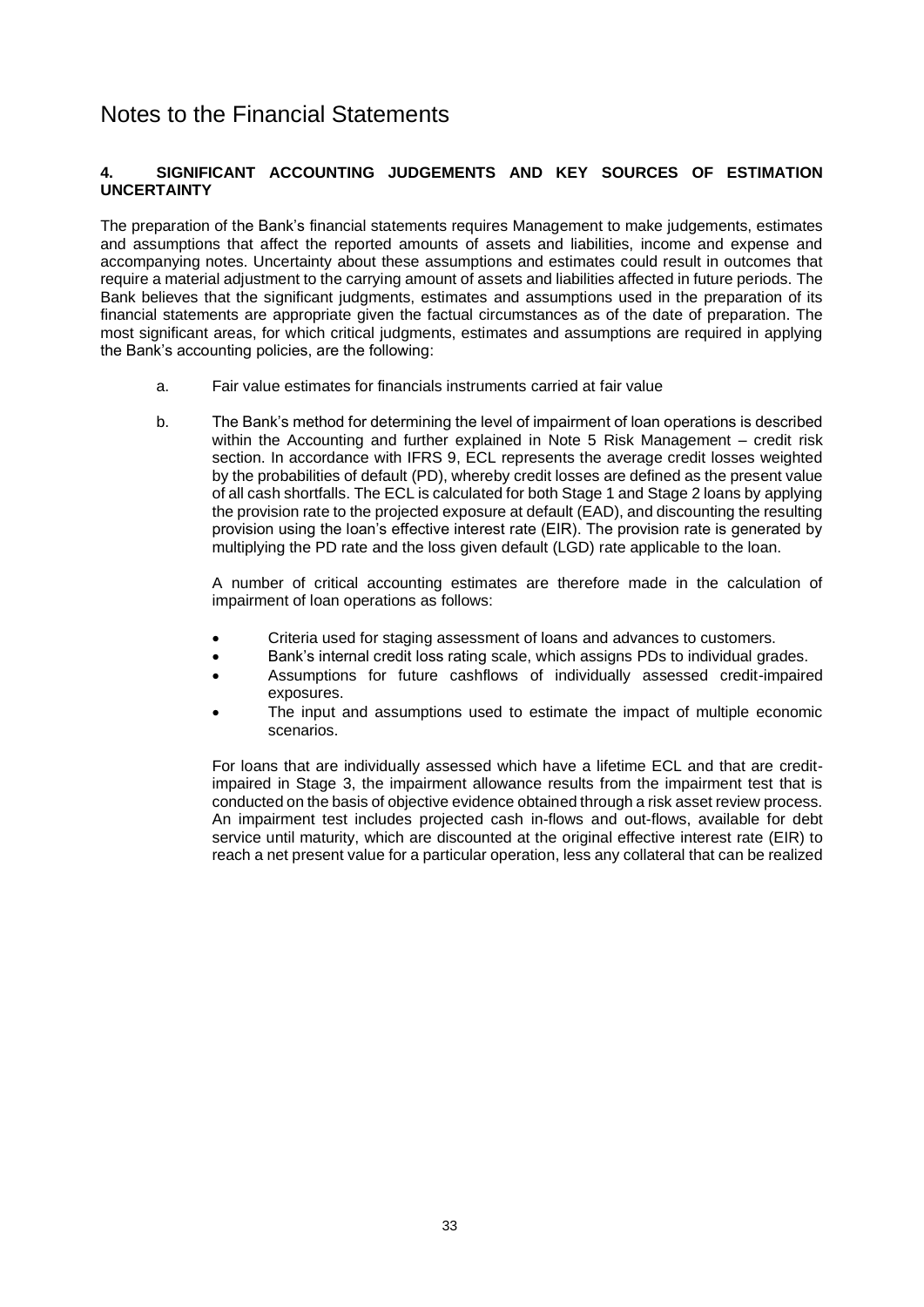# Notes to the Financial Statements

## 4. SIGNIFICANT ACCOUNTING JUDGEMENTS AND KEY SOURCES OF ESTIMATION UNCERTAINTY

The preparation of the Bank's financial statements requires Management to make judgements, estimates and assumptions that affect the reported amounts of assets and liabilities, income and expense and accompanying notes. Uncertainty about these assumptions and estimates could result in outcomes that require a material adjustment to the carrying amount of assets and liabilities affected in future periods. The Bank believes that the significant judgments, estimates and assumptions used in the preparation of its financial statements are appropriate given the factual circumstances as of the date of preparation. The most significant areas, for which critical judgments, estimates and assumptions are required in applying the Bank's accounting policies, are the following:

a. Fair value estimates for financials instruments carried at fair value

b. The Bank's method for determining the level of impairment of loan operations is described within the Accounting and further explained in Note 5 Risk Management – credit risk section. In accordance with IFRS 9, ECL represents the average credit losses weighted by the probabilities of default (PD), whereby credit losses are defined as the present value of all cash shortfalls. The ECL is calculated for both Stage 1 and Stage 2 loans by applying the provision rate to the projected exposure at default (EAD), and discounting the resulting provision using the loan's effective interest rate (EIR). The provision rate is generated by multiplying the PD rate and the loss given default (LGD) rate applicable to the loan.

   A number of critical accounting estimates are therefore made in the calculation of impairment of loan operations as follows:

   - Criteria used for staging assessment of loans and advances to customers.
   - Bank's internal credit loss rating scale, which assigns PDs to individual grades.
   - Assumptions for future cashflows of individually assessed credit-impaired exposures.
   - The input and assumptions used to estimate the impact of multiple economic scenarios.

   For loans that are individually assessed which have a lifetime ECL and that are credit-impaired in Stage 3, the impairment allowance results from the impairment test that is conducted on the basis of objective evidence obtained through a risk asset review process. An impairment test includes projected cash in-flows and out-flows, available for debt service until maturity, which are discounted at the original effective interest rate (EIR) to reach a net present value for a particular operation, less any collateral that can be realized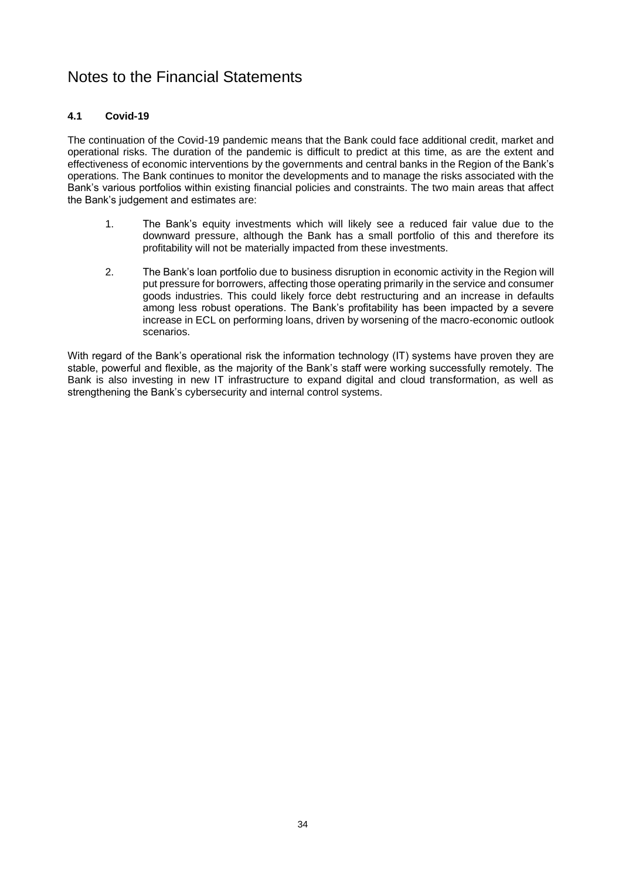# Notes to the Financial Statements

### 4.1 Covid-19

The continuation of the Covid-19 pandemic means that the Bank could face additional credit, market and operational risks. The duration of the pandemic is difficult to predict at this time, as are the extent and effectiveness of economic interventions by the governments and central banks in the Region of the Bank's operations. The Bank continues to monitor the developments and to manage the risks associated with the Bank's various portfolios within existing financial policies and constraints. The two main areas that affect the Bank's judgement and estimates are:

1. The Bank's equity investments which will likely see a reduced fair value due to the downward pressure, although the Bank has a small portfolio of this and therefore its profitability will not be materially impacted from these investments.

2. The Bank's loan portfolio due to business disruption in economic activity in the Region will put pressure for borrowers, affecting those operating primarily in the service and consumer goods industries. This could likely force debt restructuring and an increase in defaults among less robust operations. The Bank's profitability has been impacted by a severe increase in ECL on performing loans, driven by worsening of the macro-economic outlook scenarios.

With regard of the Bank's operational risk the information technology (IT) systems have proven they are stable, powerful and flexible, as the majority of the Bank's staff were working successfully remotely. The Bank is also investing in new IT infrastructure to expand digital and cloud transformation, as well as strengthening the Bank's cybersecurity and internal control systems.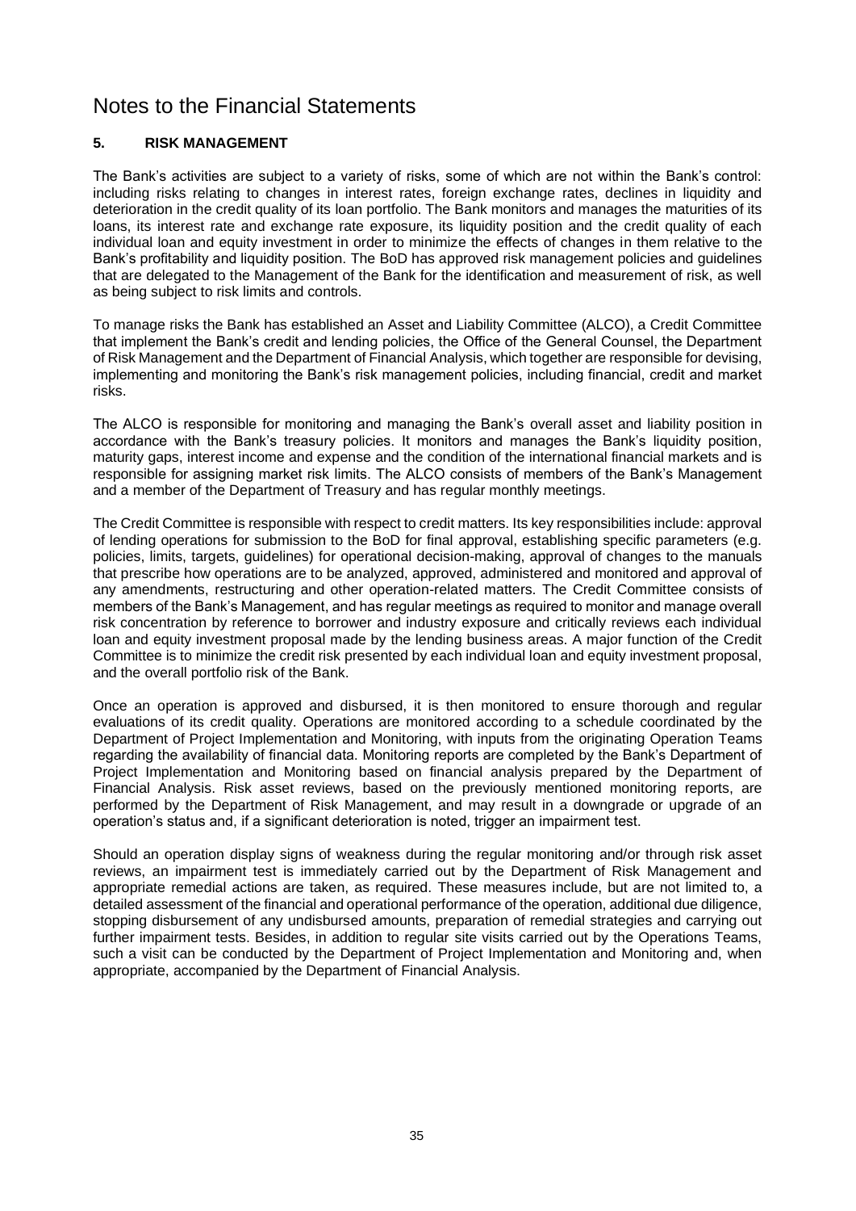# Notes to the Financial Statements

## 5. RISK MANAGEMENT

The Bank's activities are subject to a variety of risks, some of which are not within the Bank's control: including risks relating to changes in interest rates, foreign exchange rates, declines in liquidity and deterioration in the credit quality of its loan portfolio. The Bank monitors and manages the maturities of its loans, its interest rate and exchange rate exposure, its liquidity position and the credit quality of each individual loan and equity investment in order to minimize the effects of changes in them relative to the Bank's profitability and liquidity position. The BoD has approved risk management policies and guidelines that are delegated to the Management of the Bank for the identification and measurement of risk, as well as being subject to risk limits and controls.

To manage risks the Bank has established an Asset and Liability Committee (ALCO), a Credit Committee that implement the Bank's credit and lending policies, the Office of the General Counsel, the Department of Risk Management and the Department of Financial Analysis, which together are responsible for devising, implementing and monitoring the Bank's risk management policies, including financial, credit and market risks.

The ALCO is responsible for monitoring and managing the Bank's overall asset and liability position in accordance with the Bank's treasury policies. It monitors and manages the Bank's liquidity position, maturity gaps, interest income and expense and the condition of the international financial markets and is responsible for assigning market risk limits. The ALCO consists of members of the Bank's Management and a member of the Department of Treasury and has regular monthly meetings.

The Credit Committee is responsible with respect to credit matters. Its key responsibilities include: approval of lending operations for submission to the BoD for final approval, establishing specific parameters (e.g. policies, limits, targets, guidelines) for operational decision-making, approval of changes to the manuals that prescribe how operations are to be analyzed, approved, administered and monitored and approval of any amendments, restructuring and other operation-related matters. The Credit Committee consists of members of the Bank's Management, and has regular meetings as required to monitor and manage overall risk concentration by reference to borrower and industry exposure and critically reviews each individual loan and equity investment proposal made by the lending business areas. A major function of the Credit Committee is to minimize the credit risk presented by each individual loan and equity investment proposal, and the overall portfolio risk of the Bank.

Once an operation is approved and disbursed, it is then monitored to ensure thorough and regular evaluations of its credit quality. Operations are monitored according to a schedule coordinated by the Department of Project Implementation and Monitoring, with inputs from the originating Operation Teams regarding the availability of financial data. Monitoring reports are completed by the Bank's Department of Project Implementation and Monitoring based on financial analysis prepared by the Department of Financial Analysis. Risk asset reviews, based on the previously mentioned monitoring reports, are performed by the Department of Risk Management, and may result in a downgrade or upgrade of an operation's status and, if a significant deterioration is noted, trigger an impairment test.

Should an operation display signs of weakness during the regular monitoring and/or through risk asset reviews, an impairment test is immediately carried out by the Department of Risk Management and appropriate remedial actions are taken, as required. These measures include, but are not limited to, a detailed assessment of the financial and operational performance of the operation, additional due diligence, stopping disbursement of any undisbursed amounts, preparation of remedial strategies and carrying out further impairment tests. Besides, in addition to regular site visits carried out by the Operations Teams, such a visit can be conducted by the Department of Project Implementation and Monitoring and, when appropriate, accompanied by the Department of Financial Analysis.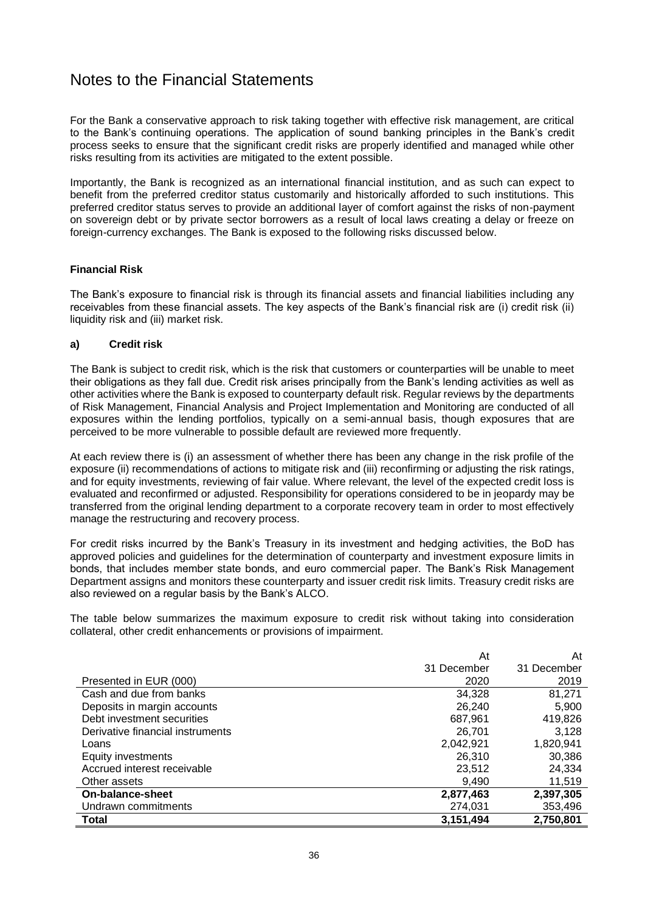# Notes to the Financial Statements

For the Bank a conservative approach to risk taking together with effective risk management, are critical to the Bank's continuing operations. The application of sound banking principles in the Bank's credit process seeks to ensure that the significant credit risks are properly identified and managed while other risks resulting from its activities are mitigated to the extent possible.

Importantly, the Bank is recognized as an international financial institution, and as such can expect to benefit from the preferred creditor status customarily and historically afforded to such institutions. This preferred creditor status serves to provide an additional layer of comfort against the risks of non-payment on sovereign debt or by private sector borrowers as a result of local laws creating a delay or freeze on foreign-currency exchanges. The Bank is exposed to the following risks discussed below.

**Financial Risk**

The Bank's exposure to financial risk is through its financial assets and financial liabilities including any receivables from these financial assets. The key aspects of the Bank's financial risk are (i) credit risk (ii) liquidity risk and (iii) market risk.

**a) Credit risk**

The Bank is subject to credit risk, which is the risk that customers or counterparties will be unable to meet their obligations as they fall due. Credit risk arises principally from the Bank's lending activities as well as other activities where the Bank is exposed to counterparty default risk. Regular reviews by the departments of Risk Management, Financial Analysis and Project Implementation and Monitoring are conducted of all exposures within the lending portfolios, typically on a semi-annual basis, though exposures that are perceived to be more vulnerable to possible default are reviewed more frequently.

At each review there is (i) an assessment of whether there has been any change in the risk profile of the exposure (ii) recommendations of actions to mitigate risk and (iii) reconfirming or adjusting the risk ratings, and for equity investments, reviewing of fair value. Where relevant, the level of the expected credit loss is evaluated and reconfirmed or adjusted. Responsibility for operations considered to be in jeopardy may be transferred from the original lending department to a corporate recovery team in order to most effectively manage the restructuring and recovery process.

For credit risks incurred by the Bank's Treasury in its investment and hedging activities, the BoD has approved policies and guidelines for the determination of counterparty and investment exposure limits in bonds, that includes member state bonds, and euro commercial paper. The Bank's Risk Management Department assigns and monitors these counterparty and issuer credit risk limits. Treasury credit risks are also reviewed on a regular basis by the Bank's ALCO.

The table below summarizes the maximum exposure to credit risk without taking into consideration collateral, other credit enhancements or provisions of impairment.

| Presented in EUR (000) | At 31 December 2020 | At 31 December 2019 |
|---|---|---|
| Cash and due from banks | 34,328 | 81,271 |
| Deposits in margin accounts | 26,240 | 5,900 |
| Debt investment securities | 687,961 | 419,826 |
| Derivative financial instruments | 26,701 | 3,128 |
| Loans | 2,042,921 | 1,820,941 |
| Equity investments | 26,310 | 30,386 |
| Accrued interest receivable | 23,512 | 24,334 |
| Other assets | 9,490 | 11,519 |
| **On-balance-sheet** | **2,877,463** | **2,397,305** |
| Undrawn commitments | 274,031 | 353,496 |
| **Total** | **3,151,494** | **2,750,801** |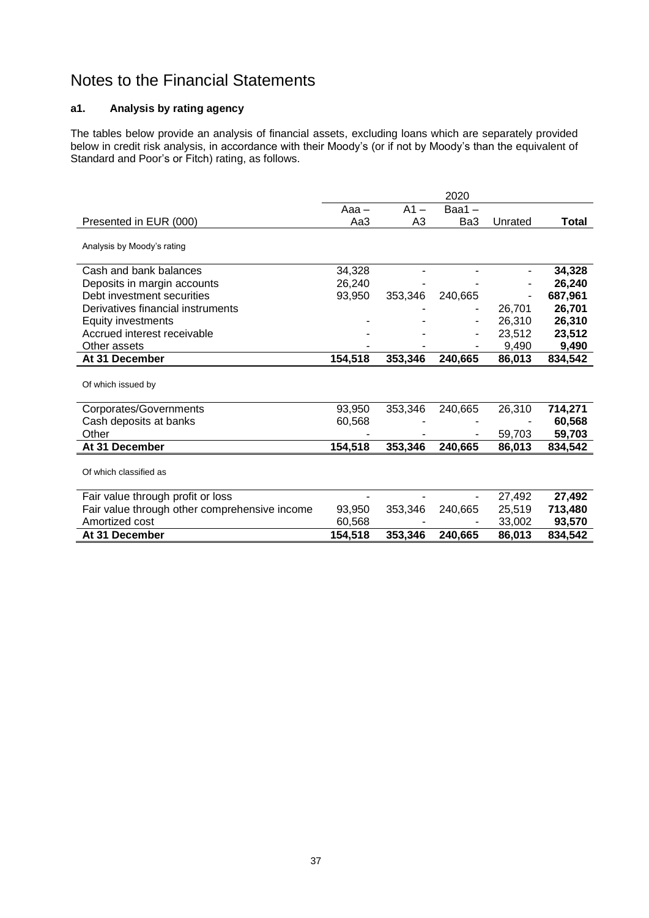# Notes to the Financial Statements

### a1. Analysis by rating agency

The tables below provide an analysis of financial assets, excluding loans which are separately provided below in credit risk analysis, in accordance with their Moody's (or if not by Moody's than the equivalent of Standard and Poor's or Fitch) rating, as follows.

| | 2020 | | | | |
|---|---|---|---|---|---|
| Presented in EUR (000) | Aaa – Aa3 | A1 – A3 | Baa1 – Ba3 | Unrated | **Total** |
| Analysis by Moody's rating | | | | | |
| Cash and bank balances | 34,328 | - | - | - | **34,328** |
| Deposits in margin accounts | 26,240 | - | - | - | **26,240** |
| Debt investment securities | 93,950 | 353,346 | 240,665 | - | **687,961** |
| Derivatives financial instruments | - | - | - | 26,701 | **26,701** |
| Equity investments | - | - | - | 26,310 | **26,310** |
| Accrued interest receivable | - | - | - | 23,512 | **23,512** |
| Other assets | - | - | - | 9,490 | **9,490** |
| **At 31 December** | **154,518** | **353,346** | **240,665** | **86,013** | **834,542** |
| Of which issued by | | | | | |
| Corporates/Governments | 93,950 | 353,346 | 240,665 | 26,310 | **714,271** |
| Cash deposits at banks | 60,568 | - | - | - | **60,568** |
| Other | - | - | - | 59,703 | **59,703** |
| **At 31 December** | **154,518** | **353,346** | **240,665** | **86,013** | **834,542** |
| Of which classified as | | | | | |
| Fair value through profit or loss | - | - | - | 27,492 | **27,492** |
| Fair value through other comprehensive income | 93,950 | 353,346 | 240,665 | 25,519 | **713,480** |
| Amortized cost | 60,568 | - | - | 33,002 | **93,570** |
| **At 31 December** | **154,518** | **353,346** | **240,665** | **86,013** | **834,542** |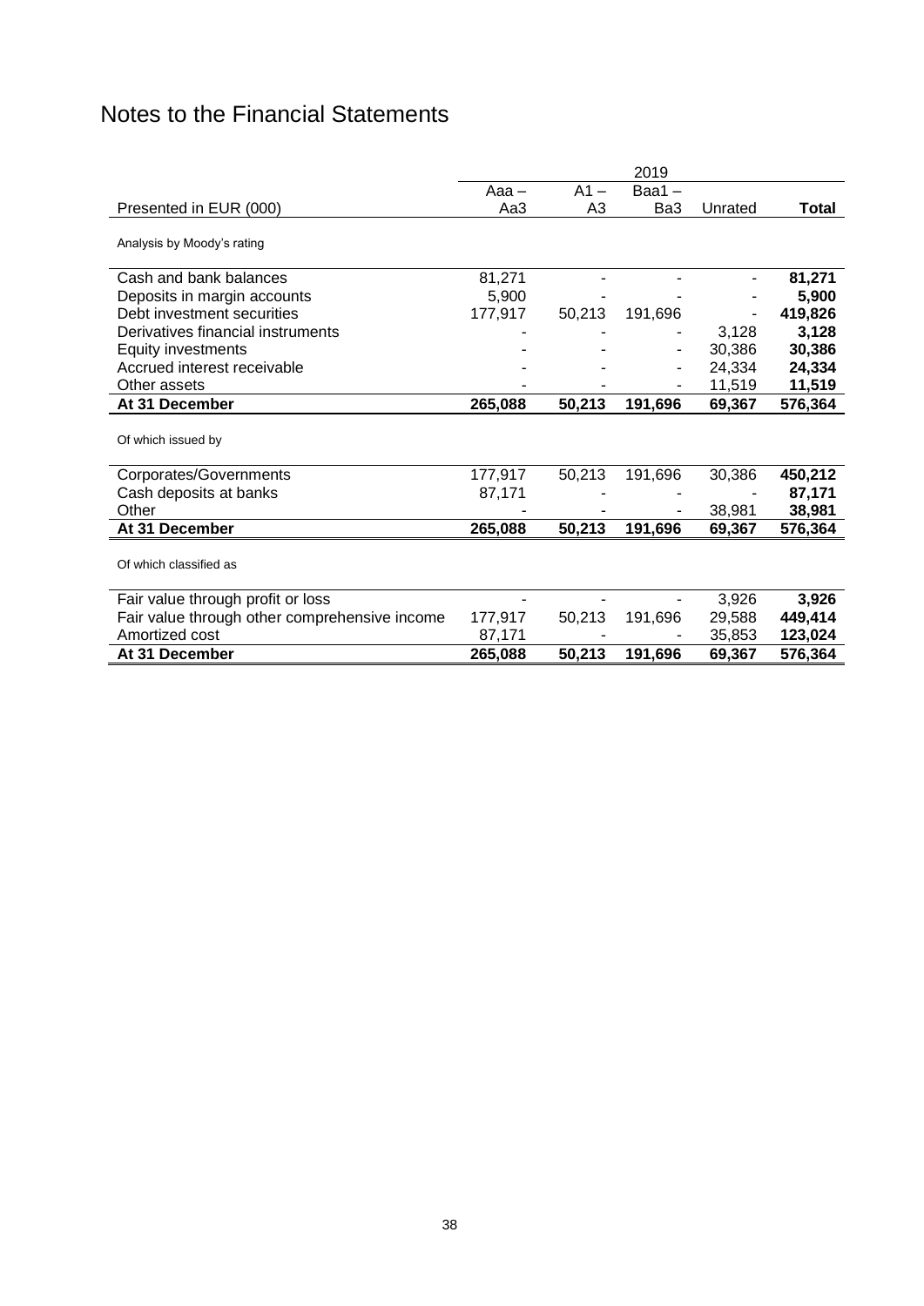# Notes to the Financial Statements

| Presented in EUR (000) | 2019 | | | | |
|---|---|---|---|---|---|
| | Aaa – Aa3 | A1 – A3 | Baa1 – Ba3 | Unrated | **Total** |
| Analysis by Moody's rating | | | | | |
| Cash and bank balances | 81,271 | - | - | - | **81,271** |
| Deposits in margin accounts | 5,900 | - | - | - | **5,900** |
| Debt investment securities | 177,917 | 50,213 | 191,696 | - | **419,826** |
| Derivatives financial instruments | - | - | - | 3,128 | **3,128** |
| Equity investments | - | - | - | 30,386 | **30,386** |
| Accrued interest receivable | - | - | - | 24,334 | **24,334** |
| Other assets | - | - | - | 11,519 | **11,519** |
| **At 31 December** | **265,088** | **50,213** | **191,696** | **69,367** | **576,364** |
| Of which issued by | | | | | |
| Corporates/Governments | 177,917 | 50,213 | 191,696 | 30,386 | **450,212** |
| Cash deposits at banks | 87,171 | - | - | - | **87,171** |
| Other | - | - | - | 38,981 | **38,981** |
| **At 31 December** | **265,088** | **50,213** | **191,696** | **69,367** | **576,364** |
| Of which classified as | | | | | |
| Fair value through profit or loss | - | - | - | 3,926 | **3,926** |
| Fair value through other comprehensive income | 177,917 | 50,213 | 191,696 | 29,588 | **449,414** |
| Amortized cost | 87,171 | - | - | 35,853 | **123,024** |
| **At 31 December** | **265,088** | **50,213** | **191,696** | **69,367** | **576,364** |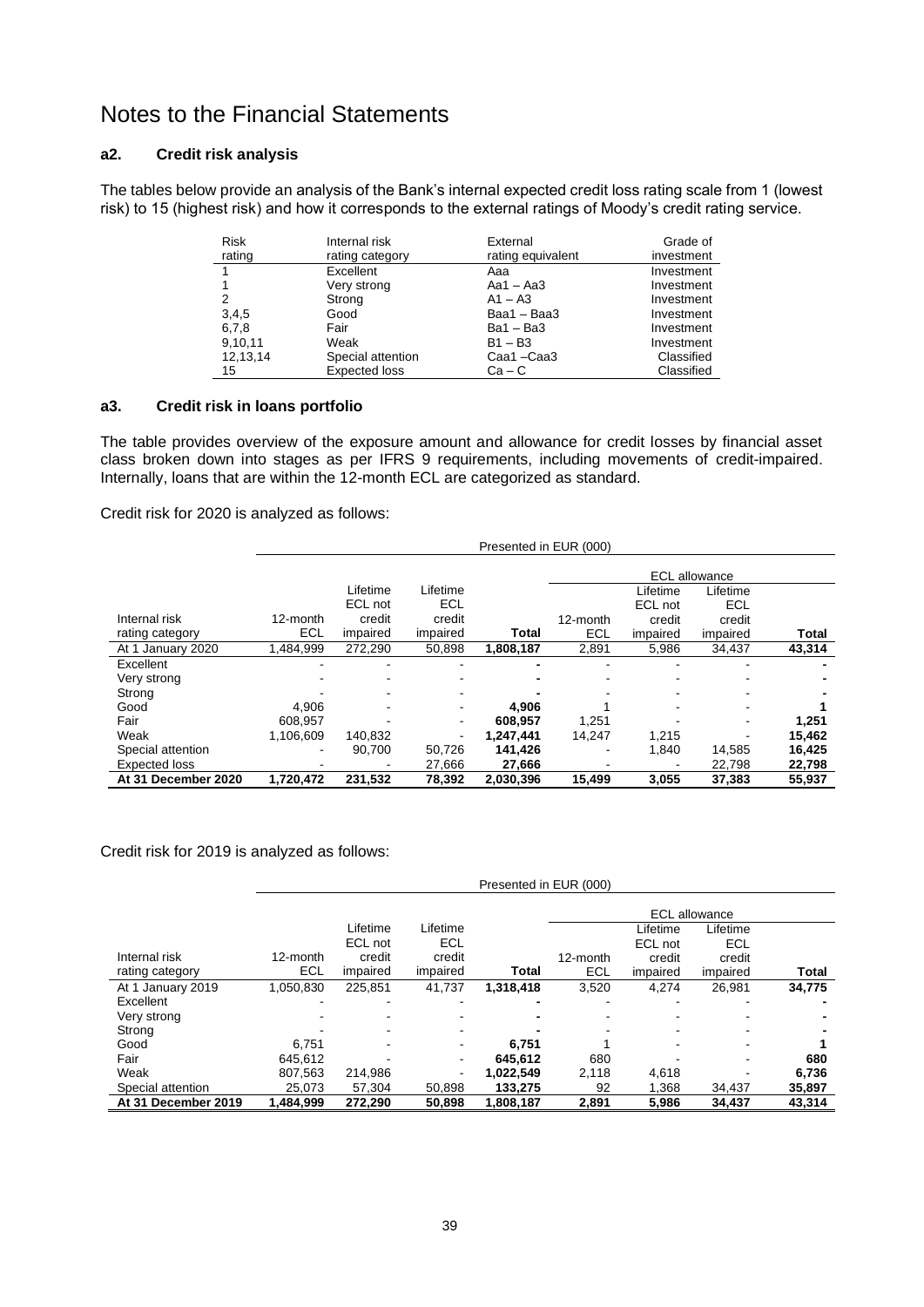# Notes to the Financial Statements

### a2. Credit risk analysis

The tables below provide an analysis of the Bank's internal expected credit loss rating scale from 1 (lowest risk) to 15 (highest risk) and how it corresponds to the external ratings of Moody's credit rating service.

| Risk rating | Internal risk rating category | External rating equivalent | Grade of investment |
|---|---|---|---|
| 1 | Excellent | Aaa | Investment |
| 1 | Very strong | Aa1 – Aa3 | Investment |
| 2 | Strong | A1 – A3 | Investment |
| 3,4,5 | Good | Baa1 – Baa3 | Investment |
| 6,7,8 | Fair | Ba1 – Ba3 | Investment |
| 9,10,11 | Weak | B1 – B3 | Investment |
| 12,13,14 | Special attention | Caa1 –Caa3 | Classified |
| 15 | Expected loss | Ca – C | Classified |

### a3. Credit risk in loans portfolio

The table provides overview of the exposure amount and allowance for credit losses by financial asset class broken down into stages as per IFRS 9 requirements, including movements of credit-impaired. Internally, loans that are within the 12-month ECL are categorized as standard.

Credit risk for 2020 is analyzed as follows:

| | Presented in EUR (000) | | | | | | | |
|---|---|---|---|---|---|---|---|---|
| | | | | | ECL allowance | | | |
| Internal risk rating category | 12-month ECL | Lifetime ECL not credit impaired | Lifetime ECL credit impaired | **Total** | 12-month ECL | Lifetime ECL not credit impaired | Lifetime ECL credit impaired | **Total** |
| At 1 January 2020 | 1,484,999 | 272,290 | 50,898 | 1,808,187 | 2,891 | 5,986 | 34,437 | 43,314 |
| Excellent | - | - | - | **-** | - | - | - | **-** |
| Very strong | - | - | - | **-** | - | - | - | **-** |
| Strong | - | - | - | **-** | - | - | - | **-** |
| Good | 4,906 | - | - | **4,906** | 1 | - | - | **1** |
| Fair | 608,957 | - | - | **608,957** | 1,251 | - | - | **1,251** |
| Weak | 1,106,609 | 140,832 | - | **1,247,441** | 14,247 | 1,215 | - | **15,462** |
| Special attention | - | 90,700 | 50,726 | **141,426** | - | 1,840 | 14,585 | **16,425** |
| Expected loss | - | - | 27,666 | **27,666** | - | - | 22,798 | **22,798** |
| **At 31 December 2020** | **1,720,472** | **231,532** | **78,392** | **2,030,396** | **15,499** | **3,055** | **37,383** | **55,937** |

Credit risk for 2019 is analyzed as follows:

| | Presented in EUR (000) | | | | | | | |
|---|---|---|---|---|---|---|---|---|
| | | | | | ECL allowance | | | |
| Internal risk rating category | 12-month ECL | Lifetime ECL not credit impaired | Lifetime ECL credit impaired | **Total** | 12-month ECL | Lifetime ECL not credit impaired | Lifetime ECL credit impaired | **Total** |
| At 1 January 2019 | 1,050,830 | 225,851 | 41,737 | 1,318,418 | 3,520 | 4,274 | 26,981 | 34,775 |
| Excellent | - | - | - | **-** | - | - | - | **-** |
| Very strong | - | - | - | **-** | - | - | - | **-** |
| Strong | - | - | - | **-** | - | - | - | **-** |
| Good | 6,751 | - | - | **6,751** | 1 | - | - | **1** |
| Fair | 645,612 | - | - | **645,612** | 680 | - | - | **680** |
| Weak | 807,563 | 214,986 | - | **1,022,549** | 2,118 | 4,618 | - | **6,736** |
| Special attention | 25,073 | 57,304 | 50,898 | **133,275** | 92 | 1,368 | 34,437 | **35,897** |
| **At 31 December 2019** | **1,484,999** | **272,290** | **50,898** | **1,808,187** | **2,891** | **5,986** | **34,437** | **43,314** |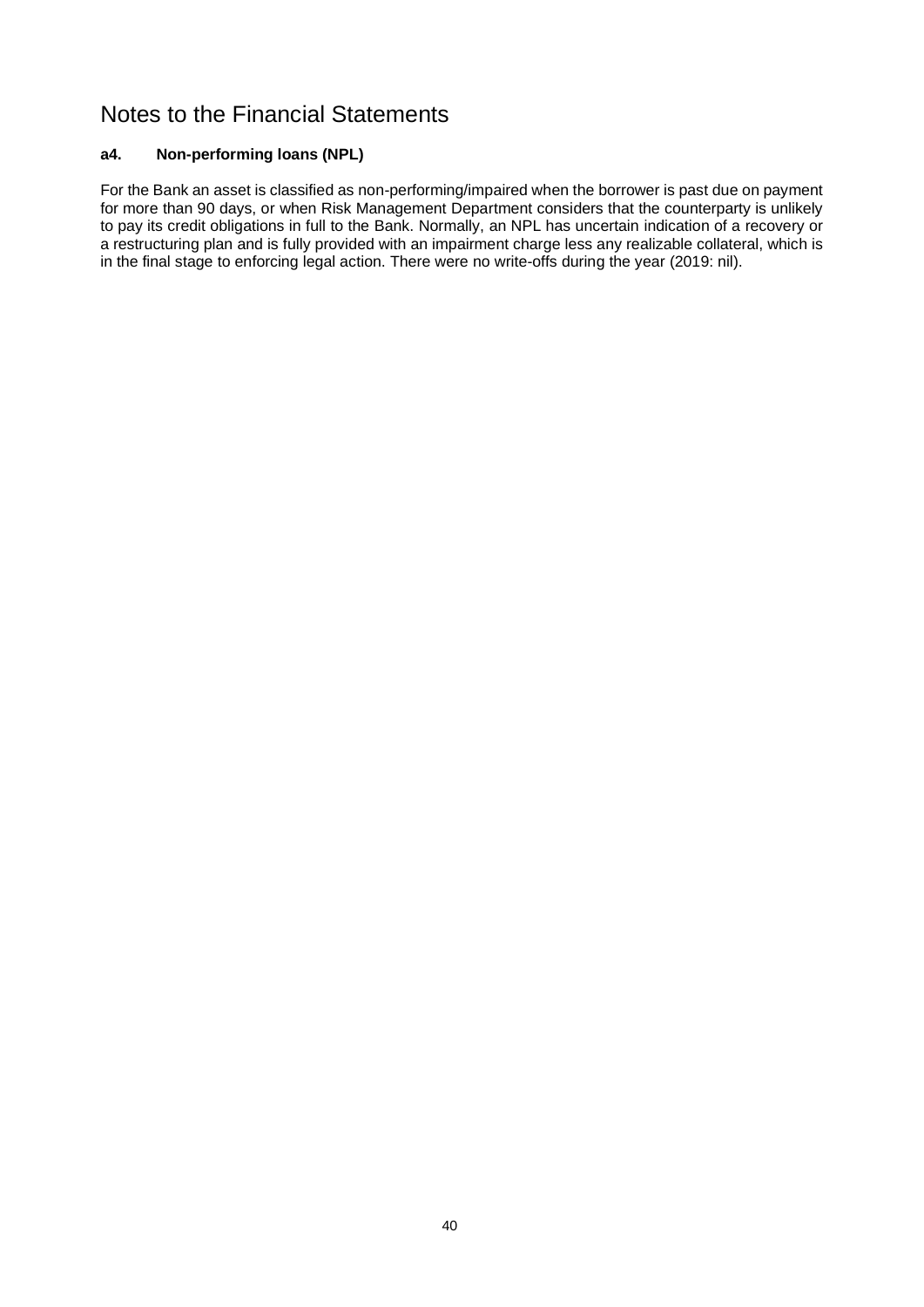# Notes to the Financial Statements

### a4. Non-performing loans (NPL)

For the Bank an asset is classified as non-performing/impaired when the borrower is past due on payment for more than 90 days, or when Risk Management Department considers that the counterparty is unlikely to pay its credit obligations in full to the Bank. Normally, an NPL has uncertain indication of a recovery or a restructuring plan and is fully provided with an impairment charge less any realizable collateral, which is in the final stage to enforcing legal action. There were no write-offs during the year (2019: nil).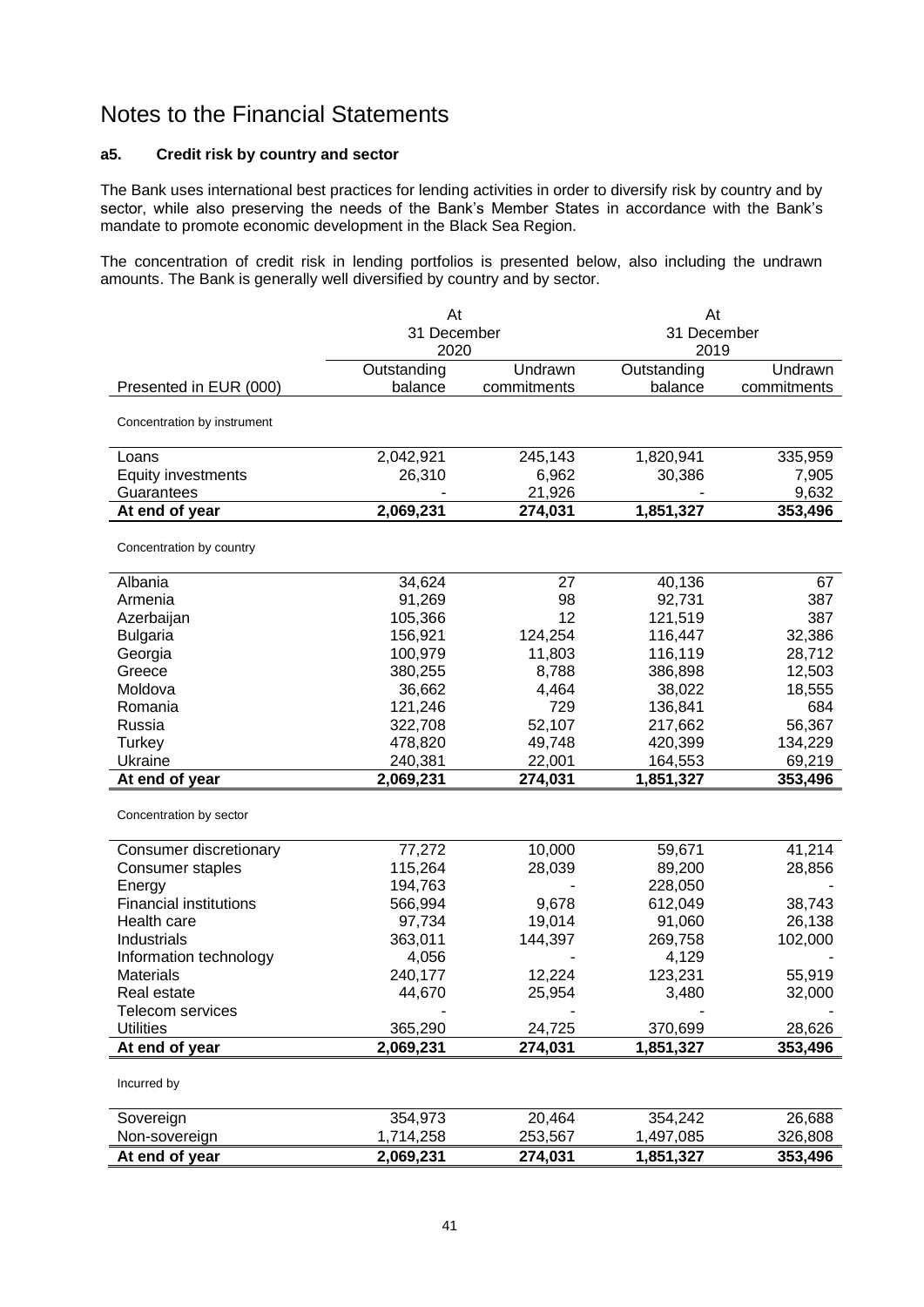# Notes to the Financial Statements

### a5. Credit risk by country and sector

The Bank uses international best practices for lending activities in order to diversify risk by country and by sector, while also preserving the needs of the Bank's Member States in accordance with the Bank's mandate to promote economic development in the Black Sea Region.

The concentration of credit risk in lending portfolios is presented below, also including the undrawn amounts. The Bank is generally well diversified by country and by sector.

| Presented in EUR (000) | At 31 December 2020 | | At 31 December 2019 | |
|---|---|---|---|---|
| | Outstanding balance | Undrawn commitments | Outstanding balance | Undrawn commitments |
| Concentration by instrument | | | | |
| Loans | 2,042,921 | 245,143 | 1,820,941 | 335,959 |
| Equity investments | 26,310 | 6,962 | 30,386 | 7,905 |
| Guarantees | - | 21,926 | - | 9,632 |
| **At end of year** | **2,069,231** | **274,031** | **1,851,327** | **353,496** |
| Concentration by country | | | | |
| Albania | 34,624 | 27 | 40,136 | 67 |
| Armenia | 91,269 | 98 | 92,731 | 387 |
| Azerbaijan | 105,366 | 12 | 121,519 | 387 |
| Bulgaria | 156,921 | 124,254 | 116,447 | 32,386 |
| Georgia | 100,979 | 11,803 | 116,119 | 28,712 |
| Greece | 380,255 | 8,788 | 386,898 | 12,503 |
| Moldova | 36,662 | 4,464 | 38,022 | 18,555 |
| Romania | 121,246 | 729 | 136,841 | 684 |
| Russia | 322,708 | 52,107 | 217,662 | 56,367 |
| Turkey | 478,820 | 49,748 | 420,399 | 134,229 |
| Ukraine | 240,381 | 22,001 | 164,553 | 69,219 |
| **At end of year** | **2,069,231** | **274,031** | **1,851,327** | **353,496** |
| Concentration by sector | | | | |
| Consumer discretionary | 77,272 | 10,000 | 59,671 | 41,214 |
| Consumer staples | 115,264 | 28,039 | 89,200 | 28,856 |
| Energy | 194,763 | - | 228,050 | - |
| Financial institutions | 566,994 | 9,678 | 612,049 | 38,743 |
| Health care | 97,734 | 19,014 | 91,060 | 26,138 |
| Industrials | 363,011 | 144,397 | 269,758 | 102,000 |
| Information technology | 4,056 | - | 4,129 | - |
| Materials | 240,177 | 12,224 | 123,231 | 55,919 |
| Real estate | 44,670 | 25,954 | 3,480 | 32,000 |
| Telecom services | - | - | - | - |
| Utilities | 365,290 | 24,725 | 370,699 | 28,626 |
| **At end of year** | **2,069,231** | **274,031** | **1,851,327** | **353,496** |
| Incurred by | | | | |
| Sovereign | 354,973 | 20,464 | 354,242 | 26,688 |
| Non-sovereign | 1,714,258 | 253,567 | 1,497,085 | 326,808 |
| **At end of year** | **2,069,231** | **274,031** | **1,851,327** | **353,496** |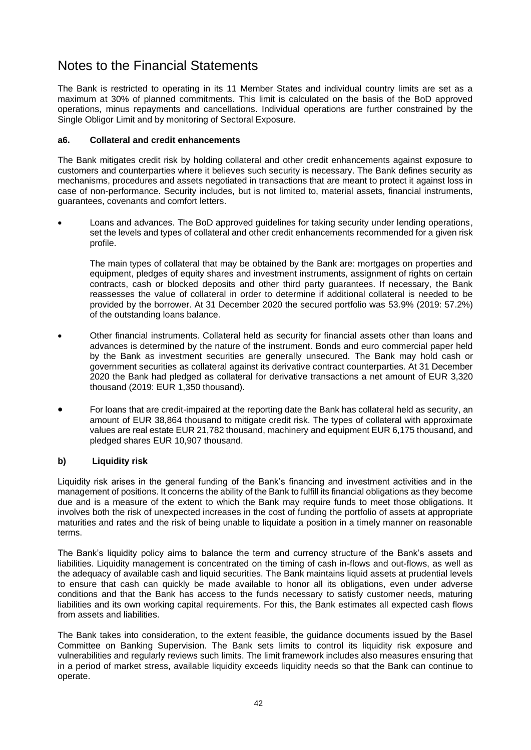# Notes to the Financial Statements

The Bank is restricted to operating in its 11 Member States and individual country limits are set as a maximum at 30% of planned commitments. This limit is calculated on the basis of the BoD approved operations, minus repayments and cancellations. Individual operations are further constrained by the Single Obligor Limit and by monitoring of Sectoral Exposure.

### a6. Collateral and credit enhancements

The Bank mitigates credit risk by holding collateral and other credit enhancements against exposure to customers and counterparties where it believes such security is necessary. The Bank defines security as mechanisms, procedures and assets negotiated in transactions that are meant to protect it against loss in case of non-performance. Security includes, but is not limited to, material assets, financial instruments, guarantees, covenants and comfort letters.

- Loans and advances. The BoD approved guidelines for taking security under lending operations, set the levels and types of collateral and other credit enhancements recommended for a given risk profile.

  The main types of collateral that may be obtained by the Bank are: mortgages on properties and equipment, pledges of equity shares and investment instruments, assignment of rights on certain contracts, cash or blocked deposits and other third party guarantees. If necessary, the Bank reassesses the value of collateral in order to determine if additional collateral is needed to be provided by the borrower. At 31 December 2020 the secured portfolio was 53.9% (2019: 57.2%) of the outstanding loans balance.

- Other financial instruments. Collateral held as security for financial assets other than loans and advances is determined by the nature of the instrument. Bonds and euro commercial paper held by the Bank as investment securities are generally unsecured. The Bank may hold cash or government securities as collateral against its derivative contract counterparties. At 31 December 2020 the Bank had pledged as collateral for derivative transactions a net amount of EUR 3,320 thousand (2019: EUR 1,350 thousand).

- For loans that are credit-impaired at the reporting date the Bank has collateral held as security, an amount of EUR 38,864 thousand to mitigate credit risk. The types of collateral with approximate values are real estate EUR 21,782 thousand, machinery and equipment EUR 6,175 thousand, and pledged shares EUR 10,907 thousand.

### b) Liquidity risk

Liquidity risk arises in the general funding of the Bank's financing and investment activities and in the management of positions. It concerns the ability of the Bank to fulfill its financial obligations as they become due and is a measure of the extent to which the Bank may require funds to meet those obligations. It involves both the risk of unexpected increases in the cost of funding the portfolio of assets at appropriate maturities and rates and the risk of being unable to liquidate a position in a timely manner on reasonable terms.

The Bank's liquidity policy aims to balance the term and currency structure of the Bank's assets and liabilities. Liquidity management is concentrated on the timing of cash in-flows and out-flows, as well as the adequacy of available cash and liquid securities. The Bank maintains liquid assets at prudential levels to ensure that cash can quickly be made available to honor all its obligations, even under adverse conditions and that the Bank has access to the funds necessary to satisfy customer needs, maturing liabilities and its own working capital requirements. For this, the Bank estimates all expected cash flows from assets and liabilities.

The Bank takes into consideration, to the extent feasible, the guidance documents issued by the Basel Committee on Banking Supervision. The Bank sets limits to control its liquidity risk exposure and vulnerabilities and regularly reviews such limits. The limit framework includes also measures ensuring that in a period of market stress, available liquidity exceeds liquidity needs so that the Bank can continue to operate.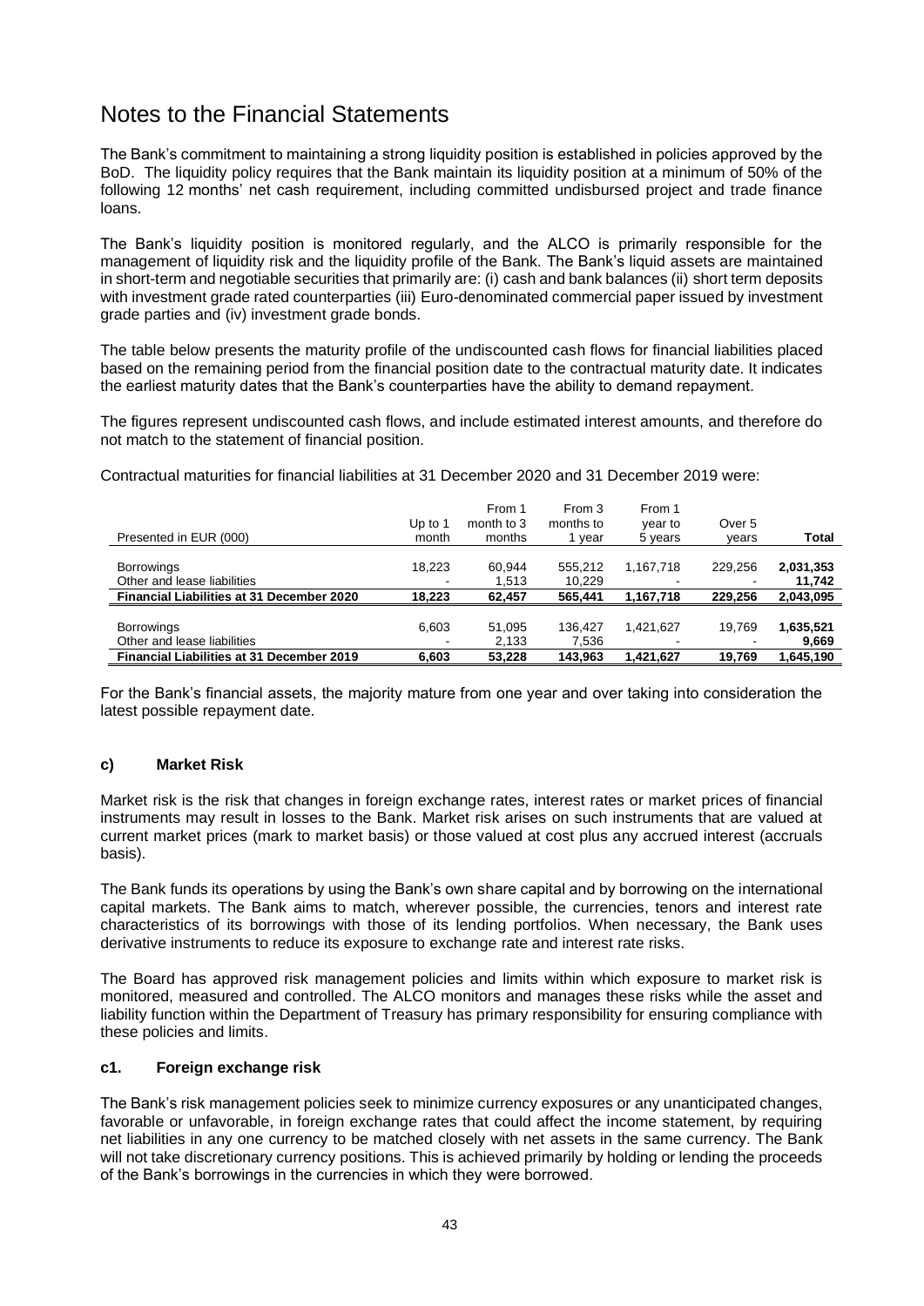# Notes to the Financial Statements

The Bank's commitment to maintaining a strong liquidity position is established in policies approved by the BoD. The liquidity policy requires that the Bank maintain its liquidity position at a minimum of 50% of the following 12 months' net cash requirement, including committed undisbursed project and trade finance loans.

The Bank's liquidity position is monitored regularly, and the ALCO is primarily responsible for the management of liquidity risk and the liquidity profile of the Bank. The Bank's liquid assets are maintained in short-term and negotiable securities that primarily are: (i) cash and bank balances (ii) short term deposits with investment grade rated counterparties (iii) Euro-denominated commercial paper issued by investment grade parties and (iv) investment grade bonds.

The table below presents the maturity profile of the undiscounted cash flows for financial liabilities placed based on the remaining period from the financial position date to the contractual maturity date. It indicates the earliest maturity dates that the Bank's counterparties have the ability to demand repayment.

The figures represent undiscounted cash flows, and include estimated interest amounts, and therefore do not match to the statement of financial position.

Contractual maturities for financial liabilities at 31 December 2020 and 31 December 2019 were:

| Presented in EUR (000) | Up to 1 month | From 1 month to 3 months | From 3 months to 1 year | From 1 year to 5 years | Over 5 years | Total |
|---|---|---|---|---|---|---|
| Borrowings | 18,223 | 60,944 | 555,212 | 1,167,718 | 229,256 | **2,031,353** |
| Other and lease liabilities | - | 1,513 | 10,229 | - | - | **11,742** |
| **Financial Liabilities at 31 December 2020** | **18,223** | **62,457** | **565,441** | **1,167,718** | **229,256** | **2,043,095** |
| Borrowings | 6,603 | 51,095 | 136,427 | 1,421,627 | 19,769 | **1,635,521** |
| Other and lease liabilities | - | 2,133 | 7,536 | - | - | **9,669** |
| **Financial Liabilities at 31 December 2019** | **6,603** | **53,228** | **143,963** | **1,421,627** | **19,769** | **1,645,190** |

For the Bank's financial assets, the majority mature from one year and over taking into consideration the latest possible repayment date.

### c) Market Risk

Market risk is the risk that changes in foreign exchange rates, interest rates or market prices of financial instruments may result in losses to the Bank. Market risk arises on such instruments that are valued at current market prices (mark to market basis) or those valued at cost plus any accrued interest (accruals basis).

The Bank funds its operations by using the Bank's own share capital and by borrowing on the international capital markets. The Bank aims to match, wherever possible, the currencies, tenors and interest rate characteristics of its borrowings with those of its lending portfolios. When necessary, the Bank uses derivative instruments to reduce its exposure to exchange rate and interest rate risks.

The Board has approved risk management policies and limits within which exposure to market risk is monitored, measured and controlled. The ALCO monitors and manages these risks while the asset and liability function within the Department of Treasury has primary responsibility for ensuring compliance with these policies and limits.

#### c1. Foreign exchange risk

The Bank's risk management policies seek to minimize currency exposures or any unanticipated changes, favorable or unfavorable, in foreign exchange rates that could affect the income statement, by requiring net liabilities in any one currency to be matched closely with net assets in the same currency. The Bank will not take discretionary currency positions. This is achieved primarily by holding or lending the proceeds of the Bank's borrowings in the currencies in which they were borrowed.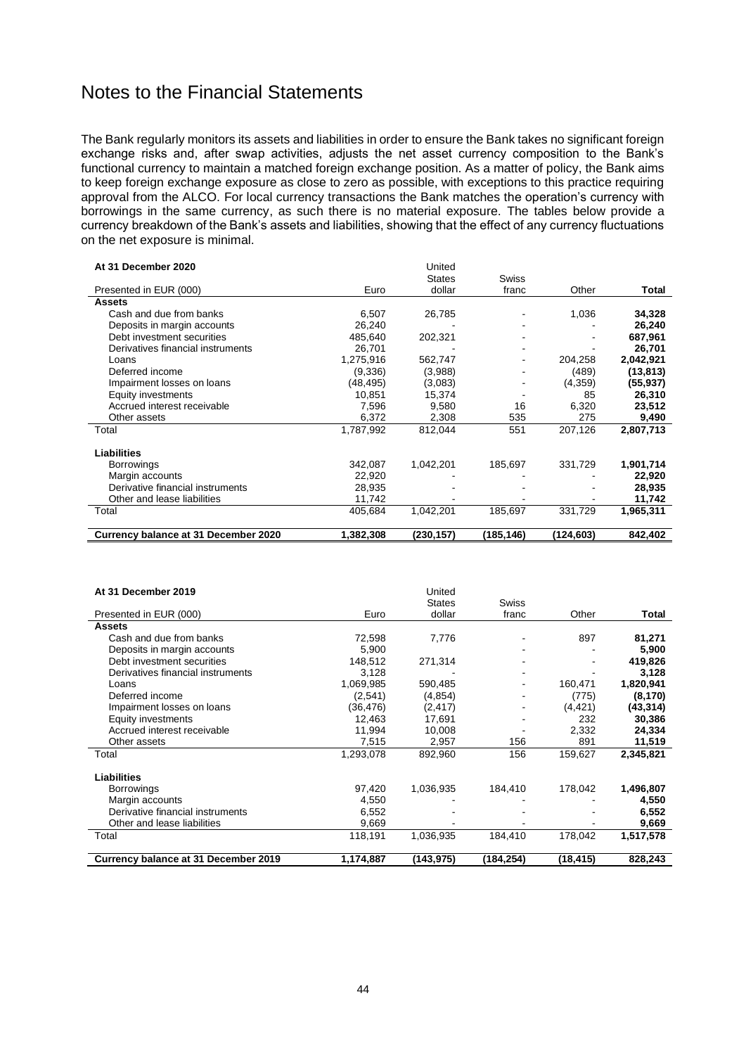# Notes to the Financial Statements

The Bank regularly monitors its assets and liabilities in order to ensure the Bank takes no significant foreign exchange risks and, after swap activities, adjusts the net asset currency composition to the Bank's functional currency to maintain a matched foreign exchange position. As a matter of policy, the Bank aims to keep foreign exchange exposure as close to zero as possible, with exceptions to this practice requiring approval from the ALCO. For local currency transactions the Bank matches the operation's currency with borrowings in the same currency, as such there is no material exposure. The tables below provide a currency breakdown of the Bank's assets and liabilities, showing that the effect of any currency fluctuations on the net exposure is minimal.

| At 31 December 2020 | | | | | |
|---|---|---|---|---|---|
| Presented in EUR (000) | Euro | United States dollar | Swiss franc | Other | **Total** |
| **Assets** | | | | | |
| Cash and due from banks | 6,507 | 26,785 | - | 1,036 | **34,328** |
| Deposits in margin accounts | 26,240 | - | - | - | **26,240** |
| Debt investment securities | 485,640 | 202,321 | - | - | **687,961** |
| Derivatives financial instruments | 26,701 | - | - | - | **26,701** |
| Loans | 1,275,916 | 562,747 | - | 204,258 | **2,042,921** |
| Deferred income | (9,336) | (3,988) | - | (489) | **(13,813)** |
| Impairment losses on loans | (48,495) | (3,083) | - | (4,359) | **(55,937)** |
| Equity investments | 10,851 | 15,374 | - | 85 | **26,310** |
| Accrued interest receivable | 7,596 | 9,580 | 16 | 6,320 | **23,512** |
| Other assets | 6,372 | 2,308 | 535 | 275 | **9,490** |
| Total | 1,787,992 | 812,044 | 551 | 207,126 | **2,807,713** |
| **Liabilities** | | | | | |
| Borrowings | 342,087 | 1,042,201 | 185,697 | 331,729 | **1,901,714** |
| Margin accounts | 22,920 | - | - | - | **22,920** |
| Derivative financial instruments | 28,935 | - | - | - | **28,935** |
| Other and lease liabilities | 11,742 | - | - | - | **11,742** |
| Total | 405,684 | 1,042,201 | 185,697 | 331,729 | **1,965,311** |
| **Currency balance at 31 December 2020** | **1,382,308** | **(230,157)** | **(185,146)** | **(124,603)** | **842,402** |

| At 31 December 2019 | | | | | |
|---|---|---|---|---|---|
| Presented in EUR (000) | Euro | United States dollar | Swiss franc | Other | **Total** |
| **Assets** | | | | | |
| Cash and due from banks | 72,598 | 7,776 | - | 897 | **81,271** |
| Deposits in margin accounts | 5,900 | | - | - | **5,900** |
| Debt investment securities | 148,512 | 271,314 | - | - | **419,826** |
| Derivatives financial instruments | 3,128 | - | - | - | **3,128** |
| Loans | 1,069,985 | 590,485 | - | 160,471 | **1,820,941** |
| Deferred income | (2,541) | (4,854) | - | (775) | **(8,170)** |
| Impairment losses on loans | (36,476) | (2,417) | - | (4,421) | **(43,314)** |
| Equity investments | 12,463 | 17,691 | - | 232 | **30,386** |
| Accrued interest receivable | 11,994 | 10,008 | - | 2,332 | **24,334** |
| Other assets | 7,515 | 2,957 | 156 | 891 | **11,519** |
| Total | 1,293,078 | 892,960 | 156 | 159,627 | **2,345,821** |
| **Liabilities** | | | | | |
| Borrowings | 97,420 | 1,036,935 | 184,410 | 178,042 | **1,496,807** |
| Margin accounts | 4,550 | - | - | - | **4,550** |
| Derivative financial instruments | 6,552 | - | - | - | **6,552** |
| Other and lease liabilities | 9,669 | - | - | - | **9,669** |
| Total | 118,191 | 1,036,935 | 184,410 | 178,042 | **1,517,578** |
| **Currency balance at 31 December 2019** | **1,174,887** | **(143,975)** | **(184,254)** | **(18,415)** | **828,243** |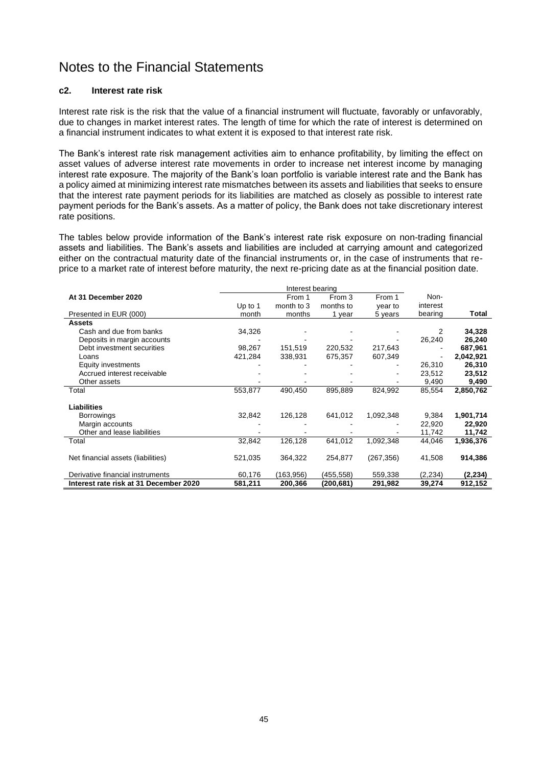# Notes to the Financial Statements

### c2. Interest rate risk

Interest rate risk is the risk that the value of a financial instrument will fluctuate, favorably or unfavorably, due to changes in market interest rates. The length of time for which the rate of interest is determined on a financial instrument indicates to what extent it is exposed to that interest rate risk.

The Bank's interest rate risk management activities aim to enhance profitability, by limiting the effect on asset values of adverse interest rate movements in order to increase net interest income by managing interest rate exposure. The majority of the Bank's loan portfolio is variable interest rate and the Bank has a policy aimed at minimizing interest rate mismatches between its assets and liabilities that seeks to ensure that the interest rate payment periods for its liabilities are matched as closely as possible to interest rate payment periods for the Bank's assets. As a matter of policy, the Bank does not take discretionary interest rate positions.

The tables below provide information of the Bank's interest rate risk exposure on non-trading financial assets and liabilities. The Bank's assets and liabilities are included at carrying amount and categorized either on the contractual maturity date of the financial instruments or, in the case of instruments that re-price to a market rate of interest before maturity, the next re-pricing date as at the financial position date.

| At 31 December 2020 | Interest bearing | | | | | |
|---|---|---|---|---|---|---|
| Presented in EUR (000) | Up to 1 month | From 1 month to 3 months | From 3 months to 1 year | From 1 year to 5 years | Non-interest bearing | **Total** |
| **Assets** | | | | | | |
| Cash and due from banks | 34,326 | - | - | - | 2 | **34,328** |
| Deposits in margin accounts | - | - | - | - | 26,240 | **26,240** |
| Debt investment securities | 98,267 | 151,519 | 220,532 | 217,643 | - | **687,961** |
| Loans | 421,284 | 338,931 | 675,357 | 607,349 | - | **2,042,921** |
| Equity investments | - | - | - | - | 26,310 | **26,310** |
| Accrued interest receivable | - | - | - | - | 23,512 | **23,512** |
| Other assets | - | - | - | - | 9,490 | **9,490** |
| Total | 553,877 | 490,450 | 895,889 | 824,992 | 85,554 | **2,850,762** |
| **Liabilities** | | | | | | |
| Borrowings | 32,842 | 126,128 | 641,012 | 1,092,348 | 9,384 | **1,901,714** |
| Margin accounts | - | - | - | - | 22,920 | **22,920** |
| Other and lease liabilities | - | - | - | - | 11,742 | **11,742** |
| Total | 32,842 | 126,128 | 641,012 | 1,092,348 | 44,046 | **1,936,376** |
| Net financial assets (liabilities) | 521,035 | 364,322 | 254,877 | (267,356) | 41,508 | 914,386 |
| Derivative financial instruments | 60,176 | (163,956) | (455,558) | 559,338 | (2,234) | **(2,234)** |
| **Interest rate risk at 31 December 2020** | **581,211** | **200,366** | **(200,681)** | **291,982** | **39,274** | **912,152** |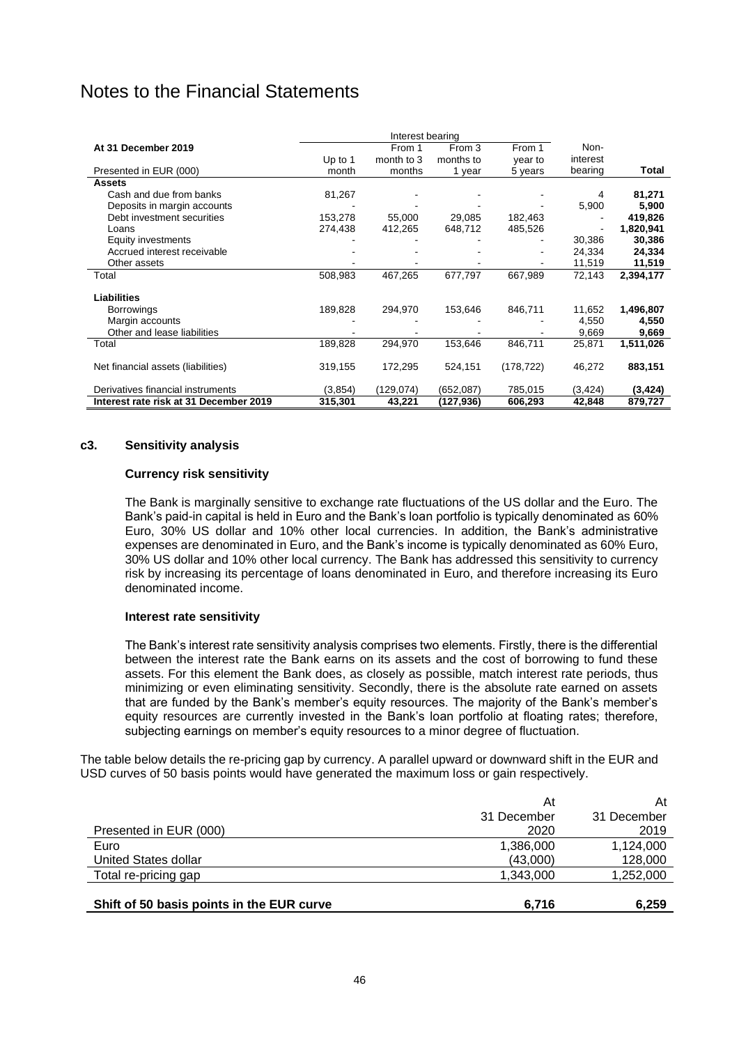# Notes to the Financial Statements

| At 31 December 2019 | Interest bearing | | | | | | |
|---|---|---|---|---|---|---|---|
| | Up to 1 | From 1 month to 3 | From 3 months to | From 1 year to | Non-interest | | |
| Presented in EUR (000) | month | months | 1 year | 5 years | bearing | **Total** |
| **Assets** | | | | | | |
| Cash and due from banks | 81,267 | - | - | - | 4 | **81,271** |
| Deposits in margin accounts | - | - | - | - | 5,900 | **5,900** |
| Debt investment securities | 153,278 | 55,000 | 29,085 | 182,463 | - | **419,826** |
| Loans | 274,438 | 412,265 | 648,712 | 485,526 | - | **1,820,941** |
| Equity investments | - | - | - | - | 30,386 | **30,386** |
| Accrued interest receivable | - | - | - | - | 24,334 | **24,334** |
| Other assets | - | - | - | - | 11,519 | **11,519** |
| Total | 508,983 | 467,265 | 677,797 | 667,989 | 72,143 | **2,394,177** |
| **Liabilities** | | | | | | |
| Borrowings | 189,828 | 294,970 | 153,646 | 846,711 | 11,652 | **1,496,807** |
| Margin accounts | - | - | - | - | 4,550 | **4,550** |
| Other and lease liabilities | - | - | - | - | 9,669 | **9,669** |
| Total | 189,828 | 294,970 | 153,646 | 846,711 | 25,871 | **1,511,026** |
| Net financial assets (liabilities) | 319,155 | 172,295 | 524,151 | (178,722) | 46,272 | **883,151** |
| Derivatives financial instruments | (3,854) | (129,074) | (652,087) | 785,015 | (3,424) | **(3,424)** |
| **Interest rate risk at 31 December 2019** | **315,301** | **43,221** | **(127,936)** | **606,293** | **42,848** | **879,727** |

### c3. Sensitivity analysis

#### Currency risk sensitivity

The Bank is marginally sensitive to exchange rate fluctuations of the US dollar and the Euro. The Bank's paid-in capital is held in Euro and the Bank's loan portfolio is typically denominated as 60% Euro, 30% US dollar and 10% other local currencies. In addition, the Bank's administrative expenses are denominated in Euro, and the Bank's income is typically denominated as 60% Euro, 30% US dollar and 10% other local currency. The Bank has addressed this sensitivity to currency risk by increasing its percentage of loans denominated in Euro, and therefore increasing its Euro denominated income.

#### Interest rate sensitivity

The Bank's interest rate sensitivity analysis comprises two elements. Firstly, there is the differential between the interest rate the Bank earns on its assets and the cost of borrowing to fund these assets. For this element the Bank does, as closely as possible, match interest rate periods, thus minimizing or even eliminating sensitivity. Secondly, there is the absolute rate earned on assets that are funded by the Bank's member's equity resources. The majority of the Bank's member's equity resources are currently invested in the Bank's loan portfolio at floating rates; therefore, subjecting earnings on member's equity resources to a minor degree of fluctuation.

The table below details the re-pricing gap by currency. A parallel upward or downward shift in the EUR and USD curves of 50 basis points would have generated the maximum loss or gain respectively.

| Presented in EUR (000) | At 31 December 2020 | At 31 December 2019 |
|---|---|---|
| Euro | 1,386,000 | 1,124,000 |
| United States dollar | (43,000) | 128,000 |
| Total re-pricing gap | 1,343,000 | 1,252,000 |
| **Shift of 50 basis points in the EUR curve** | **6,716** | **6,259** |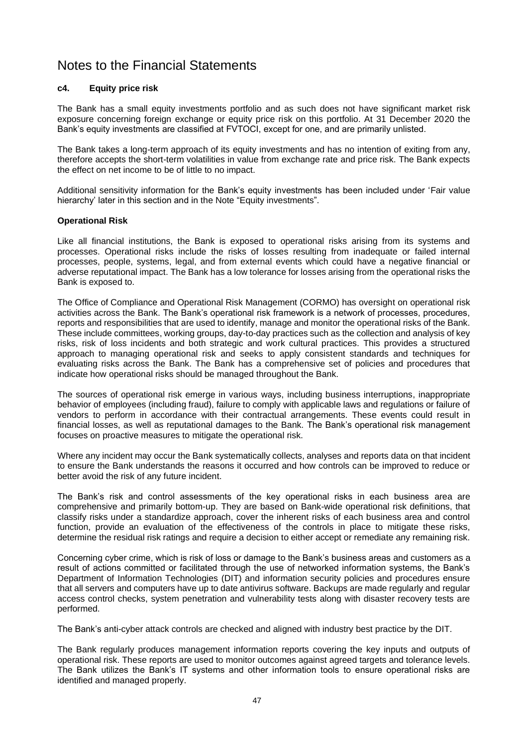# Notes to the Financial Statements

### c4. Equity price risk

The Bank has a small equity investments portfolio and as such does not have significant market risk exposure concerning foreign exchange or equity price risk on this portfolio. At 31 December 2020 the Bank's equity investments are classified at FVTOCI, except for one, and are primarily unlisted.

The Bank takes a long-term approach of its equity investments and has no intention of exiting from any, therefore accepts the short-term volatilities in value from exchange rate and price risk. The Bank expects the effect on net income to be of little to no impact.

Additional sensitivity information for the Bank's equity investments has been included under 'Fair value hierarchy' later in this section and in the Note "Equity investments".

### Operational Risk

Like all financial institutions, the Bank is exposed to operational risks arising from its systems and processes. Operational risks include the risks of losses resulting from inadequate or failed internal processes, people, systems, legal, and from external events which could have a negative financial or adverse reputational impact. The Bank has a low tolerance for losses arising from the operational risks the Bank is exposed to.

The Office of Compliance and Operational Risk Management (CORMO) has oversight on operational risk activities across the Bank. The Bank's operational risk framework is a network of processes, procedures, reports and responsibilities that are used to identify, manage and monitor the operational risks of the Bank. These include committees, working groups, day-to-day practices such as the collection and analysis of key risks, risk of loss incidents and both strategic and work cultural practices. This provides a structured approach to managing operational risk and seeks to apply consistent standards and techniques for evaluating risks across the Bank. The Bank has a comprehensive set of policies and procedures that indicate how operational risks should be managed throughout the Bank.

The sources of operational risk emerge in various ways, including business interruptions, inappropriate behavior of employees (including fraud), failure to comply with applicable laws and regulations or failure of vendors to perform in accordance with their contractual arrangements. These events could result in financial losses, as well as reputational damages to the Bank. The Bank's operational risk management focuses on proactive measures to mitigate the operational risk.

Where any incident may occur the Bank systematically collects, analyses and reports data on that incident to ensure the Bank understands the reasons it occurred and how controls can be improved to reduce or better avoid the risk of any future incident.

The Bank's risk and control assessments of the key operational risks in each business area are comprehensive and primarily bottom-up. They are based on Bank-wide operational risk definitions, that classify risks under a standardize approach, cover the inherent risks of each business area and control function, provide an evaluation of the effectiveness of the controls in place to mitigate these risks, determine the residual risk ratings and require a decision to either accept or remediate any remaining risk.

Concerning cyber crime, which is risk of loss or damage to the Bank's business areas and customers as a result of actions committed or facilitated through the use of networked information systems, the Bank's Department of Information Technologies (DIT) and information security policies and procedures ensure that all servers and computers have up to date antivirus software. Backups are made regularly and regular access control checks, system penetration and vulnerability tests along with disaster recovery tests are performed.

The Bank's anti-cyber attack controls are checked and aligned with industry best practice by the DIT.

The Bank regularly produces management information reports covering the key inputs and outputs of operational risk. These reports are used to monitor outcomes against agreed targets and tolerance levels. The Bank utilizes the Bank's IT systems and other information tools to ensure operational risks are identified and managed properly.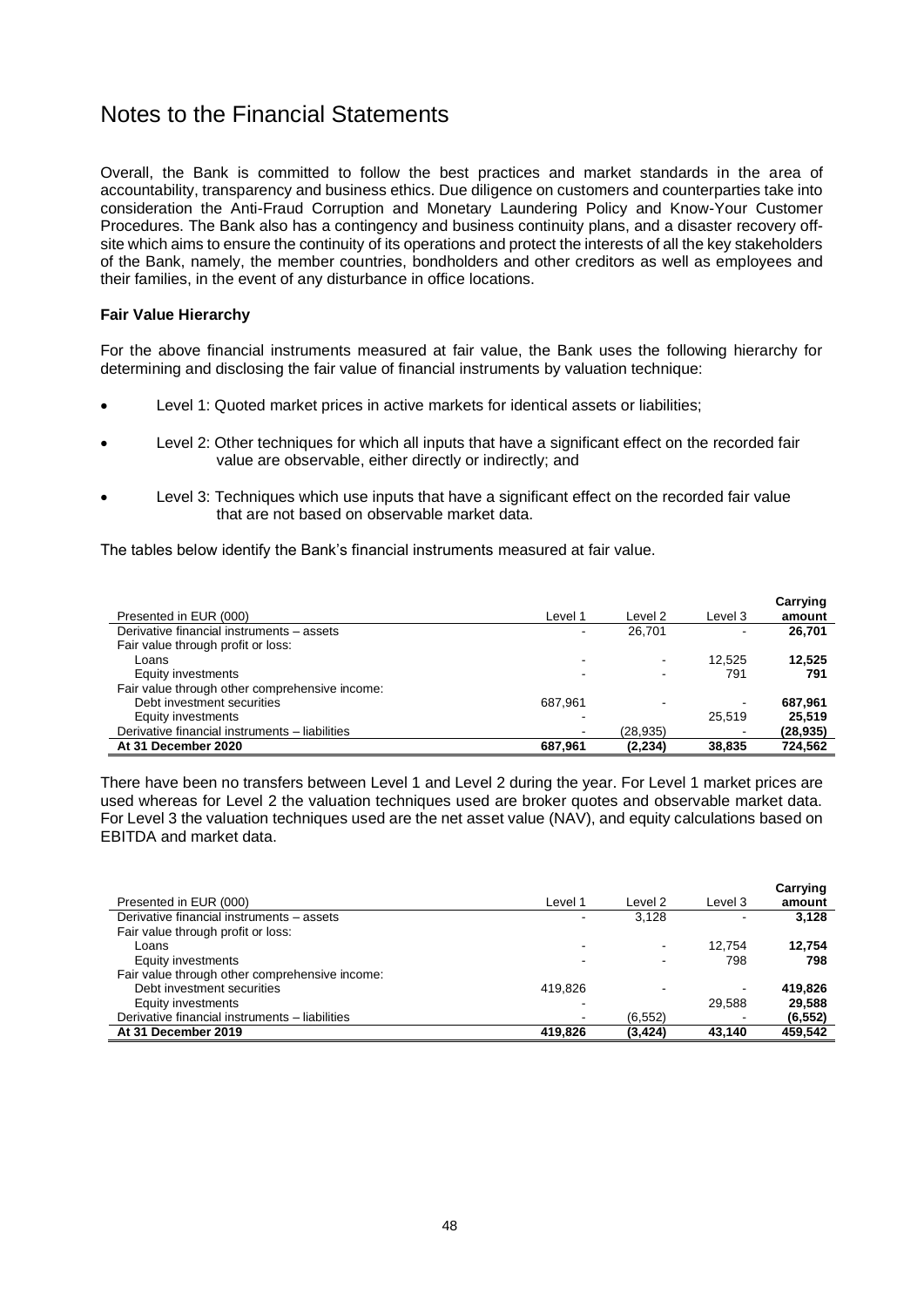# Notes to the Financial Statements

Overall, the Bank is committed to follow the best practices and market standards in the area of accountability, transparency and business ethics. Due diligence on customers and counterparties take into consideration the Anti-Fraud Corruption and Monetary Laundering Policy and Know-Your Customer Procedures. The Bank also has a contingency and business continuity plans, and a disaster recovery off-site which aims to ensure the continuity of its operations and protect the interests of all the key stakeholders of the Bank, namely, the member countries, bondholders and other creditors as well as employees and their families, in the event of any disturbance in office locations.

**Fair Value Hierarchy**

For the above financial instruments measured at fair value, the Bank uses the following hierarchy for determining and disclosing the fair value of financial instruments by valuation technique:

- Level 1: Quoted market prices in active markets for identical assets or liabilities;
- Level 2: Other techniques for which all inputs that have a significant effect on the recorded fair value are observable, either directly or indirectly; and
- Level 3: Techniques which use inputs that have a significant effect on the recorded fair value that are not based on observable market data.

The tables below identify the Bank's financial instruments measured at fair value.

| Presented in EUR (000) | Level 1 | Level 2 | Level 3 | Carrying amount |
|---|---|---|---|---|
| Derivative financial instruments – assets | - | 26,701 | - | **26,701** |
| Fair value through profit or loss: | | | | |
| Loans | - | - | 12,525 | **12,525** |
| Equity investments | - | - | 791 | **791** |
| Fair value through other comprehensive income: | | | | |
| Debt investment securities | 687,961 | - | - | **687,961** |
| Equity investments | - | | 25,519 | **25,519** |
| Derivative financial instruments – liabilities | - | (28,935) | - | **(28,935)** |
| **At 31 December 2020** | **687,961** | **(2,234)** | **38,835** | **724,562** |

There have been no transfers between Level 1 and Level 2 during the year. For Level 1 market prices are used whereas for Level 2 the valuation techniques used are broker quotes and observable market data. For Level 3 the valuation techniques used are the net asset value (NAV), and equity calculations based on EBITDA and market data.

| Presented in EUR (000) | Level 1 | Level 2 | Level 3 | Carrying amount |
|---|---|---|---|---|
| Derivative financial instruments – assets | - | 3,128 | - | **3,128** |
| Fair value through profit or loss: | | | | |
| Loans | - | - | 12,754 | **12,754** |
| Equity investments | - | - | 798 | **798** |
| Fair value through other comprehensive income: | | | | |
| Debt investment securities | 419,826 | - | - | **419,826** |
| Equity investments | - | | 29,588 | **29,588** |
| Derivative financial instruments – liabilities | - | (6,552) | - | **(6,552)** |
| **At 31 December 2019** | **419,826** | **(3,424)** | **43,140** | **459,542** |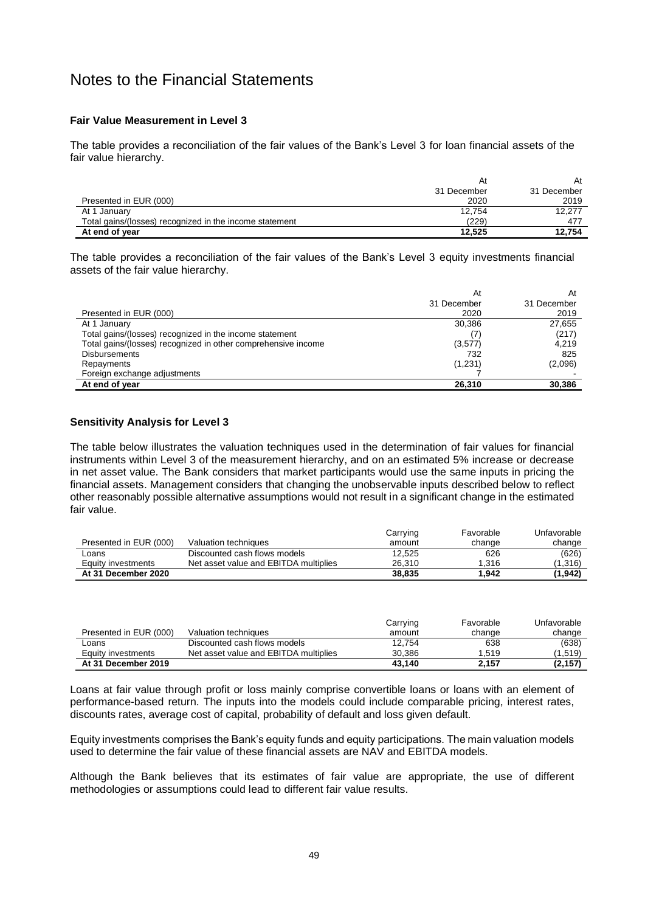# Notes to the Financial Statements

### Fair Value Measurement in Level 3

The table provides a reconciliation of the fair values of the Bank's Level 3 for loan financial assets of the fair value hierarchy.

| Presented in EUR (000) | At 31 December 2020 | At 31 December 2019 |
|---|---|---|
| At 1 January | 12,754 | 12,277 |
| Total gains/(losses) recognized in the income statement | (229) | 477 |
| **At end of year** | **12,525** | **12,754** |

The table provides a reconciliation of the fair values of the Bank's Level 3 equity investments financial assets of the fair value hierarchy.

| Presented in EUR (000) | At 31 December 2020 | At 31 December 2019 |
|---|---|---|
| At 1 January | 30,386 | 27,655 |
| Total gains/(losses) recognized in the income statement | (7) | (217) |
| Total gains/(losses) recognized in other comprehensive income | (3,577) | 4,219 |
| Disbursements | 732 | 825 |
| Repayments | (1,231) | (2,096) |
| Foreign exchange adjustments | 7 | - |
| **At end of year** | **26,310** | **30,386** |

### Sensitivity Analysis for Level 3

The table below illustrates the valuation techniques used in the determination of fair values for financial instruments within Level 3 of the measurement hierarchy, and on an estimated 5% increase or decrease in net asset value. The Bank considers that market participants would use the same inputs in pricing the financial assets. Management considers that changing the unobservable inputs described below to reflect other reasonably possible alternative assumptions would not result in a significant change in the estimated fair value.

| Presented in EUR (000) | Valuation techniques | Carrying amount | Favorable change | Unfavorable change |
|---|---|---|---|---|
| Loans | Discounted cash flows models | 12,525 | 626 | (626) |
| Equity investments | Net asset value and EBITDA multiplies | 26,310 | 1,316 | (1,316) |
| **At 31 December 2020** | | **38,835** | **1,942** | **(1,942)** |

| Presented in EUR (000) | Valuation techniques | Carrying amount | Favorable change | Unfavorable change |
|---|---|---|---|---|
| Loans | Discounted cash flows models | 12,754 | 638 | (638) |
| Equity investments | Net asset value and EBITDA multiplies | 30,386 | 1,519 | (1,519) |
| **At 31 December 2019** | | **43,140** | **2,157** | **(2,157)** |

Loans at fair value through profit or loss mainly comprise convertible loans or loans with an element of performance-based return. The inputs into the models could include comparable pricing, interest rates, discounts rates, average cost of capital, probability of default and loss given default.

Equity investments comprises the Bank's equity funds and equity participations. The main valuation models used to determine the fair value of these financial assets are NAV and EBITDA models.

Although the Bank believes that its estimates of fair value are appropriate, the use of different methodologies or assumptions could lead to different fair value results.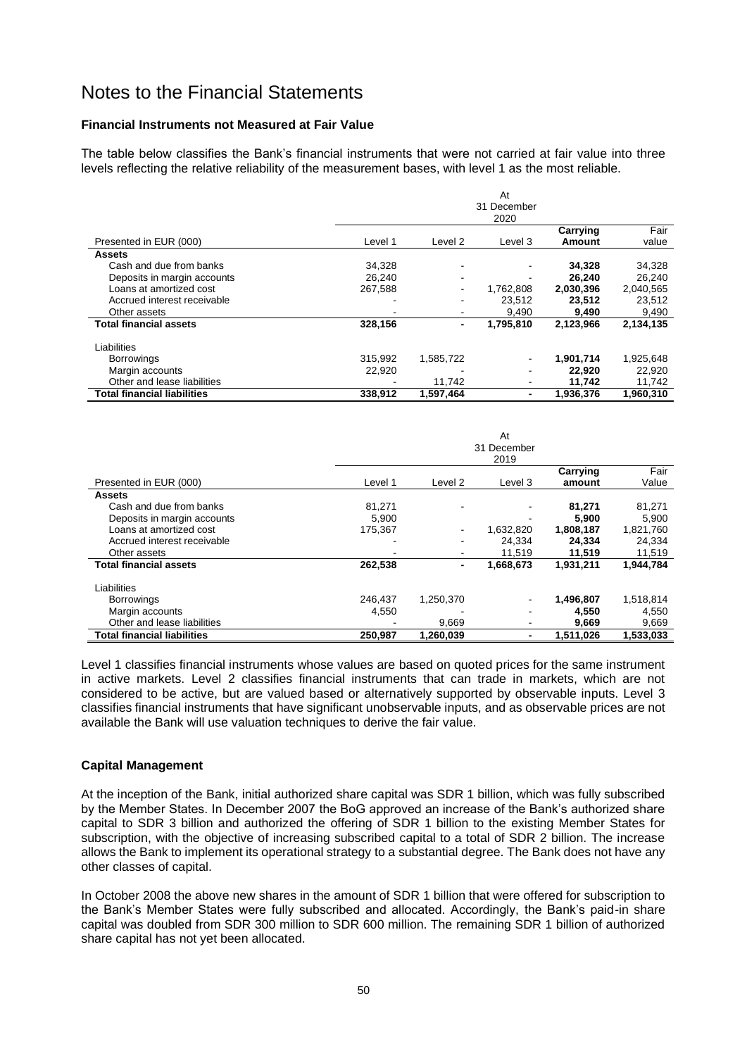# Notes to the Financial Statements

### Financial Instruments not Measured at Fair Value

The table below classifies the Bank's financial instruments that were not carried at fair value into three levels reflecting the relative reliability of the measurement bases, with level 1 as the most reliable.

| | At 31 December 2020 | | | | |
|---|---|---|---|---|---|
| Presented in EUR (000) | Level 1 | Level 2 | Level 3 | **Carrying Amount** | Fair value |
| **Assets** | | | | | |
| Cash and due from banks | 34,328 | - | - | **34,328** | 34,328 |
| Deposits in margin accounts | 26,240 | - | - | **26,240** | 26,240 |
| Loans at amortized cost | 267,588 | - | 1,762,808 | **2,030,396** | 2,040,565 |
| Accrued interest receivable | - | - | 23,512 | **23,512** | 23,512 |
| Other assets | - | - | 9,490 | **9,490** | 9,490 |
| **Total financial assets** | **328,156** | **-** | **1,795,810** | **2,123,966** | **2,134,135** |
| Liabilities | | | | | |
| Borrowings | 315,992 | 1,585,722 | - | **1,901,714** | 1,925,648 |
| Margin accounts | 22,920 | - | - | **22,920** | 22,920 |
| Other and lease liabilities | - | 11,742 | - | **11,742** | 11,742 |
| **Total financial liabilities** | **338,912** | **1,597,464** | **-** | **1,936,376** | **1,960,310** |

| | At 31 December 2019 | | | | |
|---|---|---|---|---|---|
| Presented in EUR (000) | Level 1 | Level 2 | Level 3 | **Carrying amount** | Fair Value |
| **Assets** | | | | | |
| Cash and due from banks | 81,271 | - | - | **81,271** | 81,271 |
| Deposits in margin accounts | 5,900 | | - | **5,900** | 5,900 |
| Loans at amortized cost | 175,367 | - | 1,632,820 | **1,808,187** | 1,821,760 |
| Accrued interest receivable | - | - | 24,334 | **24,334** | 24,334 |
| Other assets | - | - | 11,519 | **11,519** | 11,519 |
| **Total financial assets** | **262,538** | **-** | **1,668,673** | **1,931,211** | **1,944,784** |
| Liabilities | | | | | |
| Borrowings | 246,437 | 1,250,370 | - | **1,496,807** | 1,518,814 |
| Margin accounts | 4,550 | - | - | **4,550** | 4,550 |
| Other and lease liabilities | - | 9,669 | - | **9,669** | 9,669 |
| **Total financial liabilities** | **250,987** | **1,260,039** | **-** | **1,511,026** | **1,533,033** |

Level 1 classifies financial instruments whose values are based on quoted prices for the same instrument in active markets. Level 2 classifies financial instruments that can trade in markets, which are not considered to be active, but are valued based or alternatively supported by observable inputs. Level 3 classifies financial instruments that have significant unobservable inputs, and as observable prices are not available the Bank will use valuation techniques to derive the fair value.

### Capital Management

At the inception of the Bank, initial authorized share capital was SDR 1 billion, which was fully subscribed by the Member States. In December 2007 the BoG approved an increase of the Bank's authorized share capital to SDR 3 billion and authorized the offering of SDR 1 billion to the existing Member States for subscription, with the objective of increasing subscribed capital to a total of SDR 2 billion. The increase allows the Bank to implement its operational strategy to a substantial degree. The Bank does not have any other classes of capital.

In October 2008 the above new shares in the amount of SDR 1 billion that were offered for subscription to the Bank's Member States were fully subscribed and allocated. Accordingly, the Bank's paid-in share capital was doubled from SDR 300 million to SDR 600 million. The remaining SDR 1 billion of authorized share capital has not yet been allocated.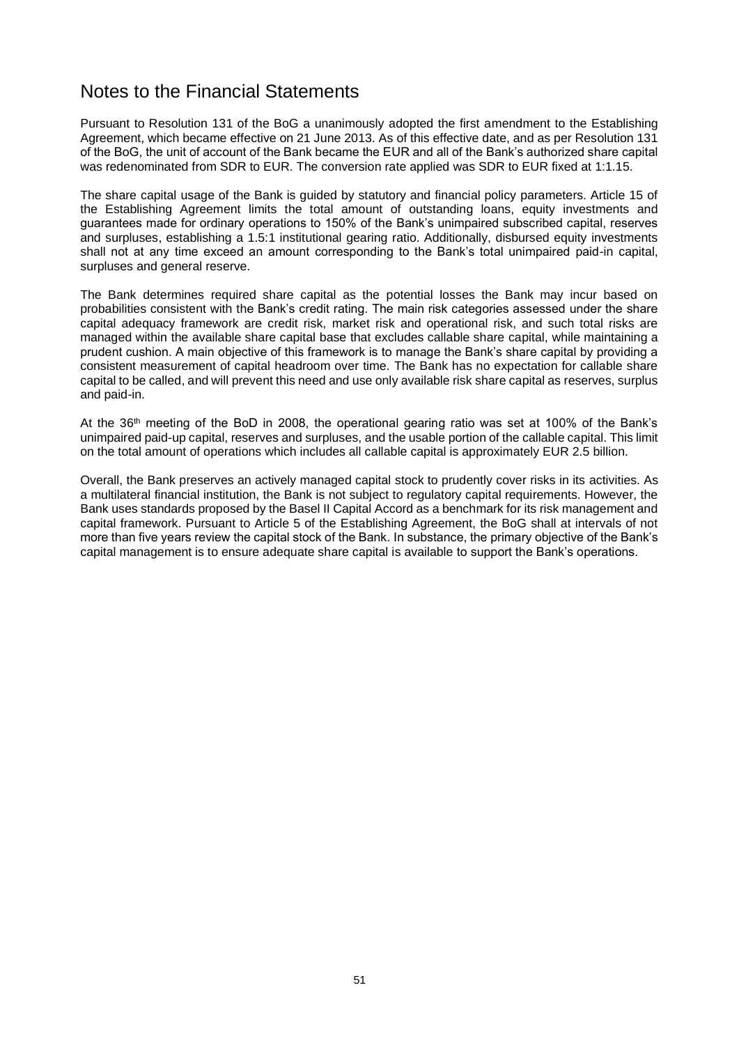# Notes to the Financial Statements

Pursuant to Resolution 131 of the BoG a unanimously adopted the first amendment to the Establishing Agreement, which became effective on 21 June 2013. As of this effective date, and as per Resolution 131 of the BoG, the unit of account of the Bank became the EUR and all of the Bank's authorized share capital was redenominated from SDR to EUR. The conversion rate applied was SDR to EUR fixed at 1:1.15.

The share capital usage of the Bank is guided by statutory and financial policy parameters. Article 15 of the Establishing Agreement limits the total amount of outstanding loans, equity investments and guarantees made for ordinary operations to 150% of the Bank's unimpaired subscribed capital, reserves and surpluses, establishing a 1.5:1 institutional gearing ratio. Additionally, disbursed equity investments shall not at any time exceed an amount corresponding to the Bank's total unimpaired paid-in capital, surpluses and general reserve.

The Bank determines required share capital as the potential losses the Bank may incur based on probabilities consistent with the Bank's credit rating. The main risk categories assessed under the share capital adequacy framework are credit risk, market risk and operational risk, and such total risks are managed within the available share capital base that excludes callable share capital, while maintaining a prudent cushion. A main objective of this framework is to manage the Bank's share capital by providing a consistent measurement of capital headroom over time. The Bank has no expectation for callable share capital to be called, and will prevent this need and use only available risk share capital as reserves, surplus and paid-in.

At the 36th meeting of the BoD in 2008, the operational gearing ratio was set at 100% of the Bank's unimpaired paid-up capital, reserves and surpluses, and the usable portion of the callable capital. This limit on the total amount of operations which includes all callable capital is approximately EUR 2.5 billion.

Overall, the Bank preserves an actively managed capital stock to prudently cover risks in its activities. As a multilateral financial institution, the Bank is not subject to regulatory capital requirements. However, the Bank uses standards proposed by the Basel II Capital Accord as a benchmark for its risk management and capital framework. Pursuant to Article 5 of the Establishing Agreement, the BoG shall at intervals of not more than five years review the capital stock of the Bank. In substance, the primary objective of the Bank's capital management is to ensure adequate share capital is available to support the Bank's operations.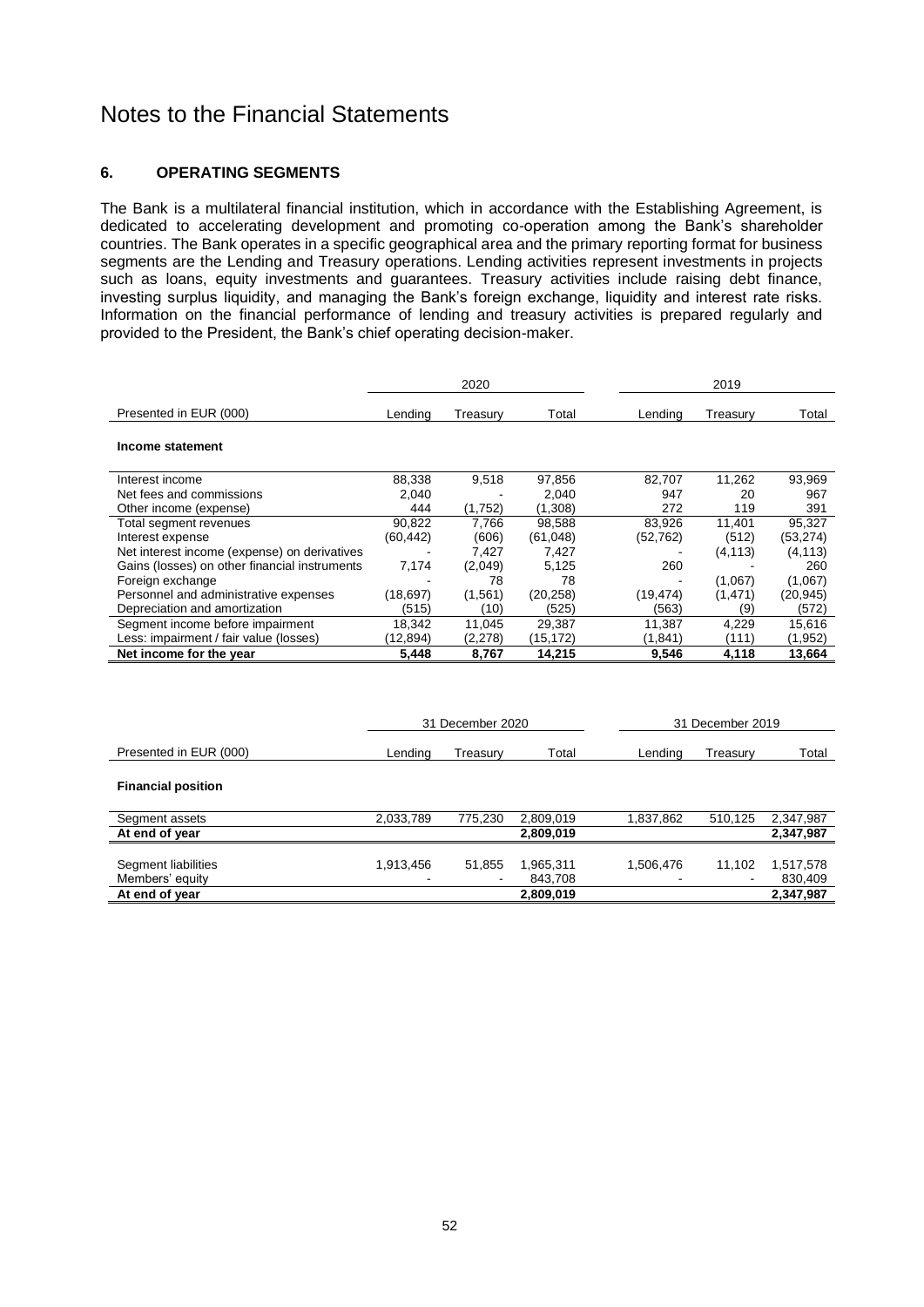# Notes to the Financial Statements

## 6. OPERATING SEGMENTS

The Bank is a multilateral financial institution, which in accordance with the Establishing Agreement, is dedicated to accelerating development and promoting co-operation among the Bank's shareholder countries. The Bank operates in a specific geographical area and the primary reporting format for business segments are the Lending and Treasury operations. Lending activities represent investments in projects such as loans, equity investments and guarantees. Treasury activities include raising debt finance, investing surplus liquidity, and managing the Bank's foreign exchange, liquidity and interest rate risks. Information on the financial performance of lending and treasury activities is prepared regularly and provided to the President, the Bank's chief operating decision-maker.

| | 2020 | | | 2019 | | |
|---|---|---|---|---|---|---|
| Presented in EUR (000) | Lending | Treasury | Total | Lending | Treasury | Total |
| **Income statement** | | | | | | |
| Interest income | 88,338 | 9,518 | 97,856 | 82,707 | 11,262 | 93,969 |
| Net fees and commissions | 2,040 | - | 2,040 | 947 | 20 | 967 |
| Other income (expense) | 444 | (1,752) | (1,308) | 272 | 119 | 391 |
| Total segment revenues | 90,822 | 7,766 | 98,588 | 83,926 | 11,401 | 95,327 |
| Interest expense | (60,442) | (606) | (61,048) | (52,762) | (512) | (53,274) |
| Net interest income (expense) on derivatives | - | 7,427 | 7,427 | - | (4,113) | (4,113) |
| Gains (losses) on other financial instruments | 7,174 | (2,049) | 5,125 | 260 | - | 260 |
| Foreign exchange | - | 78 | 78 | - | (1,067) | (1,067) |
| Personnel and administrative expenses | (18,697) | (1,561) | (20,258) | (19,474) | (1,471) | (20,945) |
| Depreciation and amortization | (515) | (10) | (525) | (563) | (9) | (572) |
| Segment income before impairment | 18,342 | 11,045 | 29,387 | 11,387 | 4,229 | 15,616 |
| Less: impairment / fair value (losses) | (12,894) | (2,278) | (15,172) | (1,841) | (111) | (1,952) |
| **Net income for the year** | **5,448** | **8,767** | **14,215** | **9,546** | **4,118** | **13,664** |

| | 31 December 2020 | | | 31 December 2019 | | |
|---|---|---|---|---|---|---|
| Presented in EUR (000) | Lending | Treasury | Total | Lending | Treasury | Total |
| **Financial position** | | | | | | |
| Segment assets | 2,033,789 | 775,230 | 2,809,019 | 1,837,862 | 510,125 | 2,347,987 |
| **At end of year** | | | **2,809,019** | | | **2,347,987** |
| Segment liabilities | 1,913,456 | 51,855 | 1,965,311 | 1,506,476 | 11,102 | 1,517,578 |
| Members' equity | - | - | 843,708 | - | - | 830,409 |
| **At end of year** | | | **2,809,019** | | | **2,347,987** |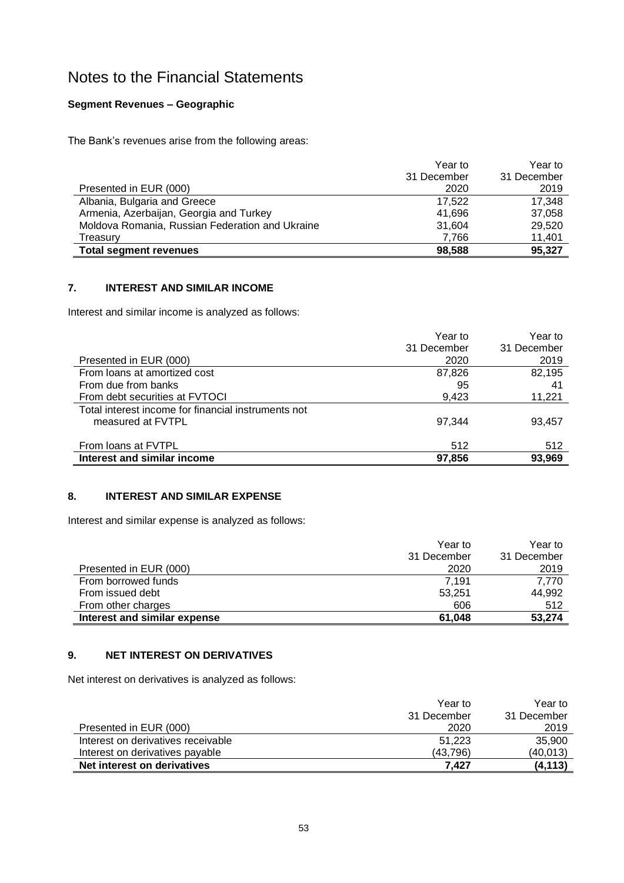# Notes to the Financial Statements

**Segment Revenues – Geographic**

The Bank's revenues arise from the following areas:

| Presented in EUR (000) | Year to 31 December 2020 | Year to 31 December 2019 |
|---|---|---|
| Albania, Bulgaria and Greece | 17,522 | 17,348 |
| Armenia, Azerbaijan, Georgia and Turkey | 41,696 | 37,058 |
| Moldova Romania, Russian Federation and Ukraine | 31,604 | 29,520 |
| Treasury | 7,766 | 11,401 |
| **Total segment revenues** | **98,588** | **95,327** |

## 7. INTEREST AND SIMILAR INCOME

Interest and similar income is analyzed as follows:

| Presented in EUR (000) | Year to 31 December 2020 | Year to 31 December 2019 |
|---|---|---|
| From loans at amortized cost | 87,826 | 82,195 |
| From due from banks | 95 | 41 |
| From debt securities at FVTOCI | 9,423 | 11,221 |
| Total interest income for financial instruments not measured at FVTPL | 97,344 | 93,457 |
| From loans at FVTPL | 512 | 512 |
| **Interest and similar income** | **97,856** | **93,969** |

## 8. INTEREST AND SIMILAR EXPENSE

Interest and similar expense is analyzed as follows:

| Presented in EUR (000) | Year to 31 December 2020 | Year to 31 December 2019 |
|---|---|---|
| From borrowed funds | 7,191 | 7,770 |
| From issued debt | 53,251 | 44,992 |
| From other charges | 606 | 512 |
| **Interest and similar expense** | **61,048** | **53,274** |

## 9. NET INTEREST ON DERIVATIVES

Net interest on derivatives is analyzed as follows:

| Presented in EUR (000) | Year to 31 December 2020 | Year to 31 December 2019 |
|---|---|---|
| Interest on derivatives receivable | 51,223 | 35,900 |
| Interest on derivatives payable | (43,796) | (40,013) |
| **Net interest on derivatives** | **7,427** | **(4,113)** |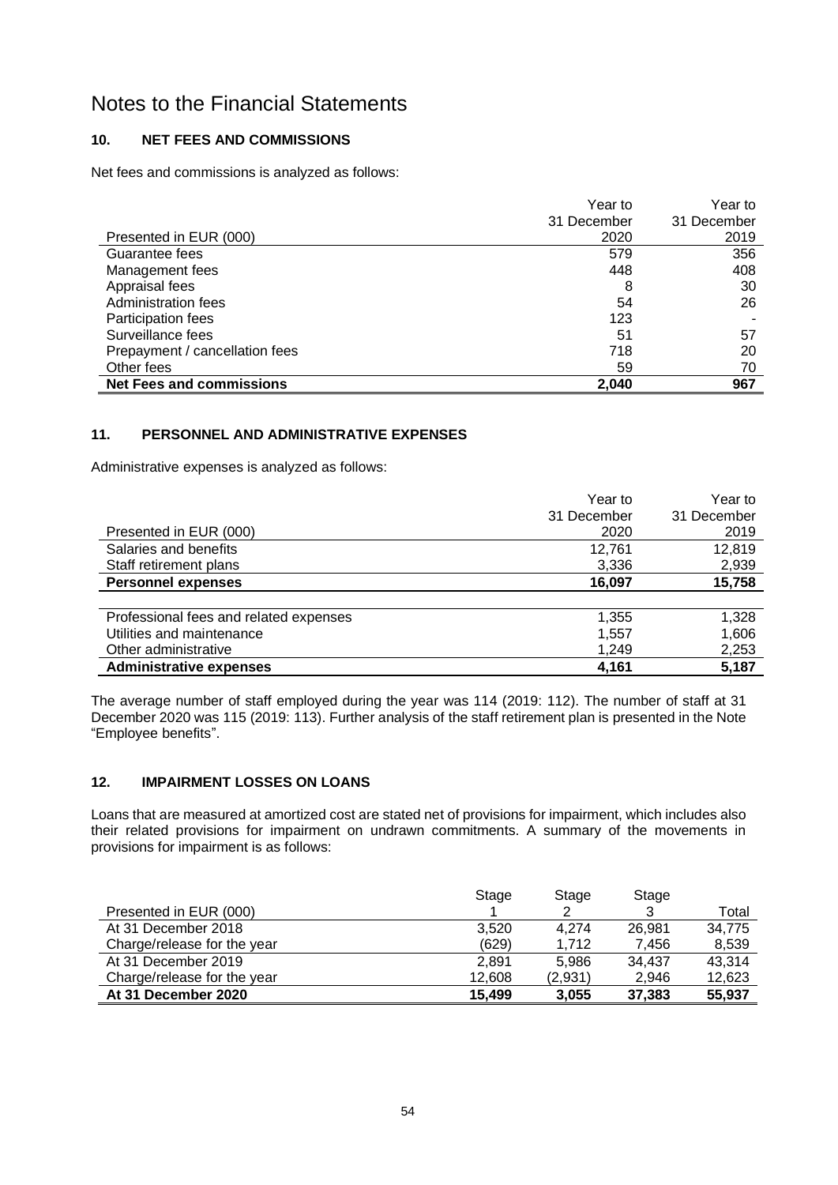# Notes to the Financial Statements

## 10. NET FEES AND COMMISSIONS

Net fees and commissions is analyzed as follows:

| Presented in EUR (000) | Year to 31 December 2020 | Year to 31 December 2019 |
|---|---|---|
| Guarantee fees | 579 | 356 |
| Management fees | 448 | 408 |
| Appraisal fees | 8 | 30 |
| Administration fees | 54 | 26 |
| Participation fees | 123 | - |
| Surveillance fees | 51 | 57 |
| Prepayment / cancellation fees | 718 | 20 |
| Other fees | 59 | 70 |
| **Net Fees and commissions** | **2,040** | **967** |

## 11. PERSONNEL AND ADMINISTRATIVE EXPENSES

Administrative expenses is analyzed as follows:

| Presented in EUR (000) | Year to 31 December 2020 | Year to 31 December 2019 |
|---|---|---|
| Salaries and benefits | 12,761 | 12,819 |
| Staff retirement plans | 3,336 | 2,939 |
| **Personnel expenses** | **16,097** | **15,758** |
| | | |
| Professional fees and related expenses | 1,355 | 1,328 |
| Utilities and maintenance | 1,557 | 1,606 |
| Other administrative | 1,249 | 2,253 |
| **Administrative expenses** | **4,161** | **5,187** |

The average number of staff employed during the year was 114 (2019: 112). The number of staff at 31 December 2020 was 115 (2019: 113). Further analysis of the staff retirement plan is presented in the Note "Employee benefits".

## 12. IMPAIRMENT LOSSES ON LOANS

Loans that are measured at amortized cost are stated net of provisions for impairment, which includes also their related provisions for impairment on undrawn commitments. A summary of the movements in provisions for impairment is as follows:

| Presented in EUR (000) | Stage 1 | Stage 2 | Stage 3 | Total |
|---|---|---|---|---|
| At 31 December 2018 | 3,520 | 4,274 | 26,981 | 34,775 |
| Charge/release for the year | (629) | 1,712 | 7,456 | 8,539 |
| At 31 December 2019 | 2,891 | 5,986 | 34,437 | 43,314 |
| Charge/release for the year | 12,608 | (2,931) | 2,946 | 12,623 |
| **At 31 December 2020** | **15,499** | **3,055** | **37,383** | **55,937** |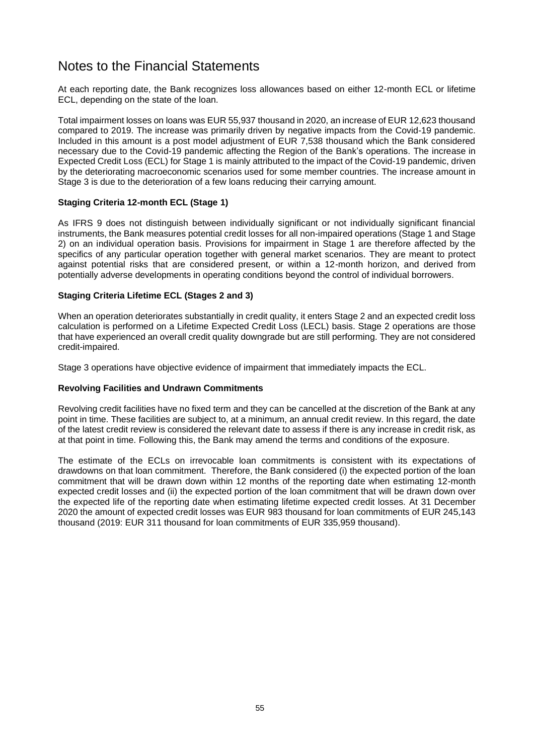# Notes to the Financial Statements

At each reporting date, the Bank recognizes loss allowances based on either 12-month ECL or lifetime ECL, depending on the state of the loan.

Total impairment losses on loans was EUR 55,937 thousand in 2020, an increase of EUR 12,623 thousand compared to 2019. The increase was primarily driven by negative impacts from the Covid-19 pandemic. Included in this amount is a post model adjustment of EUR 7,538 thousand which the Bank considered necessary due to the Covid-19 pandemic affecting the Region of the Bank's operations. The increase in Expected Credit Loss (ECL) for Stage 1 is mainly attributed to the impact of the Covid-19 pandemic, driven by the deteriorating macroeconomic scenarios used for some member countries. The increase amount in Stage 3 is due to the deterioration of a few loans reducing their carrying amount.

**Staging Criteria 12-month ECL (Stage 1)**

As IFRS 9 does not distinguish between individually significant or not individually significant financial instruments, the Bank measures potential credit losses for all non-impaired operations (Stage 1 and Stage 2) on an individual operation basis. Provisions for impairment in Stage 1 are therefore affected by the specifics of any particular operation together with general market scenarios. They are meant to protect against potential risks that are considered present, or within a 12-month horizon, and derived from potentially adverse developments in operating conditions beyond the control of individual borrowers.

**Staging Criteria Lifetime ECL (Stages 2 and 3)**

When an operation deteriorates substantially in credit quality, it enters Stage 2 and an expected credit loss calculation is performed on a Lifetime Expected Credit Loss (LECL) basis. Stage 2 operations are those that have experienced an overall credit quality downgrade but are still performing. They are not considered credit-impaired.

Stage 3 operations have objective evidence of impairment that immediately impacts the ECL.

**Revolving Facilities and Undrawn Commitments**

Revolving credit facilities have no fixed term and they can be cancelled at the discretion of the Bank at any point in time. These facilities are subject to, at a minimum, an annual credit review. In this regard, the date of the latest credit review is considered the relevant date to assess if there is any increase in credit risk, as at that point in time. Following this, the Bank may amend the terms and conditions of the exposure.

The estimate of the ECLs on irrevocable loan commitments is consistent with its expectations of drawdowns on that loan commitment. Therefore, the Bank considered (i) the expected portion of the loan commitment that will be drawn down within 12 months of the reporting date when estimating 12-month expected credit losses and (ii) the expected portion of the loan commitment that will be drawn down over the expected life of the reporting date when estimating lifetime expected credit losses. At 31 December 2020 the amount of expected credit losses was EUR 983 thousand for loan commitments of EUR 245,143 thousand (2019: EUR 311 thousand for loan commitments of EUR 335,959 thousand).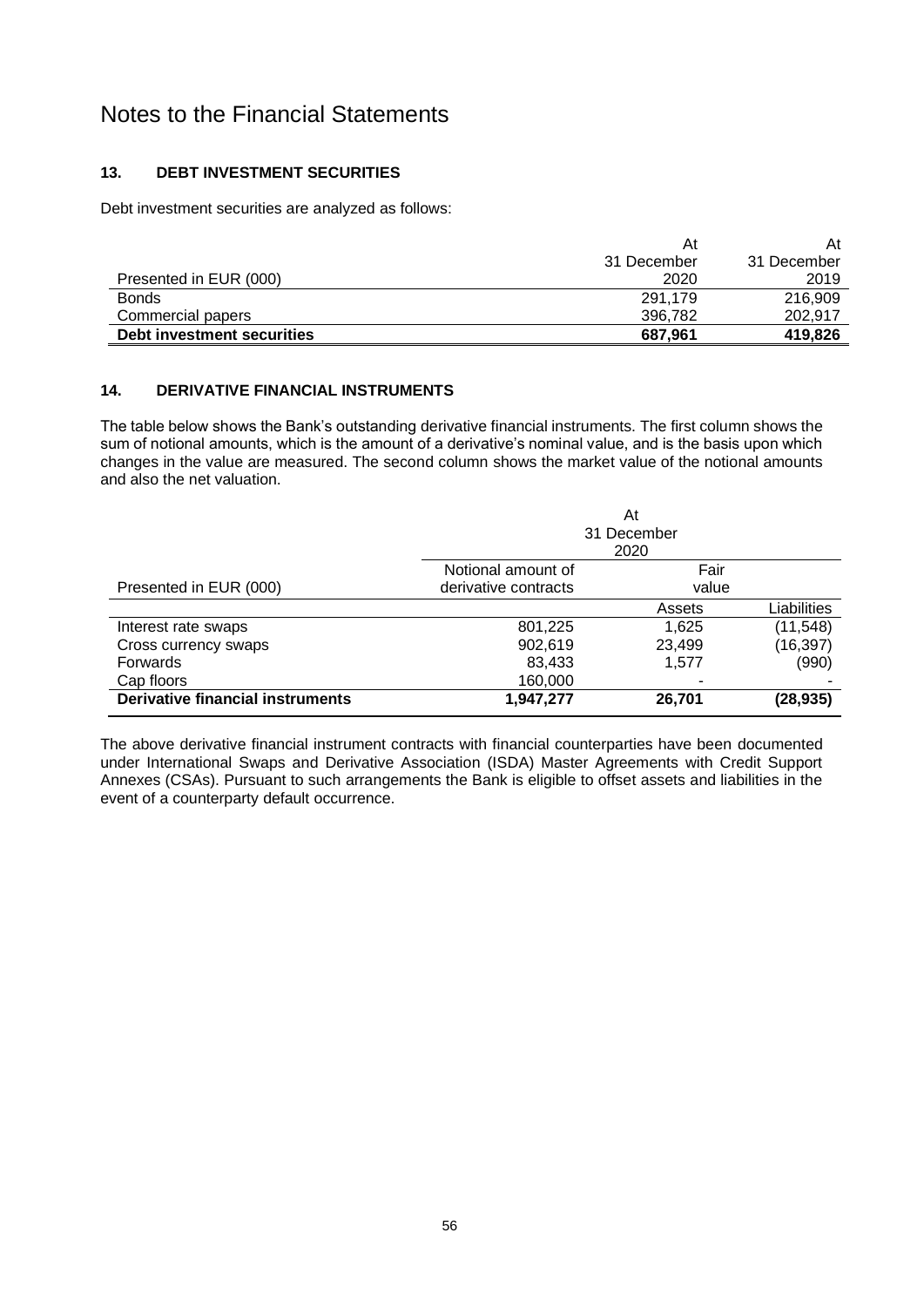# Notes to the Financial Statements

## 13. DEBT INVESTMENT SECURITIES

Debt investment securities are analyzed as follows:

| Presented in EUR (000) | At 31 December 2020 | At 31 December 2019 |
|---|---|---|
| Bonds | 291,179 | 216,909 |
| Commercial papers | 396,782 | 202,917 |
| **Debt investment securities** | **687,961** | **419,826** |

## 14. DERIVATIVE FINANCIAL INSTRUMENTS

The table below shows the Bank's outstanding derivative financial instruments. The first column shows the sum of notional amounts, which is the amount of a derivative's nominal value, and is the basis upon which changes in the value are measured. The second column shows the market value of the notional amounts and also the net valuation.

| | At 31 December 2020 | | |
|---|---|---|---|
| Presented in EUR (000) | Notional amount of derivative contracts | Fair value | |
| | | Assets | Liabilities |
| Interest rate swaps | 801,225 | 1,625 | (11,548) |
| Cross currency swaps | 902,619 | 23,499 | (16,397) |
| Forwards | 83,433 | 1,577 | (990) |
| Cap floors | 160,000 | - | - |
| **Derivative financial instruments** | **1,947,277** | **26,701** | **(28,935)** |

The above derivative financial instrument contracts with financial counterparties have been documented under International Swaps and Derivative Association (ISDA) Master Agreements with Credit Support Annexes (CSAs). Pursuant to such arrangements the Bank is eligible to offset assets and liabilities in the event of a counterparty default occurrence.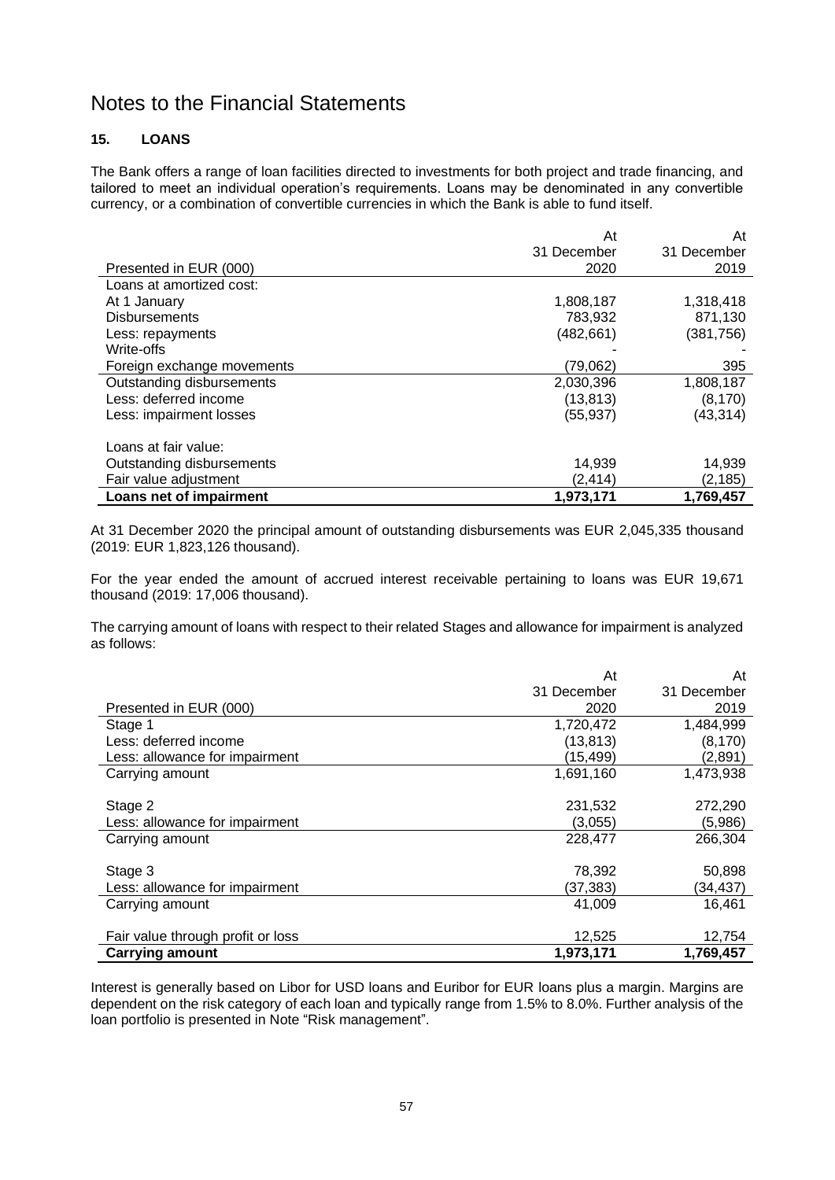# Notes to the Financial Statements

## 15. LOANS

The Bank offers a range of loan facilities directed to investments for both project and trade financing, and tailored to meet an individual operation's requirements. Loans may be denominated in any convertible currency, or a combination of convertible currencies in which the Bank is able to fund itself.

| Presented in EUR (000) | At 31 December 2020 | At 31 December 2019 |
|---|---|---|
| Loans at amortized cost: | | |
| At 1 January | 1,808,187 | 1,318,418 |
| Disbursements | 783,932 | 871,130 |
| Less: repayments | (482,661) | (381,756) |
| Write-offs | - | - |
| Foreign exchange movements | (79,062) | 395 |
| Outstanding disbursements | 2,030,396 | 1,808,187 |
| Less: deferred income | (13,813) | (8,170) |
| Less: impairment losses | (55,937) | (43,314) |
| | | |
| Loans at fair value: | | |
| Outstanding disbursements | 14,939 | 14,939 |
| Fair value adjustment | (2,414) | (2,185) |
| **Loans net of impairment** | **1,973,171** | **1,769,457** |

At 31 December 2020 the principal amount of outstanding disbursements was EUR 2,045,335 thousand (2019: EUR 1,823,126 thousand).

For the year ended the amount of accrued interest receivable pertaining to loans was EUR 19,671 thousand (2019: 17,006 thousand).

The carrying amount of loans with respect to their related Stages and allowance for impairment is analyzed as follows:

| Presented in EUR (000) | At 31 December 2020 | At 31 December 2019 |
|---|---|---|
| Stage 1 | 1,720,472 | 1,484,999 |
| Less: deferred income | (13,813) | (8,170) |
| Less: allowance for impairment | (15,499) | (2,891) |
| Carrying amount | 1,691,160 | 1,473,938 |
| | | |
| Stage 2 | 231,532 | 272,290 |
| Less: allowance for impairment | (3,055) | (5,986) |
| Carrying amount | 228,477 | 266,304 |
| | | |
| Stage 3 | 78,392 | 50,898 |
| Less: allowance for impairment | (37,383) | (34,437) |
| Carrying amount | 41,009 | 16,461 |
| | | |
| Fair value through profit or loss | 12,525 | 12,754 |
| **Carrying amount** | **1,973,171** | **1,769,457** |

Interest is generally based on Libor for USD loans and Euribor for EUR loans plus a margin. Margins are dependent on the risk category of each loan and typically range from 1.5% to 8.0%. Further analysis of the loan portfolio is presented in Note "Risk management".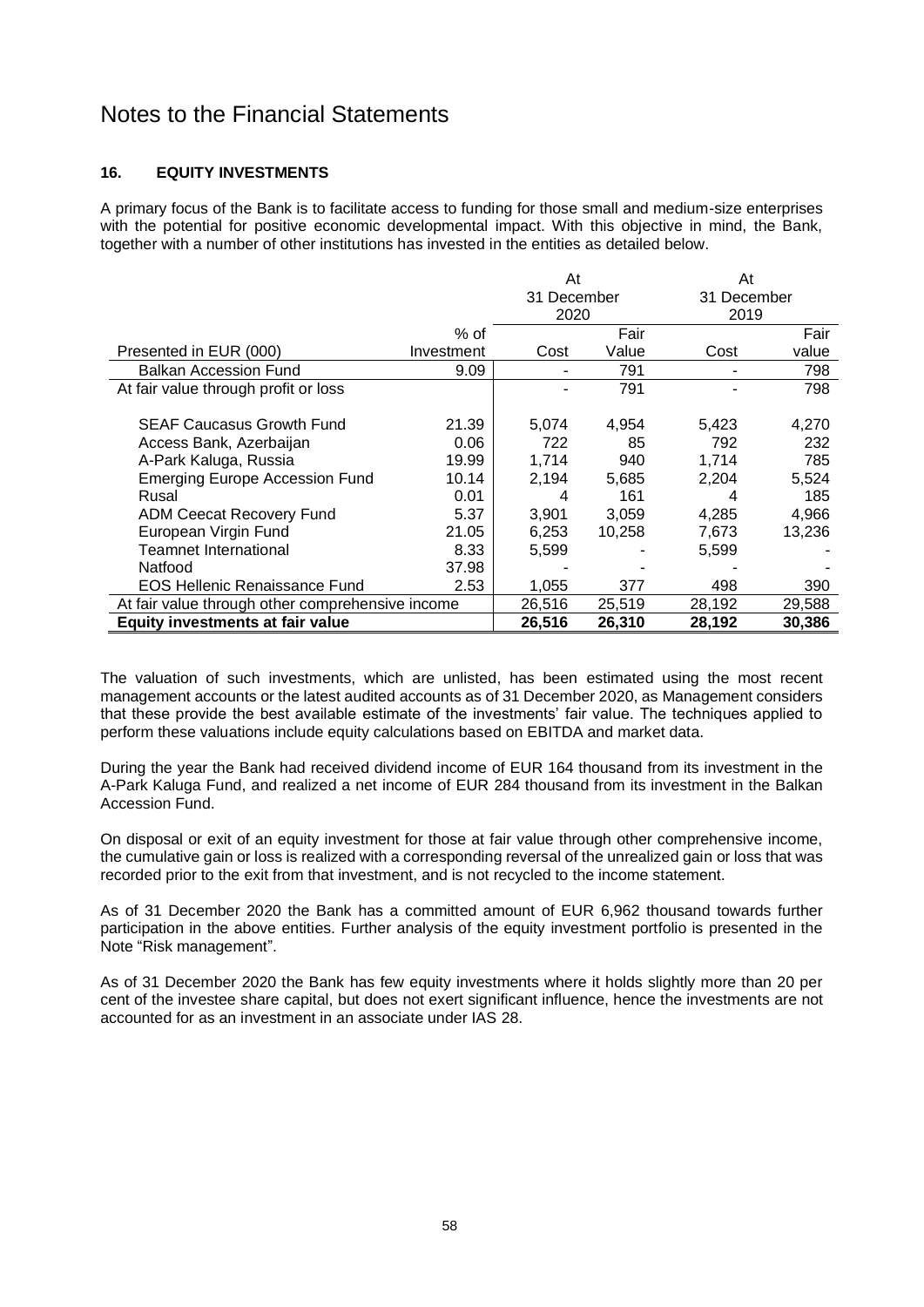# Notes to the Financial Statements

## 16. EQUITY INVESTMENTS

A primary focus of the Bank is to facilitate access to funding for those small and medium-size enterprises with the potential for positive economic developmental impact. With this objective in mind, the Bank, together with a number of other institutions has invested in the entities as detailed below.

| | | At 31 December 2020 | | At 31 December 2019 | |
|---|---|---|---|---|---|
| Presented in EUR (000) | % of Investment | Cost | Fair Value | Cost | Fair value |
| Balkan Accession Fund | 9.09 | - | 791 | - | 798 |
| At fair value through profit or loss | | - | 791 | - | 798 |
| SEAF Caucasus Growth Fund | 21.39 | 5,074 | 4,954 | 5,423 | 4,270 |
| Access Bank, Azerbaijan | 0.06 | 722 | 85 | 792 | 232 |
| A-Park Kaluga, Russia | 19.99 | 1,714 | 940 | 1,714 | 785 |
| Emerging Europe Accession Fund | 10.14 | 2,194 | 5,685 | 2,204 | 5,524 |
| Rusal | 0.01 | 4 | 161 | 4 | 185 |
| ADM Ceecat Recovery Fund | 5.37 | 3,901 | 3,059 | 4,285 | 4,966 |
| European Virgin Fund | 21.05 | 6,253 | 10,258 | 7,673 | 13,236 |
| Teamnet International | 8.33 | 5,599 | - | 5,599 | - |
| Natfood | 37.98 | - | - | - | - |
| EOS Hellenic Renaissance Fund | 2.53 | 1,055 | 377 | 498 | 390 |
| At fair value through other comprehensive income | | 26,516 | 25,519 | 28,192 | 29,588 |
| **Equity investments at fair value** | | **26,516** | **26,310** | **28,192** | **30,386** |

The valuation of such investments, which are unlisted, has been estimated using the most recent management accounts or the latest audited accounts as of 31 December 2020, as Management considers that these provide the best available estimate of the investments' fair value. The techniques applied to perform these valuations include equity calculations based on EBITDA and market data.

During the year the Bank had received dividend income of EUR 164 thousand from its investment in the A-Park Kaluga Fund, and realized a net income of EUR 284 thousand from its investment in the Balkan Accession Fund.

On disposal or exit of an equity investment for those at fair value through other comprehensive income, the cumulative gain or loss is realized with a corresponding reversal of the unrealized gain or loss that was recorded prior to the exit from that investment, and is not recycled to the income statement.

As of 31 December 2020 the Bank has a committed amount of EUR 6,962 thousand towards further participation in the above entities. Further analysis of the equity investment portfolio is presented in the Note "Risk management".

As of 31 December 2020 the Bank has few equity investments where it holds slightly more than 20 per cent of the investee share capital, but does not exert significant influence, hence the investments are not accounted for as an investment in an associate under IAS 28.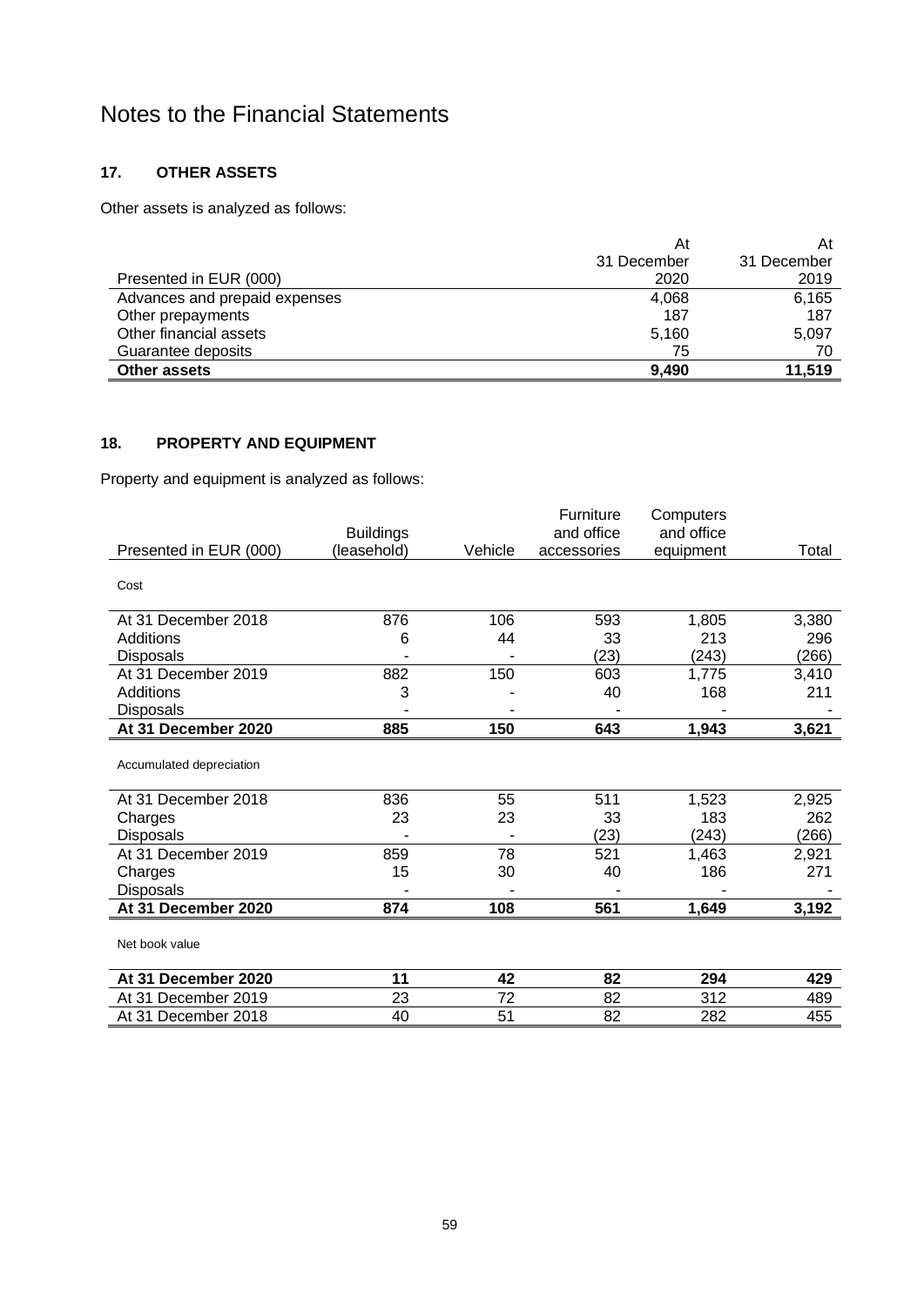# Notes to the Financial Statements

## 17. OTHER ASSETS

Other assets is analyzed as follows:

| Presented in EUR (000) | At 31 December 2020 | At 31 December 2019 |
|---|---|---|
| Advances and prepaid expenses | 4,068 | 6,165 |
| Other prepayments | 187 | 187 |
| Other financial assets | 5,160 | 5,097 |
| Guarantee deposits | 75 | 70 |
| **Other assets** | **9,490** | **11,519** |

## 18. PROPERTY AND EQUIPMENT

Property and equipment is analyzed as follows:

| Presented in EUR (000) | Buildings (leasehold) | Vehicle | Furniture and office accessories | Computers and office equipment | Total |
|---|---|---|---|---|---|
| Cost | | | | | |
| At 31 December 2018 | 876 | 106 | 593 | 1,805 | 3,380 |
| Additions | 6 | 44 | 33 | 213 | 296 |
| Disposals | - | - | (23) | (243) | (266) |
| At 31 December 2019 | 882 | 150 | 603 | 1,775 | 3,410 |
| Additions | 3 | - | 40 | 168 | 211 |
| Disposals | - | - | - | - | - |
| **At 31 December 2020** | **885** | **150** | **643** | **1,943** | **3,621** |
| Accumulated depreciation | | | | | |
| At 31 December 2018 | 836 | 55 | 511 | 1,523 | 2,925 |
| Charges | 23 | 23 | 33 | 183 | 262 |
| Disposals | - | - | (23) | (243) | (266) |
| At 31 December 2019 | 859 | 78 | 521 | 1,463 | 2,921 |
| Charges | 15 | 30 | 40 | 186 | 271 |
| Disposals | - | - | - | - | - |
| **At 31 December 2020** | **874** | **108** | **561** | **1,649** | **3,192** |
| Net book value | | | | | |
| **At 31 December 2020** | **11** | **42** | **82** | **294** | **429** |
| At 31 December 2019 | 23 | 72 | 82 | 312 | 489 |
| At 31 December 2018 | 40 | 51 | 82 | 282 | 455 |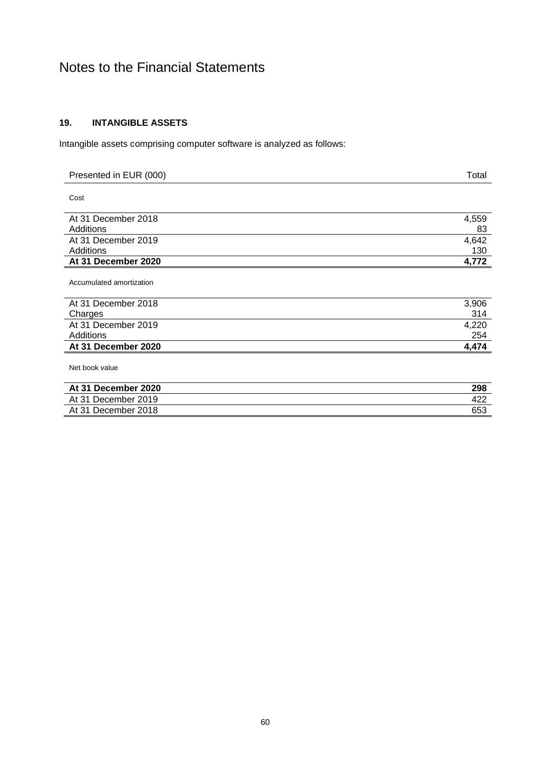# Notes to the Financial Statements

## 19. INTANGIBLE ASSETS

Intangible assets comprising computer software is analyzed as follows:

| Presented in EUR (000) | Total |
|---|---|
| Cost | |
| At 31 December 2018 | 4,559 |
| Additions | 83 |
| At 31 December 2019 | 4,642 |
| Additions | 130 |
| **At 31 December 2020** | **4,772** |
| Accumulated amortization | |
| At 31 December 2018 | 3,906 |
| Charges | 314 |
| At 31 December 2019 | 4,220 |
| Additions | 254 |
| **At 31 December 2020** | **4,474** |
| Net book value | |
| **At 31 December 2020** | **298** |
| At 31 December 2019 | 422 |
| At 31 December 2018 | 653 |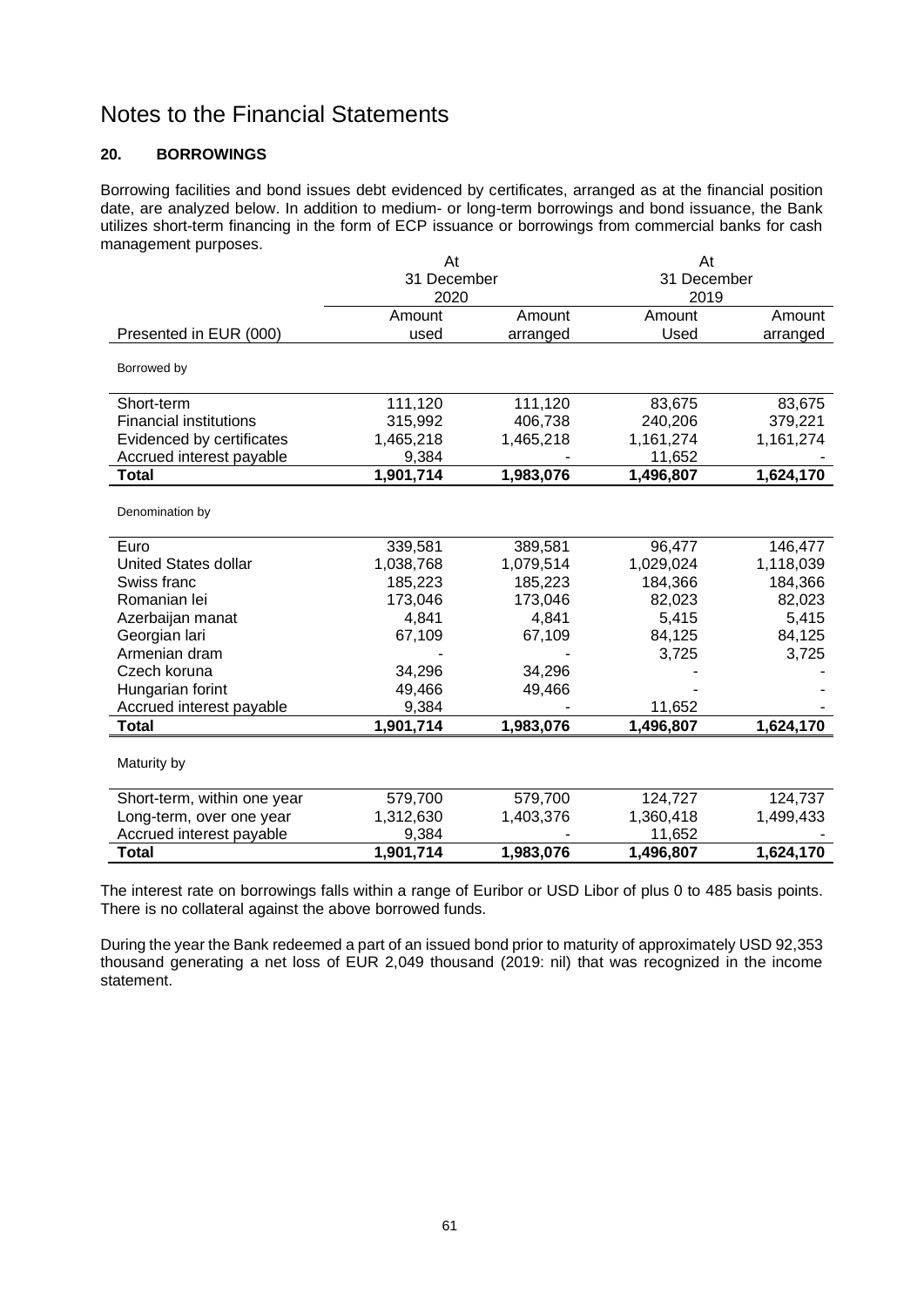# Notes to the Financial Statements

## 20. BORROWINGS

Borrowing facilities and bond issues debt evidenced by certificates, arranged as at the financial position date, are analyzed below. In addition to medium- or long-term borrowings and bond issuance, the Bank utilizes short-term financing in the form of ECP issuance or borrowings from commercial banks for cash management purposes.

| | At 31 December 2020 | | At 31 December 2019 | |
|---|---|---|---|---|
| Presented in EUR (000) | Amount used | Amount arranged | Amount Used | Amount arranged |
| Borrowed by | | | | |
| Short-term | 111,120 | 111,120 | 83,675 | 83,675 |
| Financial institutions | 315,992 | 406,738 | 240,206 | 379,221 |
| Evidenced by certificates | 1,465,218 | 1,465,218 | 1,161,274 | 1,161,274 |
| Accrued interest payable | 9,384 | - | 11,652 | - |
| **Total** | **1,901,714** | **1,983,076** | **1,496,807** | **1,624,170** |
| Denomination by | | | | |
| Euro | 339,581 | 389,581 | 96,477 | 146,477 |
| United States dollar | 1,038,768 | 1,079,514 | 1,029,024 | 1,118,039 |
| Swiss franc | 185,223 | 185,223 | 184,366 | 184,366 |
| Romanian lei | 173,046 | 173,046 | 82,023 | 82,023 |
| Azerbaijan manat | 4,841 | 4,841 | 5,415 | 5,415 |
| Georgian lari | 67,109 | 67,109 | 84,125 | 84,125 |
| Armenian dram | - | - | 3,725 | 3,725 |
| Czech koruna | 34,296 | 34,296 | - | - |
| Hungarian forint | 49,466 | 49,466 | - | - |
| Accrued interest payable | 9,384 | - | 11,652 | - |
| **Total** | **1,901,714** | **1,983,076** | **1,496,807** | **1,624,170** |
| Maturity by | | | | |
| Short-term, within one year | 579,700 | 579,700 | 124,727 | 124,737 |
| Long-term, over one year | 1,312,630 | 1,403,376 | 1,360,418 | 1,499,433 |
| Accrued interest payable | 9,384 | - | 11,652 | - |
| **Total** | **1,901,714** | **1,983,076** | **1,496,807** | **1,624,170** |

The interest rate on borrowings falls within a range of Euribor or USD Libor of plus 0 to 485 basis points. There is no collateral against the above borrowed funds.

During the year the Bank redeemed a part of an issued bond prior to maturity of approximately USD 92,353 thousand generating a net loss of EUR 2,049 thousand (2019: nil) that was recognized in the income statement.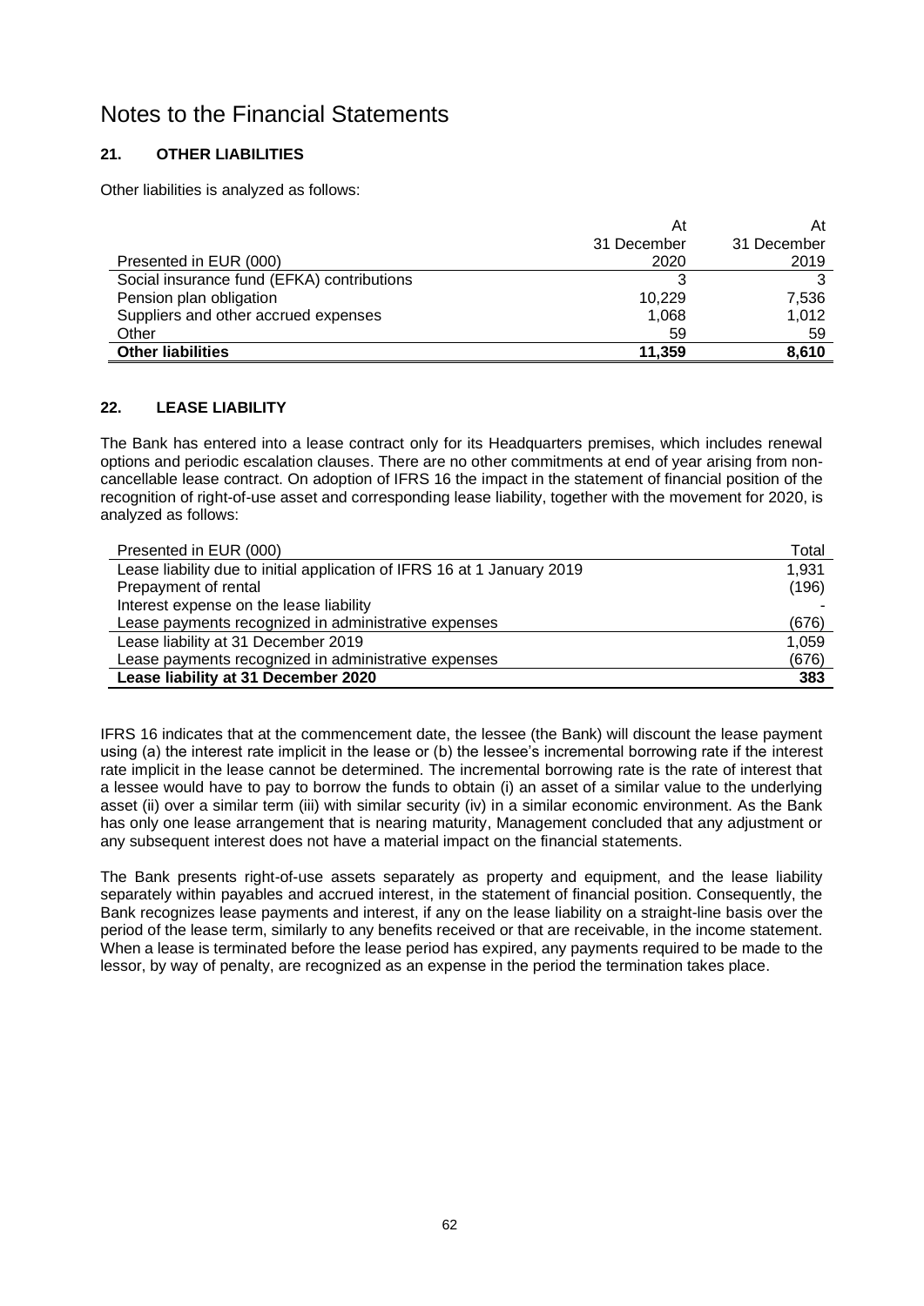# Notes to the Financial Statements

## 21. OTHER LIABILITIES

Other liabilities is analyzed as follows:

| Presented in EUR (000) | At 31 December 2020 | At 31 December 2019 |
|---|---|---|
| Social insurance fund (EFKA) contributions | 3 | 3 |
| Pension plan obligation | 10,229 | 7,536 |
| Suppliers and other accrued expenses | 1,068 | 1,012 |
| Other | 59 | 59 |
| **Other liabilities** | **11,359** | **8,610** |

## 22. LEASE LIABILITY

The Bank has entered into a lease contract only for its Headquarters premises, which includes renewal options and periodic escalation clauses. There are no other commitments at end of year arising from non-cancellable lease contract. On adoption of IFRS 16 the impact in the statement of financial position of the recognition of right-of-use asset and corresponding lease liability, together with the movement for 2020, is analyzed as follows:

| Presented in EUR (000) | Total |
|---|---|
| Lease liability due to initial application of IFRS 16 at 1 January 2019 | 1,931 |
| Prepayment of rental | (196) |
| Interest expense on the lease liability | - |
| Lease payments recognized in administrative expenses | (676) |
| Lease liability at 31 December 2019 | 1,059 |
| Lease payments recognized in administrative expenses | (676) |
| **Lease liability at 31 December 2020** | **383** |

IFRS 16 indicates that at the commencement date, the lessee (the Bank) will discount the lease payment using (a) the interest rate implicit in the lease or (b) the lessee's incremental borrowing rate if the interest rate implicit in the lease cannot be determined. The incremental borrowing rate is the rate of interest that a lessee would have to pay to borrow the funds to obtain (i) an asset of a similar value to the underlying asset (ii) over a similar term (iii) with similar security (iv) in a similar economic environment. As the Bank has only one lease arrangement that is nearing maturity, Management concluded that any adjustment or any subsequent interest does not have a material impact on the financial statements.

The Bank presents right-of-use assets separately as property and equipment, and the lease liability separately within payables and accrued interest, in the statement of financial position. Consequently, the Bank recognizes lease payments and interest, if any on the lease liability on a straight-line basis over the period of the lease term, similarly to any benefits received or that are receivable, in the income statement. When a lease is terminated before the lease period has expired, any payments required to be made to the lessor, by way of penalty, are recognized as an expense in the period the termination takes place.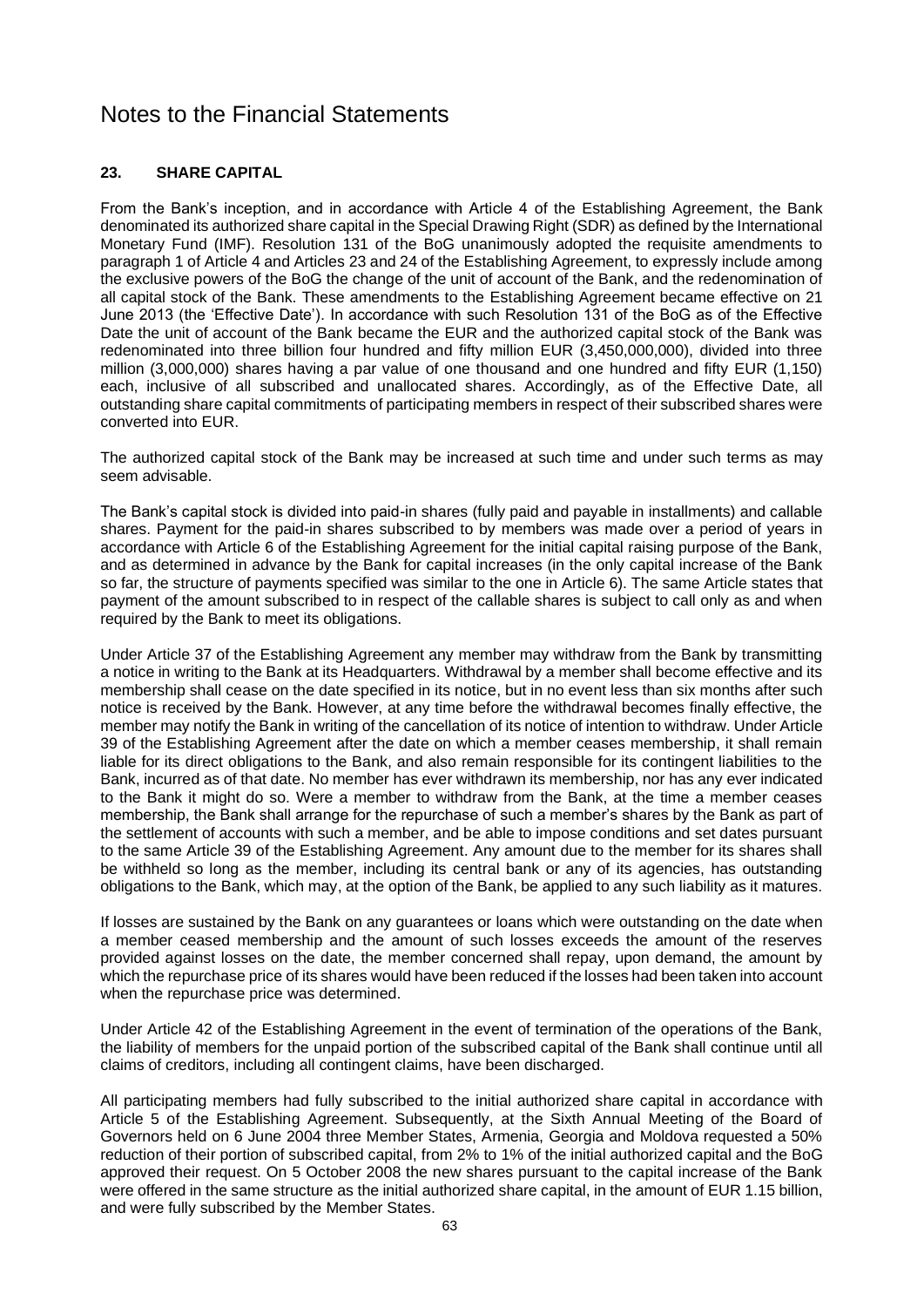# Notes to the Financial Statements

## 23. SHARE CAPITAL

From the Bank's inception, and in accordance with Article 4 of the Establishing Agreement, the Bank denominated its authorized share capital in the Special Drawing Right (SDR) as defined by the International Monetary Fund (IMF). Resolution 131 of the BoG unanimously adopted the requisite amendments to paragraph 1 of Article 4 and Articles 23 and 24 of the Establishing Agreement, to expressly include among the exclusive powers of the BoG the change of the unit of account of the Bank, and the redenomination of all capital stock of the Bank. These amendments to the Establishing Agreement became effective on 21 June 2013 (the 'Effective Date'). In accordance with such Resolution 131 of the BoG as of the Effective Date the unit of account of the Bank became the EUR and the authorized capital stock of the Bank was redenominated into three billion four hundred and fifty million EUR (3,450,000,000), divided into three million (3,000,000) shares having a par value of one thousand and one hundred and fifty EUR (1,150) each, inclusive of all subscribed and unallocated shares. Accordingly, as of the Effective Date, all outstanding share capital commitments of participating members in respect of their subscribed shares were converted into EUR.

The authorized capital stock of the Bank may be increased at such time and under such terms as may seem advisable.

The Bank's capital stock is divided into paid-in shares (fully paid and payable in installments) and callable shares. Payment for the paid-in shares subscribed to by members was made over a period of years in accordance with Article 6 of the Establishing Agreement for the initial capital raising purpose of the Bank, and as determined in advance by the Bank for capital increases (in the only capital increase of the Bank so far, the structure of payments specified was similar to the one in Article 6). The same Article states that payment of the amount subscribed to in respect of the callable shares is subject to call only as and when required by the Bank to meet its obligations.

Under Article 37 of the Establishing Agreement any member may withdraw from the Bank by transmitting a notice in writing to the Bank at its Headquarters. Withdrawal by a member shall become effective and its membership shall cease on the date specified in its notice, but in no event less than six months after such notice is received by the Bank. However, at any time before the withdrawal becomes finally effective, the member may notify the Bank in writing of the cancellation of its notice of intention to withdraw. Under Article 39 of the Establishing Agreement after the date on which a member ceases membership, it shall remain liable for its direct obligations to the Bank, and also remain responsible for its contingent liabilities to the Bank, incurred as of that date. No member has ever withdrawn its membership, nor has any ever indicated to the Bank it might do so. Were a member to withdraw from the Bank, at the time a member ceases membership, the Bank shall arrange for the repurchase of such a member's shares by the Bank as part of the settlement of accounts with such a member, and be able to impose conditions and set dates pursuant to the same Article 39 of the Establishing Agreement. Any amount due to the member for its shares shall be withheld so long as the member, including its central bank or any of its agencies, has outstanding obligations to the Bank, which may, at the option of the Bank, be applied to any such liability as it matures.

If losses are sustained by the Bank on any guarantees or loans which were outstanding on the date when a member ceased membership and the amount of such losses exceeds the amount of the reserves provided against losses on the date, the member concerned shall repay, upon demand, the amount by which the repurchase price of its shares would have been reduced if the losses had been taken into account when the repurchase price was determined.

Under Article 42 of the Establishing Agreement in the event of termination of the operations of the Bank, the liability of members for the unpaid portion of the subscribed capital of the Bank shall continue until all claims of creditors, including all contingent claims, have been discharged.

All participating members had fully subscribed to the initial authorized share capital in accordance with Article 5 of the Establishing Agreement. Subsequently, at the Sixth Annual Meeting of the Board of Governors held on 6 June 2004 three Member States, Armenia, Georgia and Moldova requested a 50% reduction of their portion of subscribed capital, from 2% to 1% of the initial authorized capital and the BoG approved their request. On 5 October 2008 the new shares pursuant to the capital increase of the Bank were offered in the same structure as the initial authorized share capital, in the amount of EUR 1.15 billion, and were fully subscribed by the Member States.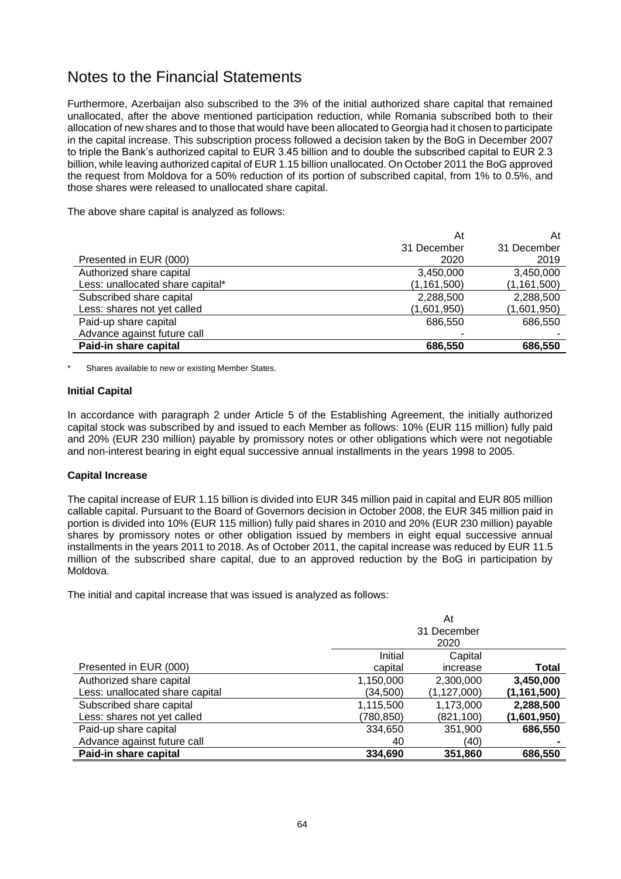# Notes to the Financial Statements

Furthermore, Azerbaijan also subscribed to the 3% of the initial authorized share capital that remained unallocated, after the above mentioned participation reduction, while Romania subscribed both to their allocation of new shares and to those that would have been allocated to Georgia had it chosen to participate in the capital increase. This subscription process followed a decision taken by the BoG in December 2007 to triple the Bank's authorized capital to EUR 3.45 billion and to double the subscribed capital to EUR 2.3 billion, while leaving authorized capital of EUR 1.15 billion unallocated. On October 2011 the BoG approved the request from Moldova for a 50% reduction of its portion of subscribed capital, from 1% to 0.5%, and those shares were released to unallocated share capital.

The above share capital is analyzed as follows:

| Presented in EUR (000) | At 31 December 2020 | At 31 December 2019 |
|---|---|---|
| Authorized share capital | 3,450,000 | 3,450,000 |
| Less: unallocated share capital* | (1,161,500) | (1,161,500) |
| Subscribed share capital | 2,288,500 | 2,288,500 |
| Less: shares not yet called | (1,601,950) | (1,601,950) |
| Paid-up share capital | 686,550 | 686,550 |
| Advance against future call | - | - |
| **Paid-in share capital** | **686,550** | **686,550** |

\* Shares available to new or existing Member States.

**Initial Capital**

In accordance with paragraph 2 under Article 5 of the Establishing Agreement, the initially authorized capital stock was subscribed by and issued to each Member as follows: 10% (EUR 115 million) fully paid and 20% (EUR 230 million) payable by promissory notes or other obligations which were not negotiable and non-interest bearing in eight equal successive annual installments in the years 1998 to 2005.

**Capital Increase**

The capital increase of EUR 1.15 billion is divided into EUR 345 million paid in capital and EUR 805 million callable capital. Pursuant to the Board of Governors decision in October 2008, the EUR 345 million paid in portion is divided into 10% (EUR 115 million) fully paid shares in 2010 and 20% (EUR 230 million) payable shares by promissory notes or other obligation issued by members in eight equal successive annual installments in the years 2011 to 2018. As of October 2011, the capital increase was reduced by EUR 11.5 million of the subscribed share capital, due to an approved reduction by the BoG in participation by Moldova.

The initial and capital increase that was issued is analyzed as follows:

| | At 31 December 2020 | | |
|---|---|---|---|
| Presented in EUR (000) | Initial capital | Capital increase | **Total** |
| Authorized share capital | 1,150,000 | 2,300,000 | **3,450,000** |
| Less: unallocated share capital | (34,500) | (1,127,000) | **(1,161,500)** |
| Subscribed share capital | 1,115,500 | 1,173,000 | **2,288,500** |
| Less: shares not yet called | (780,850) | (821,100) | **(1,601,950)** |
| Paid-up share capital | 334,650 | 351,900 | **686,550** |
| Advance against future call | 40 | (40) | **-** |
| **Paid-in share capital** | **334,690** | **351,860** | **686,550** |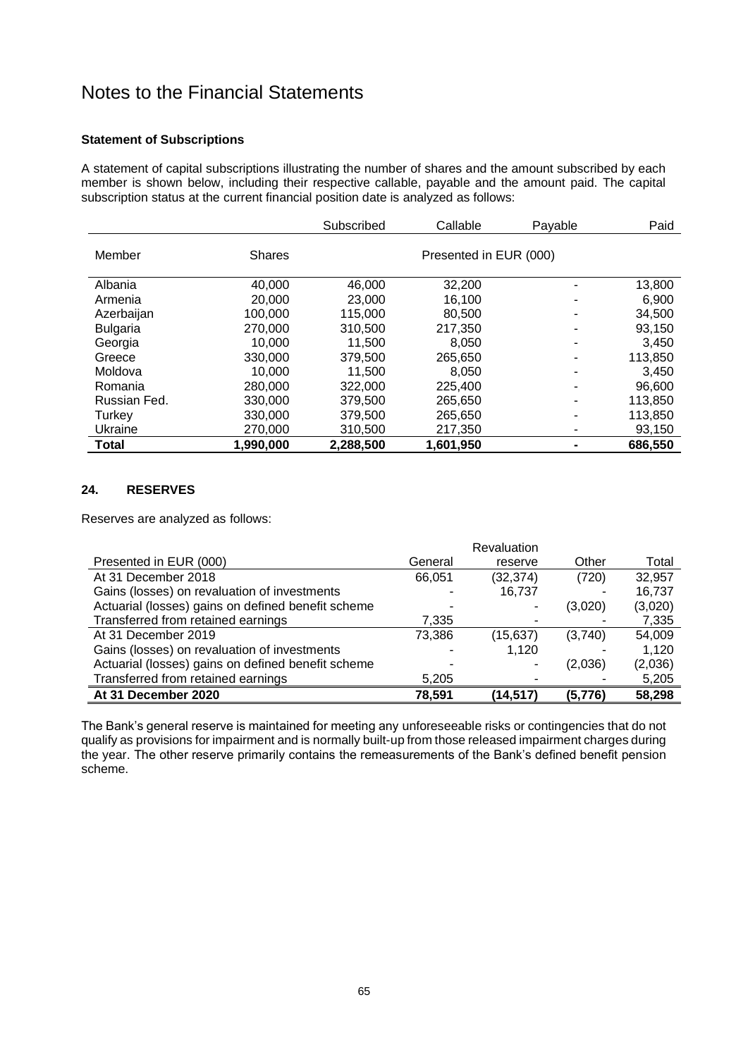# Notes to the Financial Statements

**Statement of Subscriptions**

A statement of capital subscriptions illustrating the number of shares and the amount subscribed by each member is shown below, including their respective callable, payable and the amount paid. The capital subscription status at the current financial position date is analyzed as follows:

| | | Subscribed | Callable | Payable | Paid |
|---|---|---|---|---|---|
| Member | Shares | Presented in EUR (000) | | | |
| Albania | 40,000 | 46,000 | 32,200 | - | 13,800 |
| Armenia | 20,000 | 23,000 | 16,100 | - | 6,900 |
| Azerbaijan | 100,000 | 115,000 | 80,500 | - | 34,500 |
| Bulgaria | 270,000 | 310,500 | 217,350 | - | 93,150 |
| Georgia | 10,000 | 11,500 | 8,050 | - | 3,450 |
| Greece | 330,000 | 379,500 | 265,650 | - | 113,850 |
| Moldova | 10,000 | 11,500 | 8,050 | - | 3,450 |
| Romania | 280,000 | 322,000 | 225,400 | - | 96,600 |
| Russian Fed. | 330,000 | 379,500 | 265,650 | - | 113,850 |
| Turkey | 330,000 | 379,500 | 265,650 | - | 113,850 |
| Ukraine | 270,000 | 310,500 | 217,350 | - | 93,150 |
| **Total** | **1,990,000** | **2,288,500** | **1,601,950** | **-** | **686,550** |

## 24. RESERVES

Reserves are analyzed as follows:

| Presented in EUR (000) | General | Revaluation reserve | Other | Total |
|---|---|---|---|---|
| At 31 December 2018 | 66,051 | (32,374) | (720) | 32,957 |
| Gains (losses) on revaluation of investments | - | 16,737 | - | 16,737 |
| Actuarial (losses) gains on defined benefit scheme | - | - | (3,020) | (3,020) |
| Transferred from retained earnings | 7,335 | - | - | 7,335 |
| At 31 December 2019 | 73,386 | (15,637) | (3,740) | 54,009 |
| Gains (losses) on revaluation of investments | - | 1,120 | - | 1,120 |
| Actuarial (losses) gains on defined benefit scheme | - | - | (2,036) | (2,036) |
| Transferred from retained earnings | 5,205 | - | - | 5,205 |
| **At 31 December 2020** | **78,591** | **(14,517)** | **(5,776)** | **58,298** |

The Bank's general reserve is maintained for meeting any unforeseeable risks or contingencies that do not qualify as provisions for impairment and is normally built-up from those released impairment charges during the year. The other reserve primarily contains the remeasurements of the Bank's defined benefit pension scheme.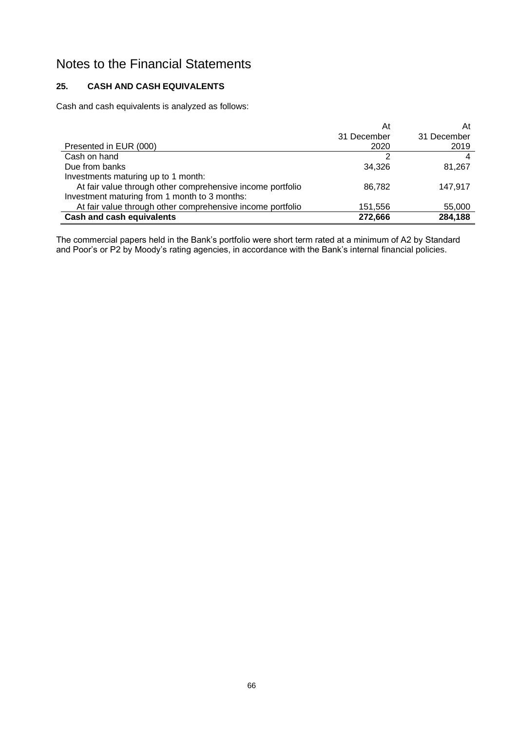# Notes to the Financial Statements

## 25. CASH AND CASH EQUIVALENTS

Cash and cash equivalents is analyzed as follows:

| Presented in EUR (000) | At 31 December 2020 | At 31 December 2019 |
|---|---|---|
| Cash on hand | 2 | 4 |
| Due from banks | 34,326 | 81,267 |
| Investments maturing up to 1 month: | | |
| At fair value through other comprehensive income portfolio | 86,782 | 147,917 |
| Investment maturing from 1 month to 3 months: | | |
| At fair value through other comprehensive income portfolio | 151,556 | 55,000 |
| **Cash and cash equivalents** | **272,666** | **284,188** |

The commercial papers held in the Bank's portfolio were short term rated at a minimum of A2 by Standard and Poor's or P2 by Moody's rating agencies, in accordance with the Bank's internal financial policies.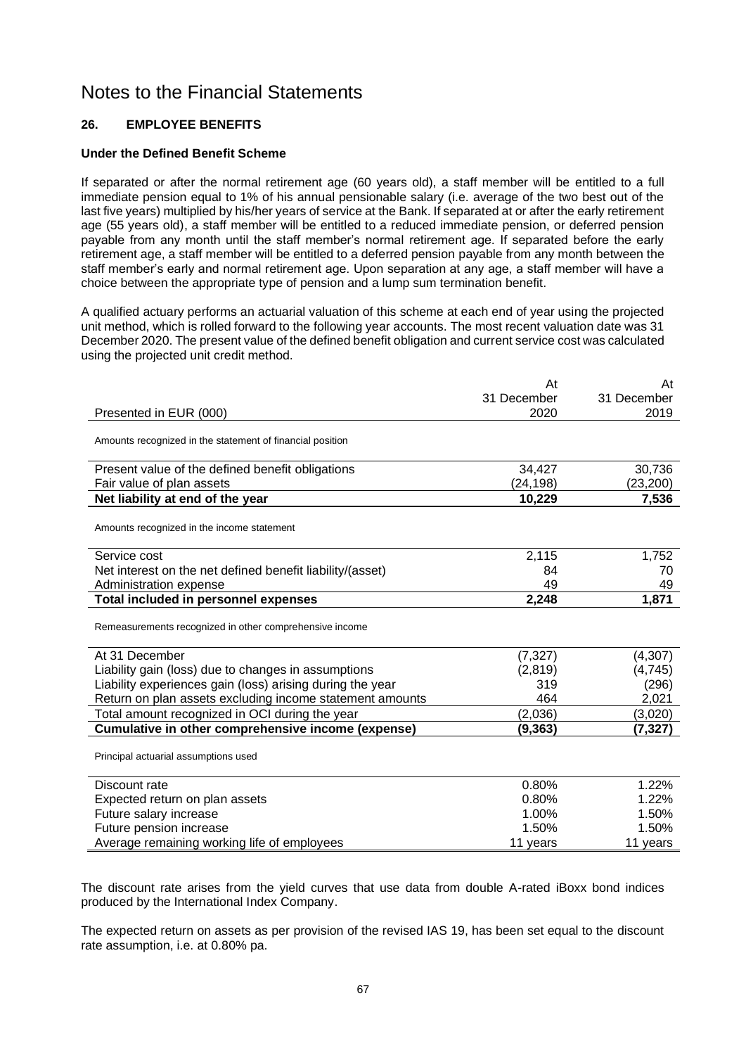# Notes to the Financial Statements

## 26. EMPLOYEE BENEFITS

### Under the Defined Benefit Scheme

If separated or after the normal retirement age (60 years old), a staff member will be entitled to a full immediate pension equal to 1% of his annual pensionable salary (i.e. average of the two best out of the last five years) multiplied by his/her years of service at the Bank. If separated at or after the early retirement age (55 years old), a staff member will be entitled to a reduced immediate pension, or deferred pension payable from any month until the staff member's normal retirement age. If separated before the early retirement age, a staff member will be entitled to a deferred pension payable from any month between the staff member's early and normal retirement age. Upon separation at any age, a staff member will have a choice between the appropriate type of pension and a lump sum termination benefit.

A qualified actuary performs an actuarial valuation of this scheme at each end of year using the projected unit method, which is rolled forward to the following year accounts. The most recent valuation date was 31 December 2020. The present value of the defined benefit obligation and current service cost was calculated using the projected unit credit method.

| Presented in EUR (000) | At 31 December 2020 | At 31 December 2019 |
|---|---|---|
| Amounts recognized in the statement of financial position | | |
| Present value of the defined benefit obligations | 34,427 | 30,736 |
| Fair value of plan assets | (24,198) | (23,200) |
| **Net liability at end of the year** | **10,229** | **7,536** |
| Amounts recognized in the income statement | | |
| Service cost | 2,115 | 1,752 |
| Net interest on the net defined benefit liability/(asset) | 84 | 70 |
| Administration expense | 49 | 49 |
| **Total included in personnel expenses** | **2,248** | **1,871** |
| Remeasurements recognized in other comprehensive income | | |
| At 31 December | (7,327) | (4,307) |
| Liability gain (loss) due to changes in assumptions | (2,819) | (4,745) |
| Liability experiences gain (loss) arising during the year | 319 | (296) |
| Return on plan assets excluding income statement amounts | 464 | 2,021 |
| Total amount recognized in OCI during the year | (2,036) | (3,020) |
| **Cumulative in other comprehensive income (expense)** | **(9,363)** | **(7,327)** |
| Principal actuarial assumptions used | | |
| Discount rate | 0.80% | 1.22% |
| Expected return on plan assets | 0.80% | 1.22% |
| Future salary increase | 1.00% | 1.50% |
| Future pension increase | 1.50% | 1.50% |
| Average remaining working life of employees | 11 years | 11 years |

The discount rate arises from the yield curves that use data from double A-rated iBoxx bond indices produced by the International Index Company.

The expected return on assets as per provision of the revised IAS 19, has been set equal to the discount rate assumption, i.e. at 0.80% pa.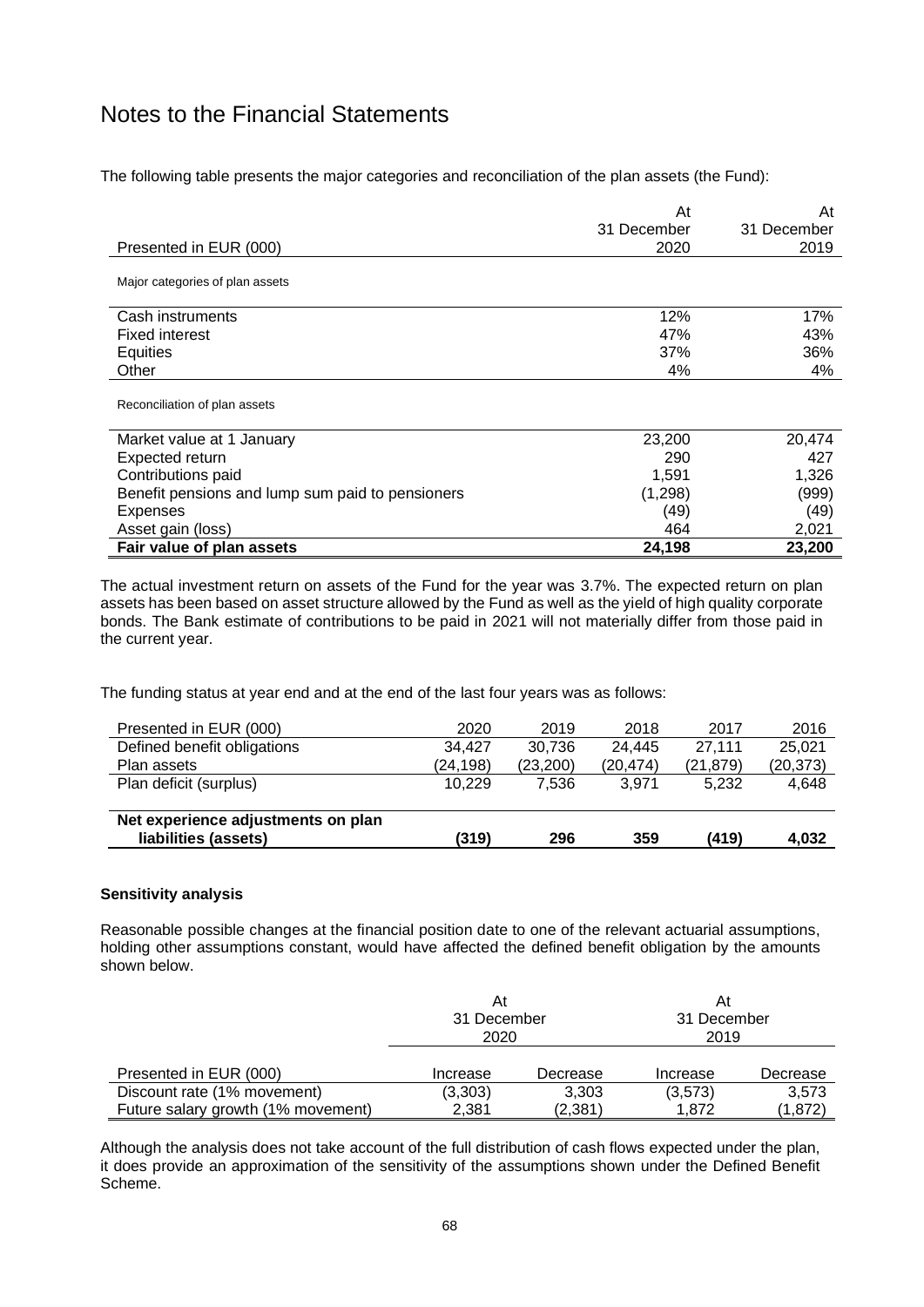# Notes to the Financial Statements

The following table presents the major categories and reconciliation of the plan assets (the Fund):

| Presented in EUR (000) | At 31 December 2020 | At 31 December 2019 |
|---|---|---|
| Major categories of plan assets | | |
| Cash instruments | 12% | 17% |
| Fixed interest | 47% | 43% |
| Equities | 37% | 36% |
| Other | 4% | 4% |
| Reconciliation of plan assets | | |
| Market value at 1 January | 23,200 | 20,474 |
| Expected return | 290 | 427 |
| Contributions paid | 1,591 | 1,326 |
| Benefit pensions and lump sum paid to pensioners | (1,298) | (999) |
| Expenses | (49) | (49) |
| Asset gain (loss) | 464 | 2,021 |
| **Fair value of plan assets** | **24,198** | **23,200** |

The actual investment return on assets of the Fund for the year was 3.7%. The expected return on plan assets has been based on asset structure allowed by the Fund as well as the yield of high quality corporate bonds. The Bank estimate of contributions to be paid in 2021 will not materially differ from those paid in the current year.

The funding status at year end and at the end of the last four years was as follows:

| Presented in EUR (000) | 2020 | 2019 | 2018 | 2017 | 2016 |
|---|---|---|---|---|---|
| Defined benefit obligations | 34,427 | 30,736 | 24,445 | 27,111 | 25,021 |
| Plan assets | (24,198) | (23,200) | (20,474) | (21,879) | (20,373) |
| Plan deficit (surplus) | 10,229 | 7,536 | 3,971 | 5,232 | 4,648 |
| **Net experience adjustments on plan liabilities (assets)** | **(319)** | **296** | **359** | **(419)** | **4,032** |

**Sensitivity analysis**

Reasonable possible changes at the financial position date to one of the relevant actuarial assumptions, holding other assumptions constant, would have affected the defined benefit obligation by the amounts shown below.

| | At 31 December 2020 | | At 31 December 2019 | |
|---|---|---|---|---|
| Presented in EUR (000) | Increase | Decrease | Increase | Decrease |
| Discount rate (1% movement) | (3,303) | 3,303 | (3,573) | 3,573 |
| Future salary growth (1% movement) | 2,381 | (2,381) | 1,872 | (1,872) |

Although the analysis does not take account of the full distribution of cash flows expected under the plan, it does provide an approximation of the sensitivity of the assumptions shown under the Defined Benefit Scheme.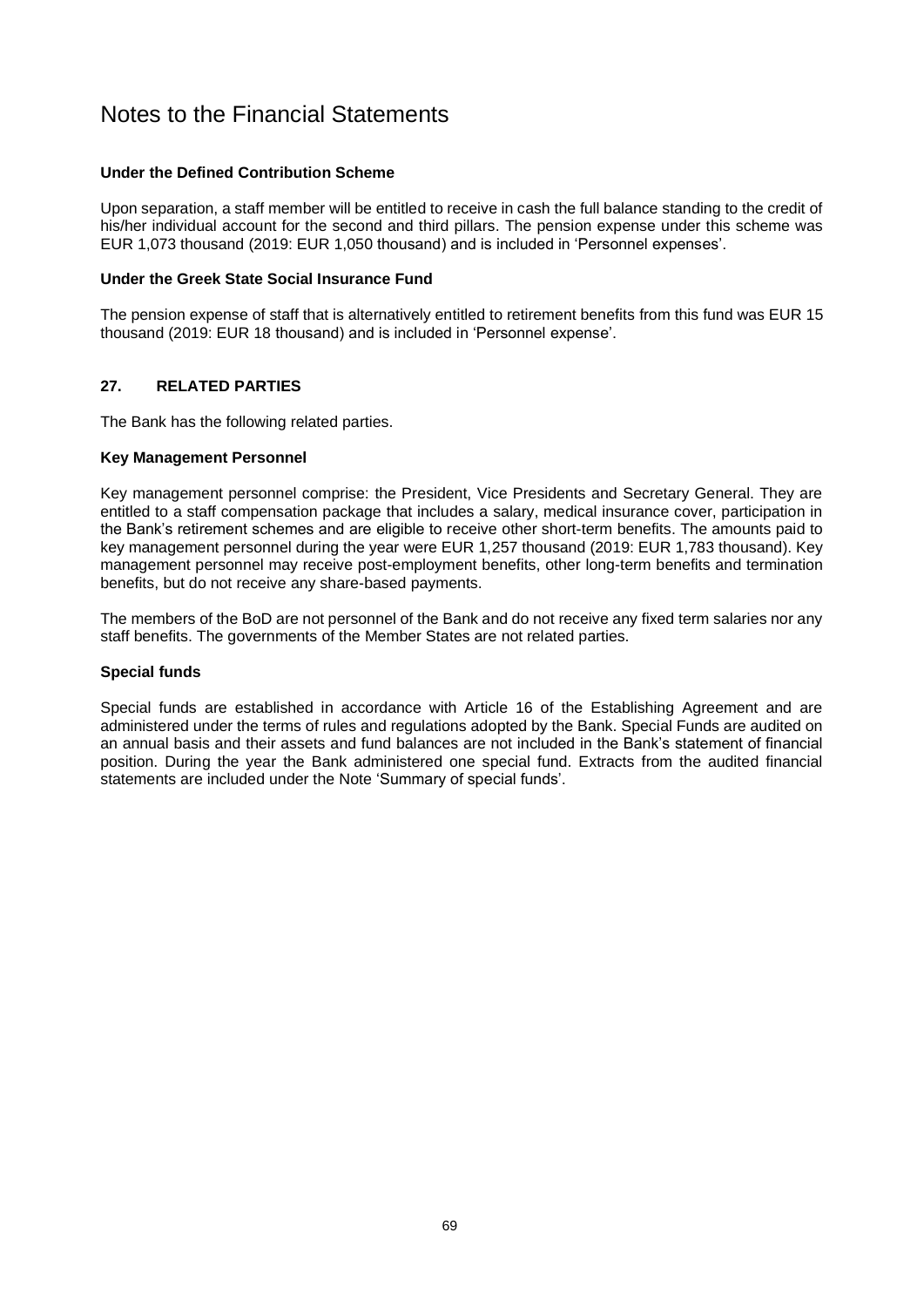# Notes to the Financial Statements

### Under the Defined Contribution Scheme

Upon separation, a staff member will be entitled to receive in cash the full balance standing to the credit of his/her individual account for the second and third pillars. The pension expense under this scheme was EUR 1,073 thousand (2019: EUR 1,050 thousand) and is included in 'Personnel expenses'.

### Under the Greek State Social Insurance Fund

The pension expense of staff that is alternatively entitled to retirement benefits from this fund was EUR 15 thousand (2019: EUR 18 thousand) and is included in 'Personnel expense'.

## 27. RELATED PARTIES

The Bank has the following related parties.

### Key Management Personnel

Key management personnel comprise: the President, Vice Presidents and Secretary General. They are entitled to a staff compensation package that includes a salary, medical insurance cover, participation in the Bank's retirement schemes and are eligible to receive other short-term benefits. The amounts paid to key management personnel during the year were EUR 1,257 thousand (2019: EUR 1,783 thousand). Key management personnel may receive post-employment benefits, other long-term benefits and termination benefits, but do not receive any share-based payments.

The members of the BoD are not personnel of the Bank and do not receive any fixed term salaries nor any staff benefits. The governments of the Member States are not related parties.

### Special funds

Special funds are established in accordance with Article 16 of the Establishing Agreement and are administered under the terms of rules and regulations adopted by the Bank. Special Funds are audited on an annual basis and their assets and fund balances are not included in the Bank's statement of financial position. During the year the Bank administered one special fund. Extracts from the audited financial statements are included under the Note 'Summary of special funds'.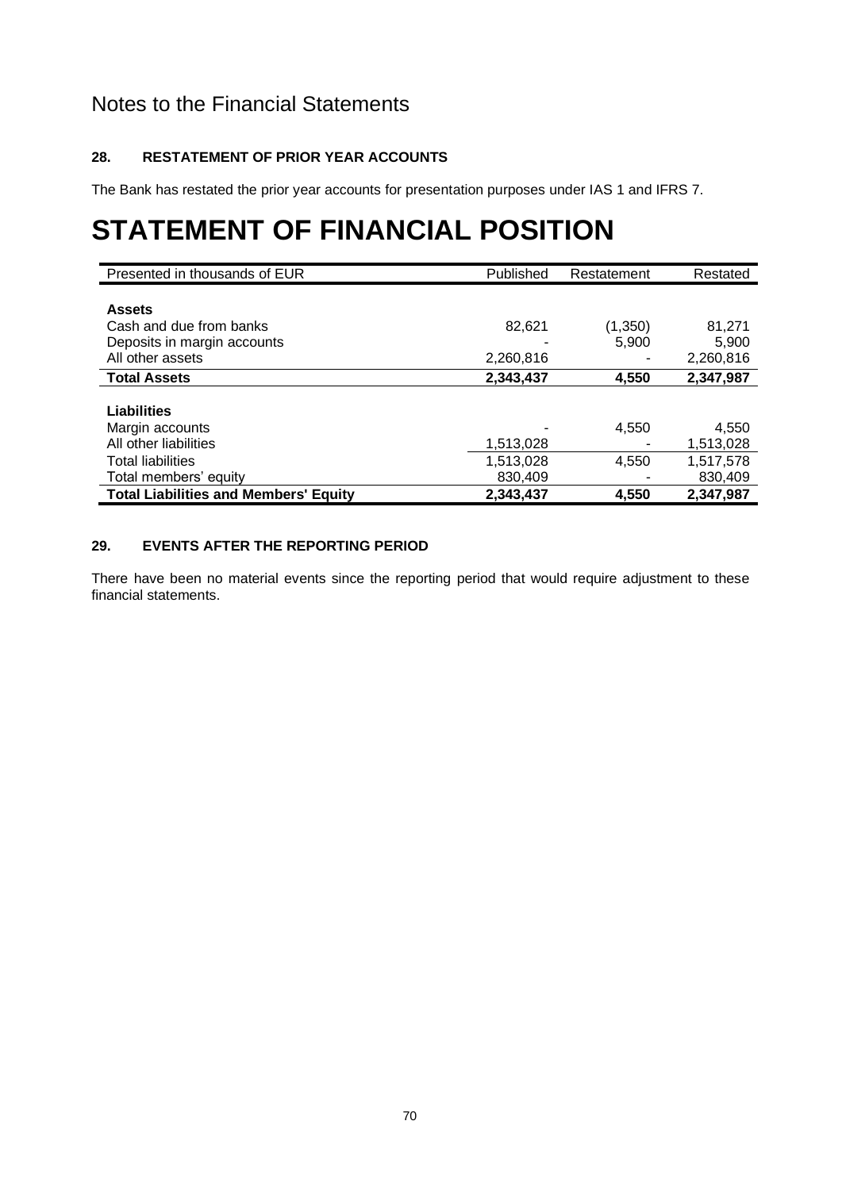# Notes to the Financial Statements

### 28. RESTATEMENT OF PRIOR YEAR ACCOUNTS

The Bank has restated the prior year accounts for presentation purposes under IAS 1 and IFRS 7.

# STATEMENT OF FINANCIAL POSITION

| Presented in thousands of EUR | Published | Restatement | Restated |
|---|---|---|---|
| **Assets** | | | |
| Cash and due from banks | 82,621 | (1,350) | 81,271 |
| Deposits in margin accounts | - | 5,900 | 5,900 |
| All other assets | 2,260,816 | - | 2,260,816 |
| **Total Assets** | **2,343,437** | **4,550** | **2,347,987** |
| **Liabilities** | | | |
| Margin accounts | - | 4,550 | 4,550 |
| All other liabilities | 1,513,028 | - | 1,513,028 |
| Total liabilities | 1,513,028 | 4,550 | 1,517,578 |
| Total members' equity | 830,409 | - | 830,409 |
| **Total Liabilities and Members' Equity** | **2,343,437** | **4,550** | **2,347,987** |

### 29. EVENTS AFTER THE REPORTING PERIOD

There have been no material events since the reporting period that would require adjustment to these financial statements.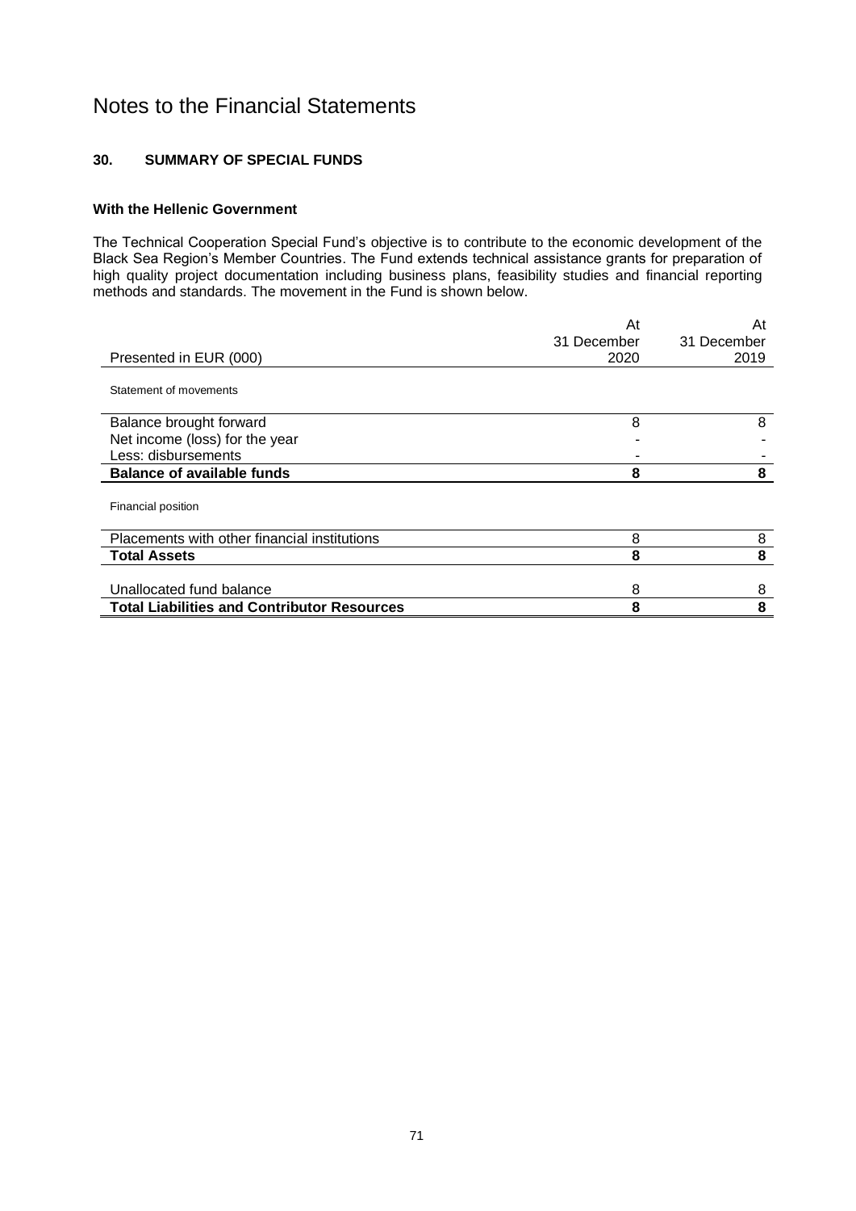# Notes to the Financial Statements

## 30. SUMMARY OF SPECIAL FUNDS

### With the Hellenic Government

The Technical Cooperation Special Fund's objective is to contribute to the economic development of the Black Sea Region's Member Countries. The Fund extends technical assistance grants for preparation of high quality project documentation including business plans, feasibility studies and financial reporting methods and standards. The movement in the Fund is shown below.

| Presented in EUR (000) | At 31 December 2020 | At 31 December 2019 |
|---|---|---|
| Statement of movements | | |
| Balance brought forward | 8 | 8 |
| Net income (loss) for the year | - | - |
| Less: disbursements | - | - |
| **Balance of available funds** | **8** | **8** |
| Financial position | | |
| Placements with other financial institutions | 8 | 8 |
| **Total Assets** | **8** | **8** |
| Unallocated fund balance | 8 | 8 |
| **Total Liabilities and Contributor Resources** | **8** | **8** |